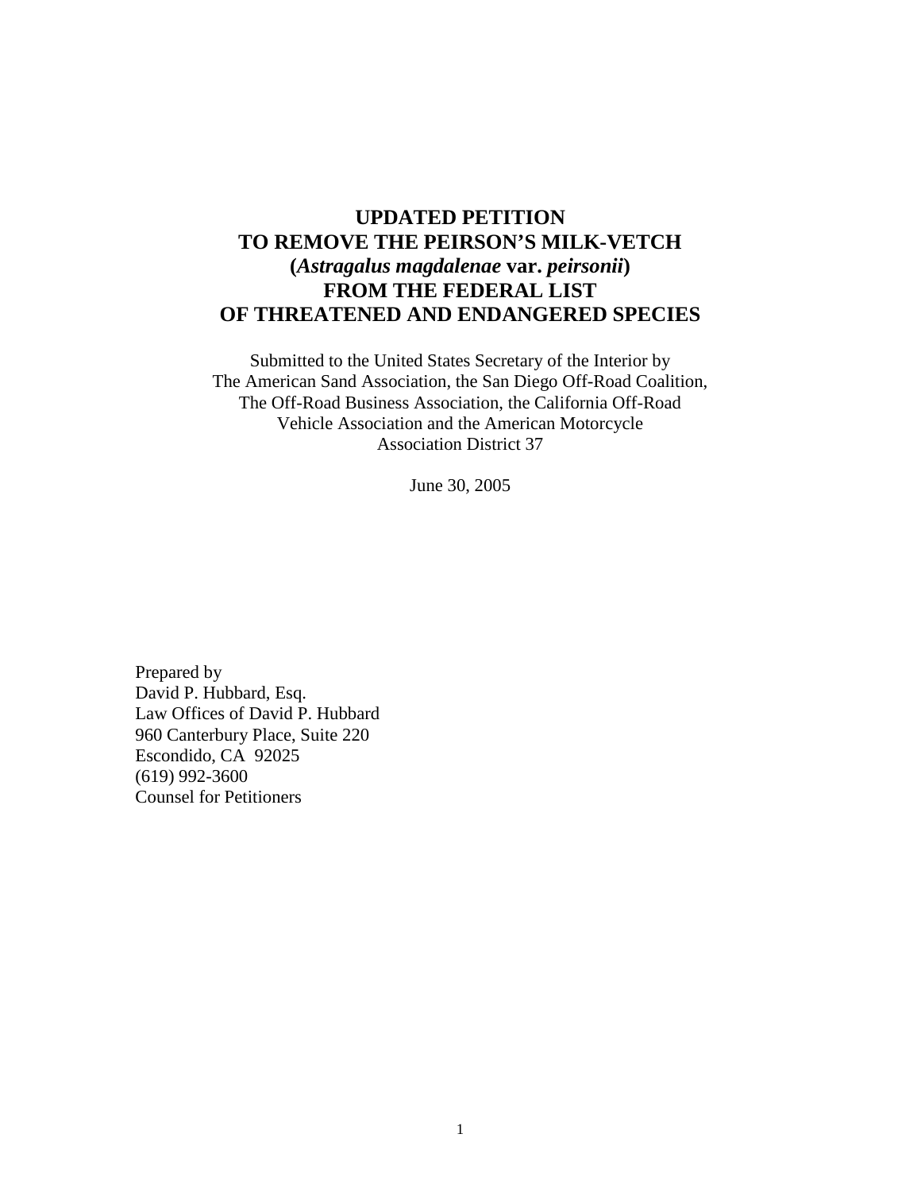# UPDATED PETITION TO REMOVE THE PEIRSON'S MILK-VETCH (*Astragalus magdalenae* var. *peirsonii*) FROM THE FEDERAL LIST OF THREATENED AND ENDANGERED SPECIES

Submitted to the United States Secretary of the Interior by
The American Sand Association, the San Diego Off-Road Coalition,
The Off-Road Business Association, the California Off-Road
Vehicle Association and the American Motorcycle
Association District 37

June 30, 2005

Prepared by
David P. Hubbard, Esq.
Law Offices of David P. Hubbard
960 Canterbury Place, Suite 220
Escondido, CA 92025
(619) 992-3600
Counsel for Petitioners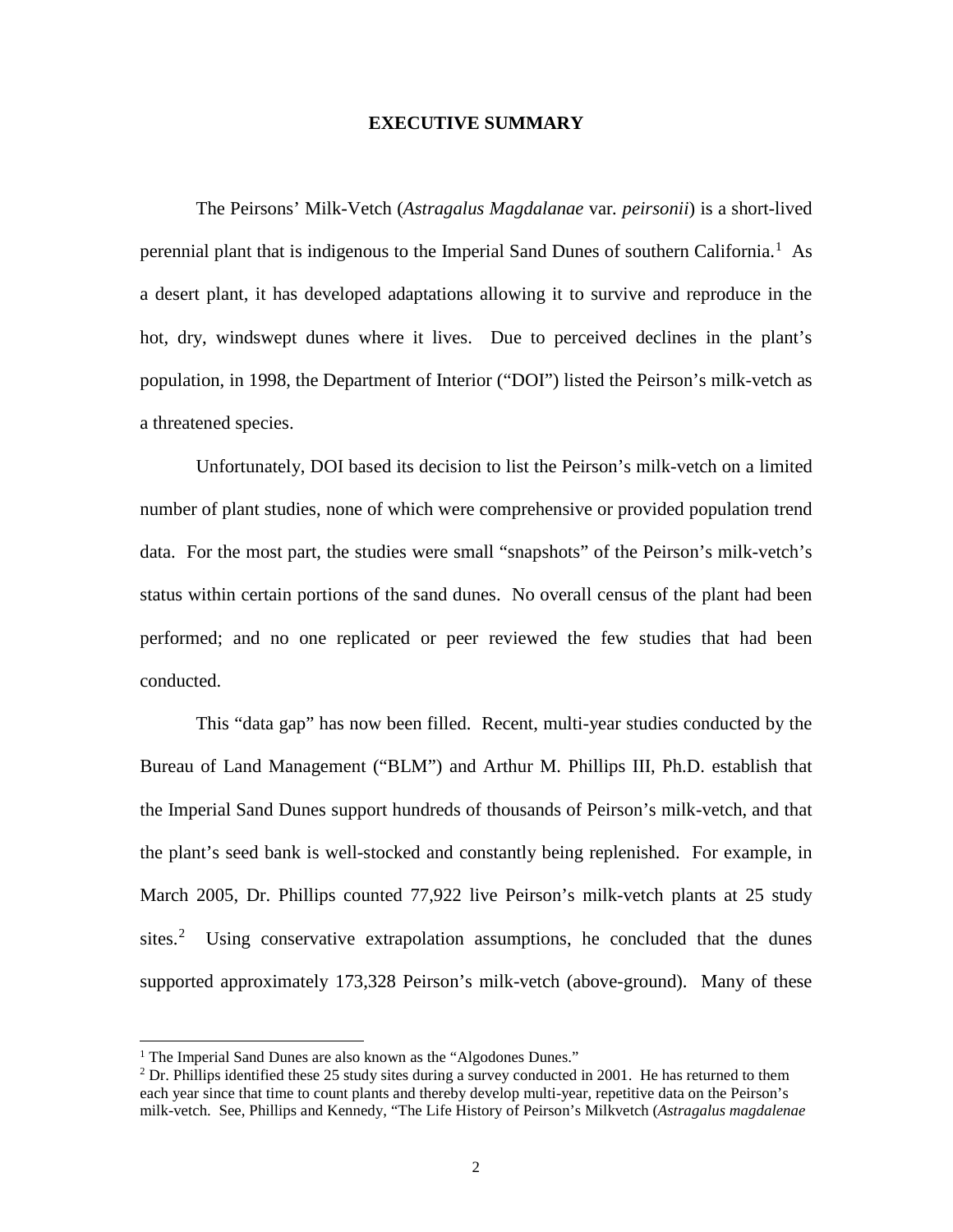## EXECUTIVE SUMMARY

The Peirsons' Milk-Vetch (*Astragalus Magdalanae* var. *peirsonii*) is a short-lived perennial plant that is indigenous to the Imperial Sand Dunes of southern California.[1] As a desert plant, it has developed adaptations allowing it to survive and reproduce in the hot, dry, windswept dunes where it lives. Due to perceived declines in the plant's population, in 1998, the Department of Interior ("DOI") listed the Peirson's milk-vetch as a threatened species.

Unfortunately, DOI based its decision to list the Peirson's milk-vetch on a limited number of plant studies, none of which were comprehensive or provided population trend data. For the most part, the studies were small "snapshots" of the Peirson's milk-vetch's status within certain portions of the sand dunes. No overall census of the plant had been performed; and no one replicated or peer reviewed the few studies that had been conducted.

This "data gap" has now been filled. Recent, multi-year studies conducted by the Bureau of Land Management ("BLM") and Arthur M. Phillips III, Ph.D. establish that the Imperial Sand Dunes support hundreds of thousands of Peirson's milk-vetch, and that the plant's seed bank is well-stocked and constantly being replenished. For example, in March 2005, Dr. Phillips counted 77,922 live Peirson's milk-vetch plants at 25 study sites.[2] Using conservative extrapolation assumptions, he concluded that the dunes supported approximately 173,328 Peirson's milk-vetch (above-ground). Many of these

[1] The Imperial Sand Dunes are also known as the "Algodones Dunes."

[2] Dr. Phillips identified these 25 study sites during a survey conducted in 2001. He has returned to them each year since that time to count plants and thereby develop multi-year, repetitive data on the Peirson's milk-vetch. See, Phillips and Kennedy, "The Life History of Peirson's Milkvetch (*Astragalus magdalenae*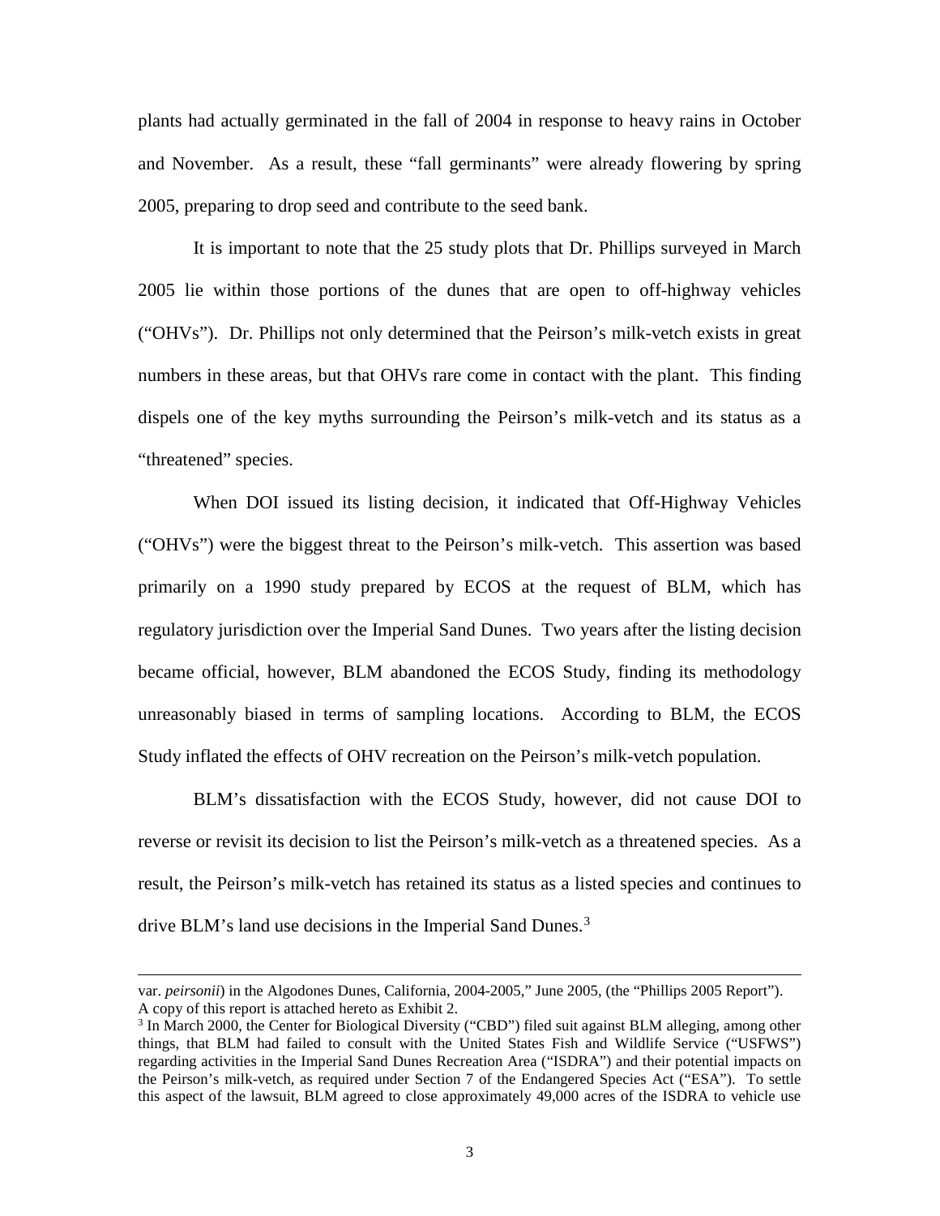plants had actually germinated in the fall of 2004 in response to heavy rains in October and November. As a result, these "fall germinants" were already flowering by spring 2005, preparing to drop seed and contribute to the seed bank.

It is important to note that the 25 study plots that Dr. Phillips surveyed in March 2005 lie within those portions of the dunes that are open to off-highway vehicles ("OHVs"). Dr. Phillips not only determined that the Peirson's milk-vetch exists in great numbers in these areas, but that OHVs rare come in contact with the plant. This finding dispels one of the key myths surrounding the Peirson's milk-vetch and its status as a "threatened" species.

When DOI issued its listing decision, it indicated that Off-Highway Vehicles ("OHVs") were the biggest threat to the Peirson's milk-vetch. This assertion was based primarily on a 1990 study prepared by ECOS at the request of BLM, which has regulatory jurisdiction over the Imperial Sand Dunes. Two years after the listing decision became official, however, BLM abandoned the ECOS Study, finding its methodology unreasonably biased in terms of sampling locations. According to BLM, the ECOS Study inflated the effects of OHV recreation on the Peirson's milk-vetch population.

BLM's dissatisfaction with the ECOS Study, however, did not cause DOI to reverse or revisit its decision to list the Peirson's milk-vetch as a threatened species. As a result, the Peirson's milk-vetch has retained its status as a listed species and continues to drive BLM's land use decisions in the Imperial Sand Dunes.[3]

---

var. *peirsonii*) in the Algodones Dunes, California, 2004-2005," June 2005, (the "Phillips 2005 Report"). A copy of this report is attached hereto as Exhibit 2.

[3] In March 2000, the Center for Biological Diversity ("CBD") filed suit against BLM alleging, among other things, that BLM had failed to consult with the United States Fish and Wildlife Service ("USFWS") regarding activities in the Imperial Sand Dunes Recreation Area ("ISDRA") and their potential impacts on the Peirson's milk-vetch, as required under Section 7 of the Endangered Species Act ("ESA"). To settle this aspect of the lawsuit, BLM agreed to close approximately 49,000 acres of the ISDRA to vehicle use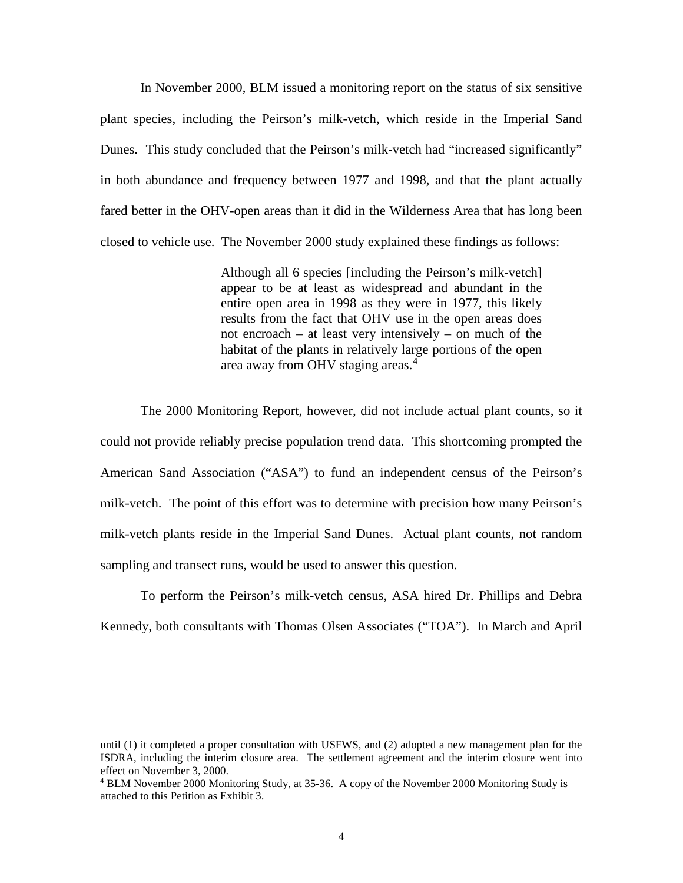In November 2000, BLM issued a monitoring report on the status of six sensitive plant species, including the Peirson's milk-vetch, which reside in the Imperial Sand Dunes. This study concluded that the Peirson's milk-vetch had "increased significantly" in both abundance and frequency between 1977 and 1998, and that the plant actually fared better in the OHV-open areas than it did in the Wilderness Area that has long been closed to vehicle use. The November 2000 study explained these findings as follows:

> Although all 6 species [including the Peirson's milk-vetch] appear to be at least as widespread and abundant in the entire open area in 1998 as they were in 1977, this likely results from the fact that OHV use in the open areas does not encroach – at least very intensively – on much of the habitat of the plants in relatively large portions of the open area away from OHV staging areas.[4]

The 2000 Monitoring Report, however, did not include actual plant counts, so it could not provide reliably precise population trend data. This shortcoming prompted the American Sand Association ("ASA") to fund an independent census of the Peirson's milk-vetch. The point of this effort was to determine with precision how many Peirson's milk-vetch plants reside in the Imperial Sand Dunes. Actual plant counts, not random sampling and transect runs, would be used to answer this question.

To perform the Peirson's milk-vetch census, ASA hired Dr. Phillips and Debra Kennedy, both consultants with Thomas Olsen Associates ("TOA"). In March and April

---

until (1) it completed a proper consultation with USFWS, and (2) adopted a new management plan for the ISDRA, including the interim closure area. The settlement agreement and the interim closure went into effect on November 3, 2000.

[4] BLM November 2000 Monitoring Study, at 35-36. A copy of the November 2000 Monitoring Study is attached to this Petition as Exhibit 3.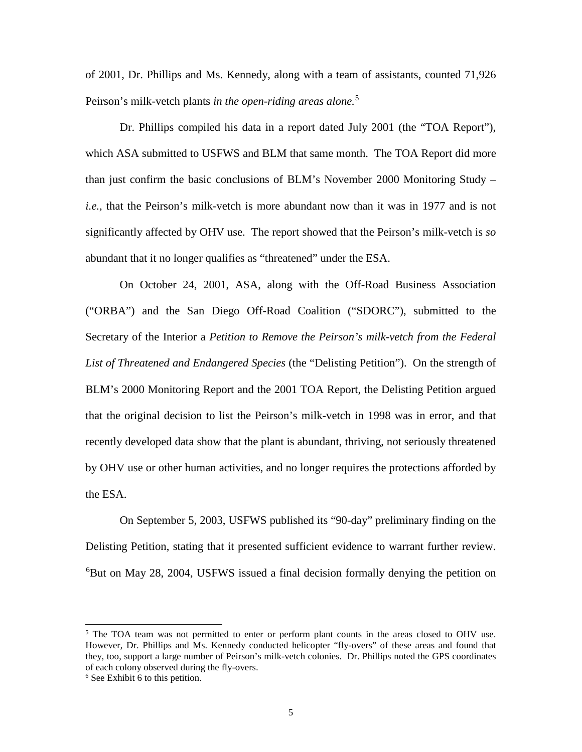of 2001, Dr. Phillips and Ms. Kennedy, along with a team of assistants, counted 71,926 Peirson's milk-vetch plants *in the open-riding areas alone.*[5]

Dr. Phillips compiled his data in a report dated July 2001 (the "TOA Report"), which ASA submitted to USFWS and BLM that same month. The TOA Report did more than just confirm the basic conclusions of BLM's November 2000 Monitoring Study – *i.e.*, that the Peirson's milk-vetch is more abundant now than it was in 1977 and is not significantly affected by OHV use. The report showed that the Peirson's milk-vetch is *so* abundant that it no longer qualifies as "threatened" under the ESA.

On October 24, 2001, ASA, along with the Off-Road Business Association ("ORBA") and the San Diego Off-Road Coalition ("SDORC"), submitted to the Secretary of the Interior a *Petition to Remove the Peirson's milk-vetch from the Federal List of Threatened and Endangered Species* (the "Delisting Petition"). On the strength of BLM's 2000 Monitoring Report and the 2001 TOA Report, the Delisting Petition argued that the original decision to list the Peirson's milk-vetch in 1998 was in error, and that recently developed data show that the plant is abundant, thriving, not seriously threatened by OHV use or other human activities, and no longer requires the protections afforded by the ESA.

On September 5, 2003, USFWS published its "90-day" preliminary finding on the Delisting Petition, stating that it presented sufficient evidence to warrant further review. [6]But on May 28, 2004, USFWS issued a final decision formally denying the petition on

[5] The TOA team was not permitted to enter or perform plant counts in the areas closed to OHV use. However, Dr. Phillips and Ms. Kennedy conducted helicopter "fly-overs" of these areas and found that they, too, support a large number of Peirson's milk-vetch colonies. Dr. Phillips noted the GPS coordinates of each colony observed during the fly-overs.

[6] See Exhibit 6 to this petition.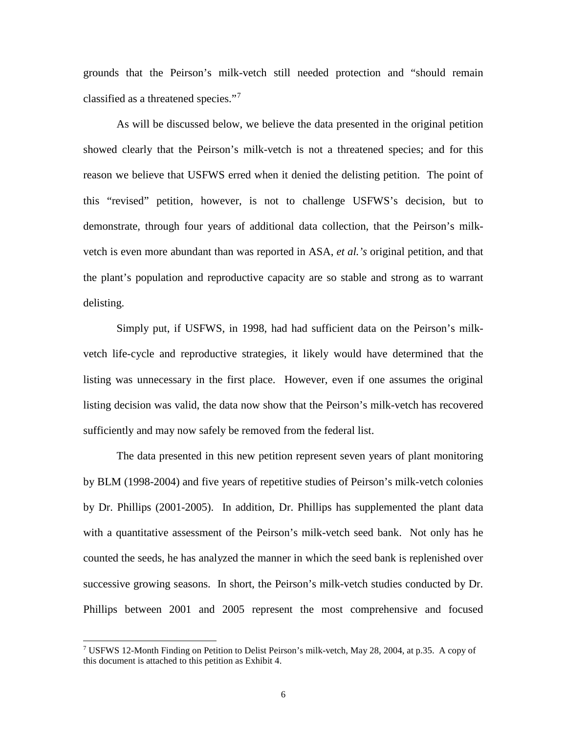grounds that the Peirson's milk-vetch still needed protection and "should remain classified as a threatened species."[7]

As will be discussed below, we believe the data presented in the original petition showed clearly that the Peirson's milk-vetch is not a threatened species; and for this reason we believe that USFWS erred when it denied the delisting petition. The point of this "revised" petition, however, is not to challenge USFWS's decision, but to demonstrate, through four years of additional data collection, that the Peirson's milk-vetch is even more abundant than was reported in ASA, *et al.'s* original petition, and that the plant's population and reproductive capacity are so stable and strong as to warrant delisting.

Simply put, if USFWS, in 1998, had had sufficient data on the Peirson's milk-vetch life-cycle and reproductive strategies, it likely would have determined that the listing was unnecessary in the first place. However, even if one assumes the original listing decision was valid, the data now show that the Peirson's milk-vetch has recovered sufficiently and may now safely be removed from the federal list.

The data presented in this new petition represent seven years of plant monitoring by BLM (1998-2004) and five years of repetitive studies of Peirson's milk-vetch colonies by Dr. Phillips (2001-2005). In addition, Dr. Phillips has supplemented the plant data with a quantitative assessment of the Peirson's milk-vetch seed bank. Not only has he counted the seeds, he has analyzed the manner in which the seed bank is replenished over successive growing seasons. In short, the Peirson's milk-vetch studies conducted by Dr. Phillips between 2001 and 2005 represent the most comprehensive and focused

---

[7] USFWS 12-Month Finding on Petition to Delist Peirson's milk-vetch, May 28, 2004, at p.35. A copy of this document is attached to this petition as Exhibit 4.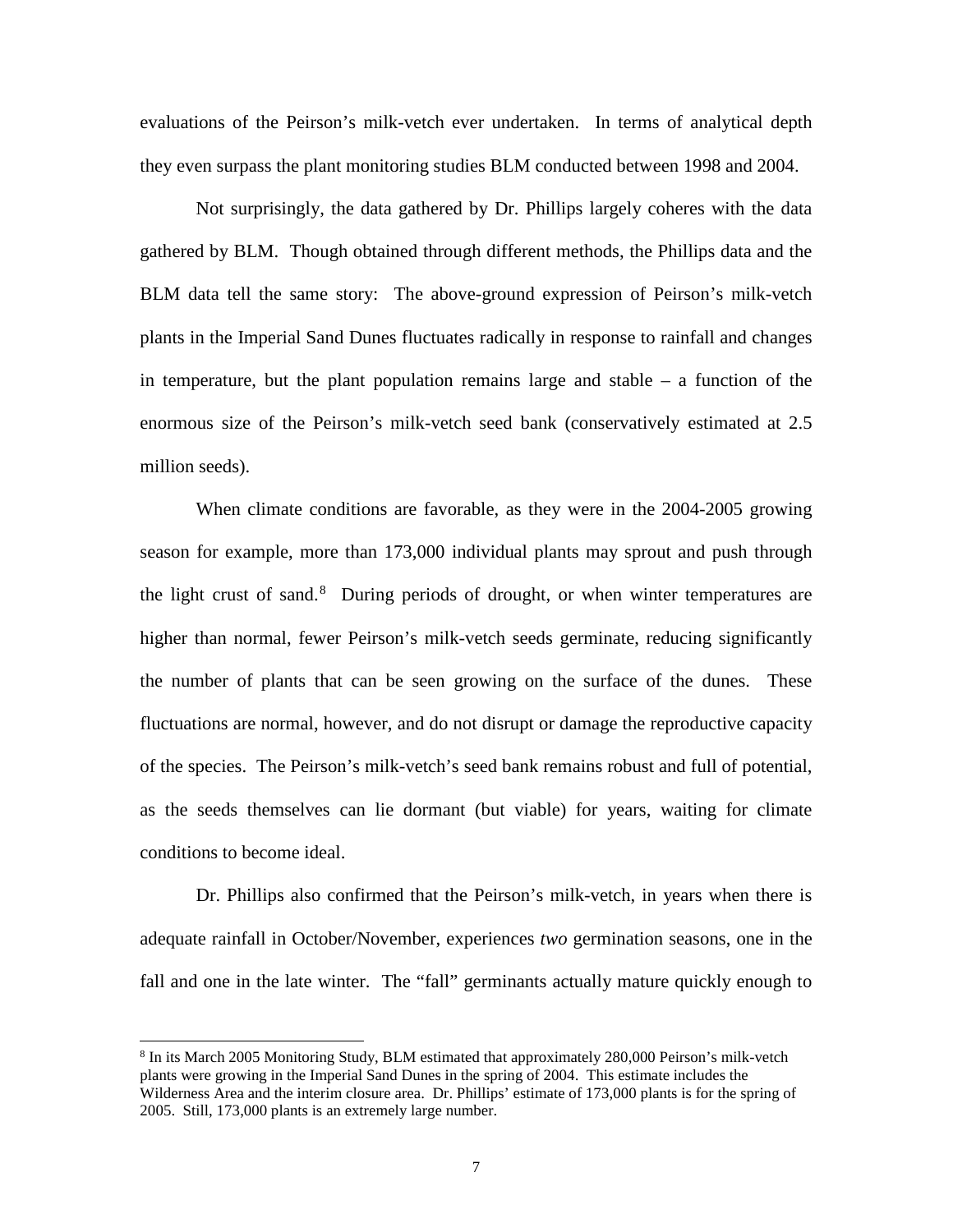evaluations of the Peirson's milk-vetch ever undertaken. In terms of analytical depth they even surpass the plant monitoring studies BLM conducted between 1998 and 2004.

Not surprisingly, the data gathered by Dr. Phillips largely coheres with the data gathered by BLM. Though obtained through different methods, the Phillips data and the BLM data tell the same story: The above-ground expression of Peirson's milk-vetch plants in the Imperial Sand Dunes fluctuates radically in response to rainfall and changes in temperature, but the plant population remains large and stable – a function of the enormous size of the Peirson's milk-vetch seed bank (conservatively estimated at 2.5 million seeds).

When climate conditions are favorable, as they were in the 2004-2005 growing season for example, more than 173,000 individual plants may sprout and push through the light crust of sand.[8] During periods of drought, or when winter temperatures are higher than normal, fewer Peirson's milk-vetch seeds germinate, reducing significantly the number of plants that can be seen growing on the surface of the dunes. These fluctuations are normal, however, and do not disrupt or damage the reproductive capacity of the species. The Peirson's milk-vetch's seed bank remains robust and full of potential, as the seeds themselves can lie dormant (but viable) for years, waiting for climate conditions to become ideal.

Dr. Phillips also confirmed that the Peirson's milk-vetch, in years when there is adequate rainfall in October/November, experiences *two* germination seasons, one in the fall and one in the late winter. The "fall" germinants actually mature quickly enough to

---

[8] In its March 2005 Monitoring Study, BLM estimated that approximately 280,000 Peirson's milk-vetch plants were growing in the Imperial Sand Dunes in the spring of 2004. This estimate includes the Wilderness Area and the interim closure area. Dr. Phillips' estimate of 173,000 plants is for the spring of 2005. Still, 173,000 plants is an extremely large number.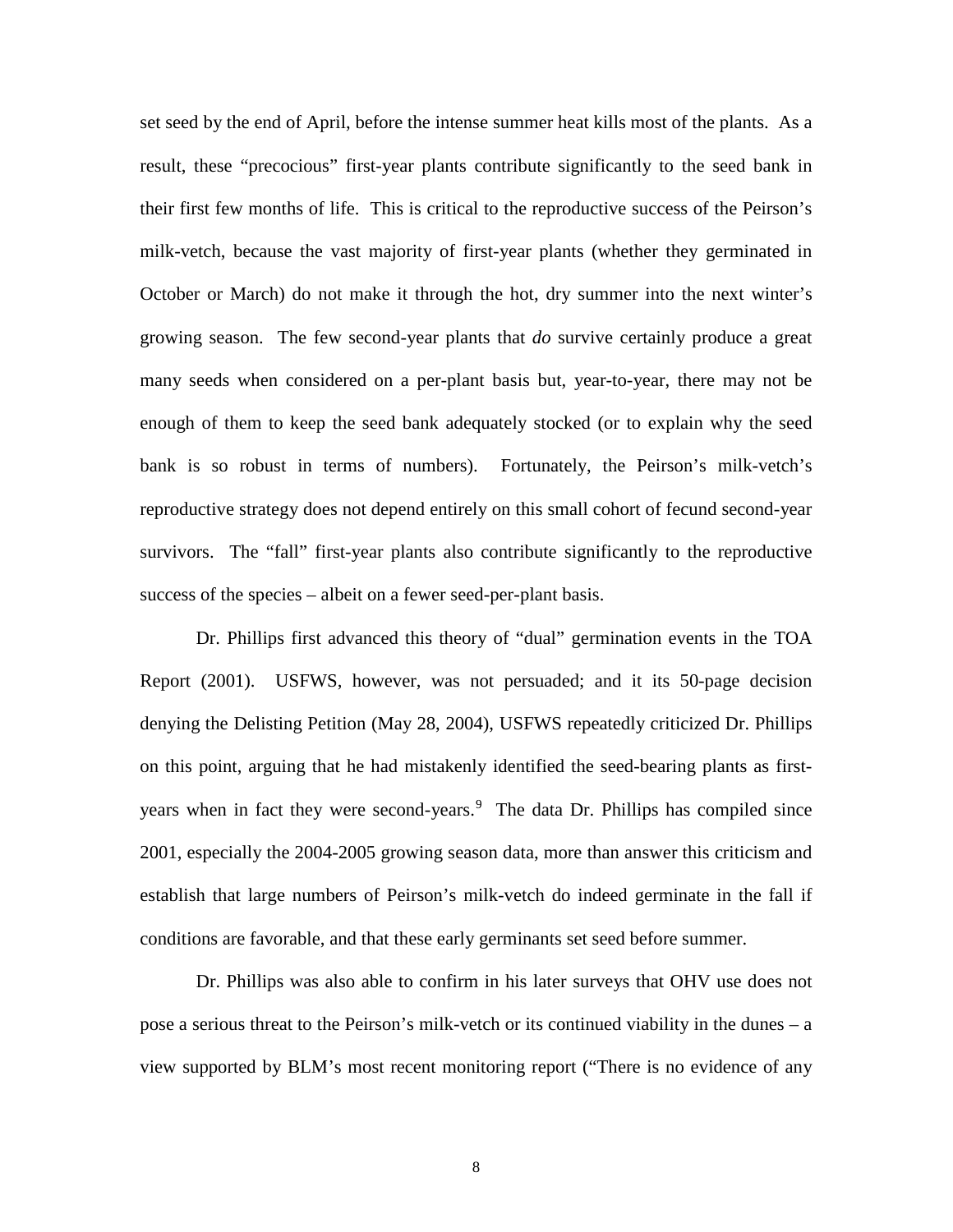set seed by the end of April, before the intense summer heat kills most of the plants. As a result, these "precocious" first-year plants contribute significantly to the seed bank in their first few months of life. This is critical to the reproductive success of the Peirson's milk-vetch, because the vast majority of first-year plants (whether they germinated in October or March) do not make it through the hot, dry summer into the next winter's growing season. The few second-year plants that *do* survive certainly produce a great many seeds when considered on a per-plant basis but, year-to-year, there may not be enough of them to keep the seed bank adequately stocked (or to explain why the seed bank is so robust in terms of numbers). Fortunately, the Peirson's milk-vetch's reproductive strategy does not depend entirely on this small cohort of fecund second-year survivors. The "fall" first-year plants also contribute significantly to the reproductive success of the species – albeit on a fewer seed-per-plant basis.

Dr. Phillips first advanced this theory of "dual" germination events in the TOA Report (2001). USFWS, however, was not persuaded; and it its 50-page decision denying the Delisting Petition (May 28, 2004), USFWS repeatedly criticized Dr. Phillips on this point, arguing that he had mistakenly identified the seed-bearing plants as first-years when in fact they were second-years.[9] The data Dr. Phillips has compiled since 2001, especially the 2004-2005 growing season data, more than answer this criticism and establish that large numbers of Peirson's milk-vetch do indeed germinate in the fall if conditions are favorable, and that these early germinants set seed before summer.

Dr. Phillips was also able to confirm in his later surveys that OHV use does not pose a serious threat to the Peirson's milk-vetch or its continued viability in the dunes – a view supported by BLM's most recent monitoring report ("There is no evidence of any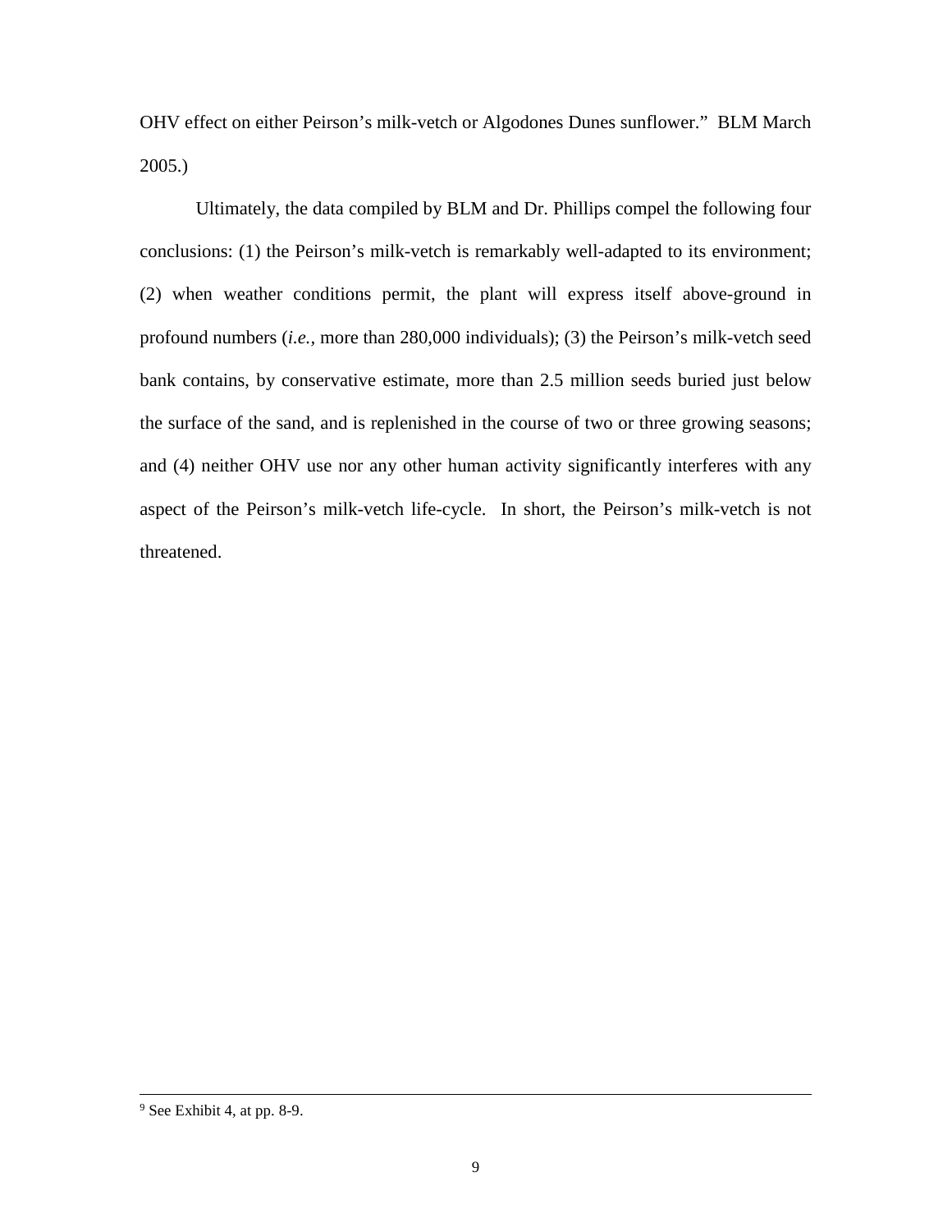OHV effect on either Peirson's milk-vetch or Algodones Dunes sunflower." BLM March 2005.)

Ultimately, the data compiled by BLM and Dr. Phillips compel the following four conclusions: (1) the Peirson's milk-vetch is remarkably well-adapted to its environment; (2) when weather conditions permit, the plant will express itself above-ground in profound numbers (*i.e.*, more than 280,000 individuals); (3) the Peirson's milk-vetch seed bank contains, by conservative estimate, more than 2.5 million seeds buried just below the surface of the sand, and is replenished in the course of two or three growing seasons; and (4) neither OHV use nor any other human activity significantly interferes with any aspect of the Peirson's milk-vetch life-cycle. In short, the Peirson's milk-vetch is not threatened.

---

[9] See Exhibit 4, at pp. 8-9.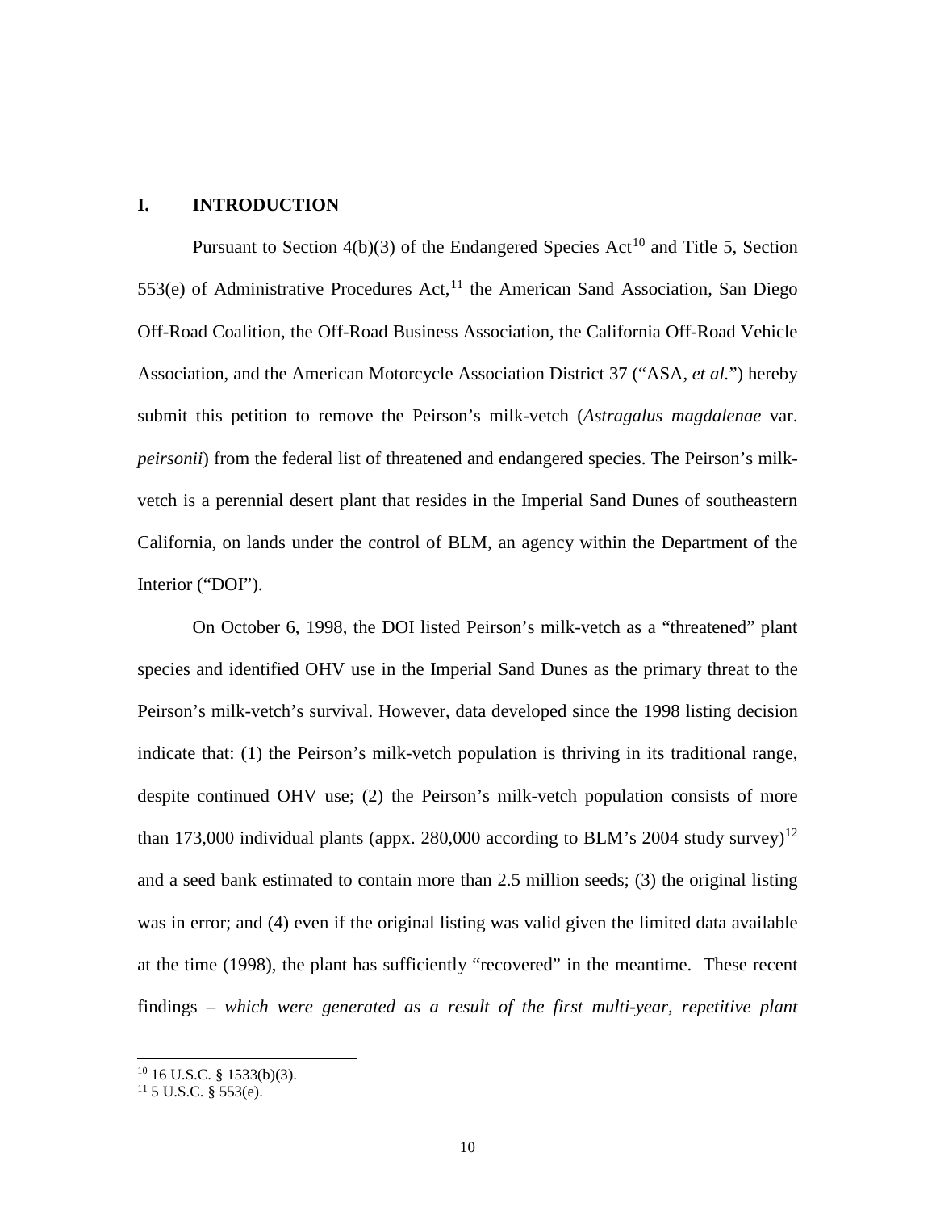## I. INTRODUCTION

Pursuant to Section 4(b)(3) of the Endangered Species Act[10] and Title 5, Section 553(e) of Administrative Procedures Act,[11] the American Sand Association, San Diego Off-Road Coalition, the Off-Road Business Association, the California Off-Road Vehicle Association, and the American Motorcycle Association District 37 ("ASA, *et al.*") hereby submit this petition to remove the Peirson's milk-vetch (*Astragalus magdalenae* var. *peirsonii*) from the federal list of threatened and endangered species. The Peirson's milk-vetch is a perennial desert plant that resides in the Imperial Sand Dunes of southeastern California, on lands under the control of BLM, an agency within the Department of the Interior ("DOI").

On October 6, 1998, the DOI listed Peirson's milk-vetch as a "threatened" plant species and identified OHV use in the Imperial Sand Dunes as the primary threat to the Peirson's milk-vetch's survival. However, data developed since the 1998 listing decision indicate that: (1) the Peirson's milk-vetch population is thriving in its traditional range, despite continued OHV use; (2) the Peirson's milk-vetch population consists of more than 173,000 individual plants (appx. 280,000 according to BLM's 2004 study survey)[12] and a seed bank estimated to contain more than 2.5 million seeds; (3) the original listing was in error; and (4) even if the original listing was valid given the limited data available at the time (1998), the plant has sufficiently "recovered" in the meantime. These recent findings – *which were generated as a result of the first multi-year, repetitive plant*

[10] 16 U.S.C. § 1533(b)(3).

[11] 5 U.S.C. § 553(e).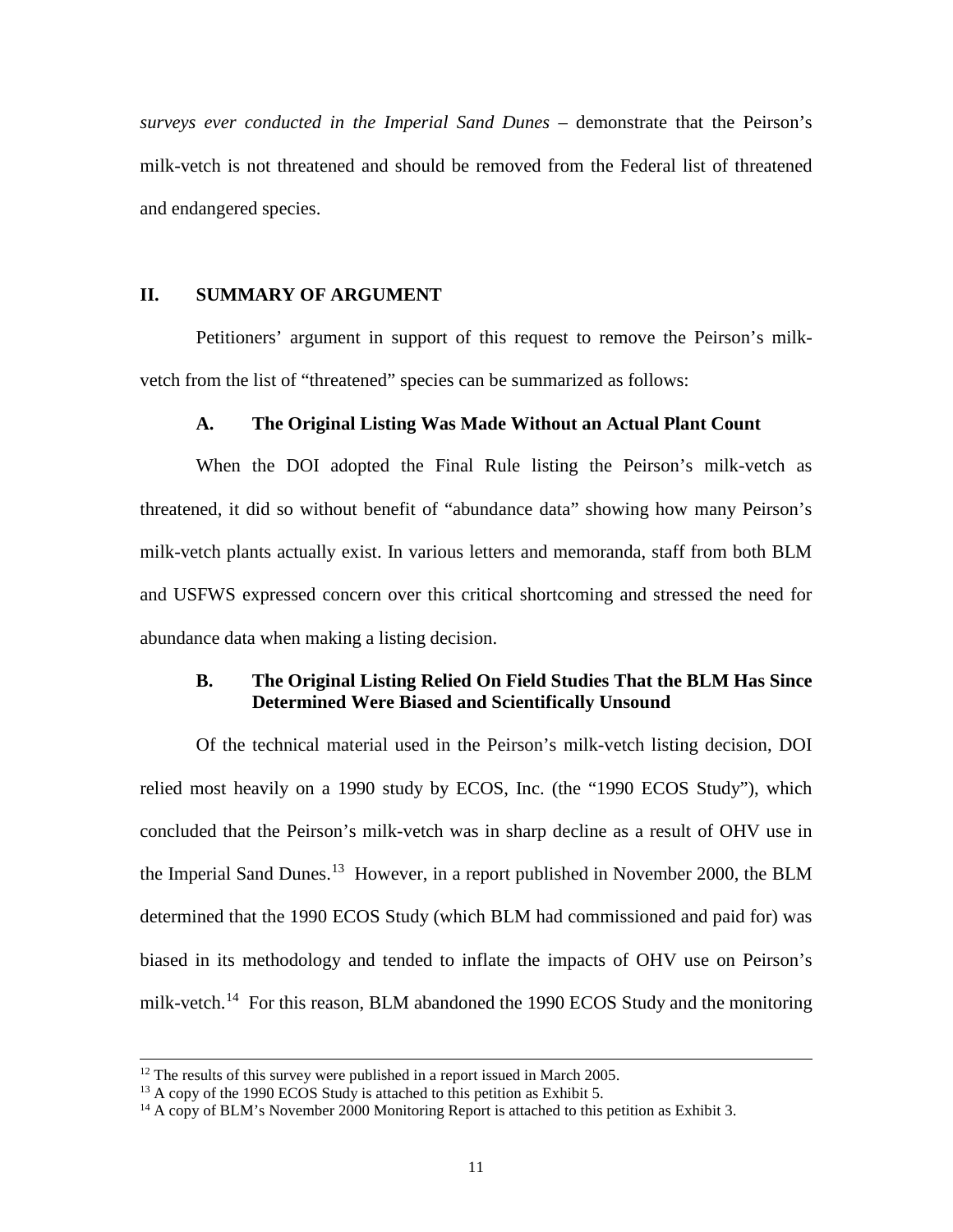*surveys ever conducted in the Imperial Sand Dunes* – demonstrate that the Peirson's milk-vetch is not threatened and should be removed from the Federal list of threatened and endangered species.

## II. SUMMARY OF ARGUMENT

Petitioners' argument in support of this request to remove the Peirson's milk-vetch from the list of "threatened" species can be summarized as follows:

### A. The Original Listing Was Made Without an Actual Plant Count

When the DOI adopted the Final Rule listing the Peirson's milk-vetch as threatened, it did so without benefit of "abundance data" showing how many Peirson's milk-vetch plants actually exist. In various letters and memoranda, staff from both BLM and USFWS expressed concern over this critical shortcoming and stressed the need for abundance data when making a listing decision.

### B. The Original Listing Relied On Field Studies That the BLM Has Since Determined Were Biased and Scientifically Unsound

Of the technical material used in the Peirson's milk-vetch listing decision, DOI relied most heavily on a 1990 study by ECOS, Inc. (the "1990 ECOS Study"), which concluded that the Peirson's milk-vetch was in sharp decline as a result of OHV use in the Imperial Sand Dunes.[13] However, in a report published in November 2000, the BLM determined that the 1990 ECOS Study (which BLM had commissioned and paid for) was biased in its methodology and tended to inflate the impacts of OHV use on Peirson's milk-vetch.[14] For this reason, BLM abandoned the 1990 ECOS Study and the monitoring

---

[12] The results of this survey were published in a report issued in March 2005.

[13] A copy of the 1990 ECOS Study is attached to this petition as Exhibit 5.

[14] A copy of BLM's November 2000 Monitoring Report is attached to this petition as Exhibit 3.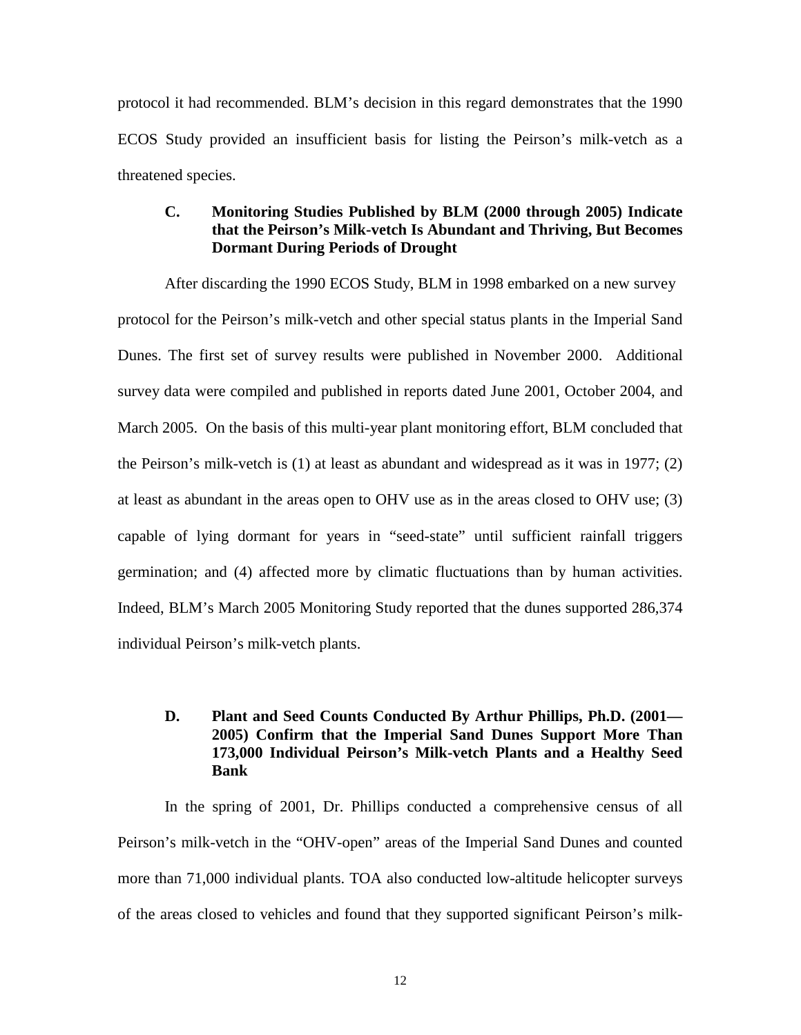protocol it had recommended. BLM's decision in this regard demonstrates that the 1990 ECOS Study provided an insufficient basis for listing the Peirson's milk-vetch as a threatened species.

### C. Monitoring Studies Published by BLM (2000 through 2005) Indicate that the Peirson's Milk-vetch Is Abundant and Thriving, But Becomes Dormant During Periods of Drought

After discarding the 1990 ECOS Study, BLM in 1998 embarked on a new survey protocol for the Peirson's milk-vetch and other special status plants in the Imperial Sand Dunes. The first set of survey results were published in November 2000. Additional survey data were compiled and published in reports dated June 2001, October 2004, and March 2005. On the basis of this multi-year plant monitoring effort, BLM concluded that the Peirson's milk-vetch is (1) at least as abundant and widespread as it was in 1977; (2) at least as abundant in the areas open to OHV use as in the areas closed to OHV use; (3) capable of lying dormant for years in "seed-state" until sufficient rainfall triggers germination; and (4) affected more by climatic fluctuations than by human activities. Indeed, BLM's March 2005 Monitoring Study reported that the dunes supported 286,374 individual Peirson's milk-vetch plants.

### D. Plant and Seed Counts Conducted By Arthur Phillips, Ph.D. (2001—2005) Confirm that the Imperial Sand Dunes Support More Than 173,000 Individual Peirson's Milk-vetch Plants and a Healthy Seed Bank

In the spring of 2001, Dr. Phillips conducted a comprehensive census of all Peirson's milk-vetch in the "OHV-open" areas of the Imperial Sand Dunes and counted more than 71,000 individual plants. TOA also conducted low-altitude helicopter surveys of the areas closed to vehicles and found that they supported significant Peirson's milk-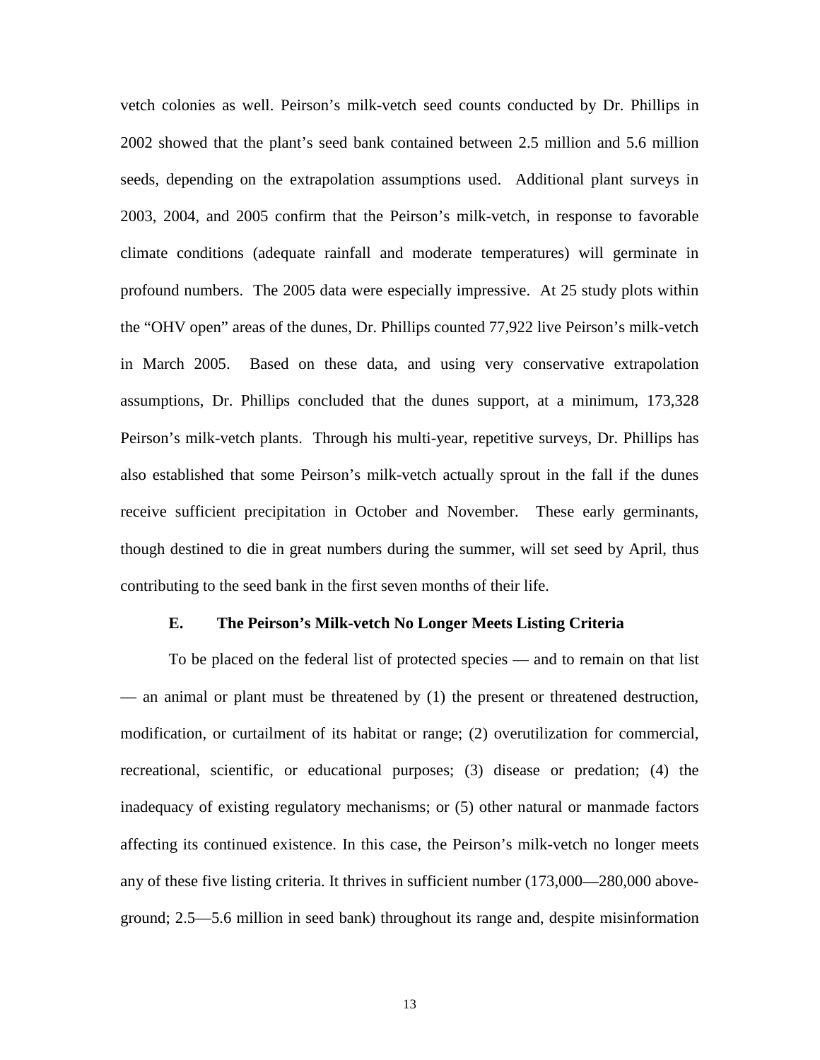vetch colonies as well. Peirson's milk-vetch seed counts conducted by Dr. Phillips in 2002 showed that the plant's seed bank contained between 2.5 million and 5.6 million seeds, depending on the extrapolation assumptions used. Additional plant surveys in 2003, 2004, and 2005 confirm that the Peirson's milk-vetch, in response to favorable climate conditions (adequate rainfall and moderate temperatures) will germinate in profound numbers. The 2005 data were especially impressive. At 25 study plots within the "OHV open" areas of the dunes, Dr. Phillips counted 77,922 live Peirson's milk-vetch in March 2005. Based on these data, and using very conservative extrapolation assumptions, Dr. Phillips concluded that the dunes support, at a minimum, 173,328 Peirson's milk-vetch plants. Through his multi-year, repetitive surveys, Dr. Phillips has also established that some Peirson's milk-vetch actually sprout in the fall if the dunes receive sufficient precipitation in October and November. These early germinants, though destined to die in great numbers during the summer, will set seed by April, thus contributing to the seed bank in the first seven months of their life.

### E. The Peirson's Milk-vetch No Longer Meets Listing Criteria

To be placed on the federal list of protected species — and to remain on that list — an animal or plant must be threatened by (1) the present or threatened destruction, modification, or curtailment of its habitat or range; (2) overutilization for commercial, recreational, scientific, or educational purposes; (3) disease or predation; (4) the inadequacy of existing regulatory mechanisms; or (5) other natural or manmade factors affecting its continued existence. In this case, the Peirson's milk-vetch no longer meets any of these five listing criteria. It thrives in sufficient number (173,000—280,000 above-ground; 2.5—5.6 million in seed bank) throughout its range and, despite misinformation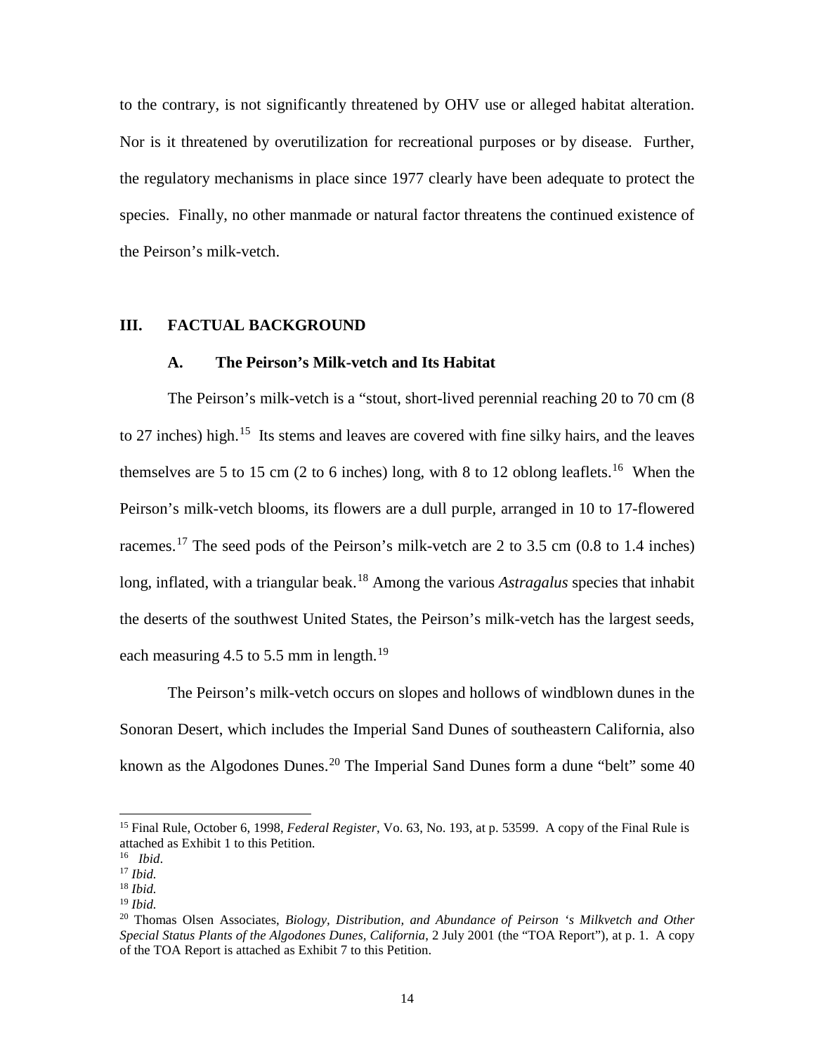to the contrary, is not significantly threatened by OHV use or alleged habitat alteration. Nor is it threatened by overutilization for recreational purposes or by disease. Further, the regulatory mechanisms in place since 1977 clearly have been adequate to protect the species. Finally, no other manmade or natural factor threatens the continued existence of the Peirson's milk-vetch.

## III. FACTUAL BACKGROUND

### A. The Peirson's Milk-vetch and Its Habitat

The Peirson's milk-vetch is a "stout, short-lived perennial reaching 20 to 70 cm (8 to 27 inches) high.[15] Its stems and leaves are covered with fine silky hairs, and the leaves themselves are 5 to 15 cm (2 to 6 inches) long, with 8 to 12 oblong leaflets.[16] When the Peirson's milk-vetch blooms, its flowers are a dull purple, arranged in 10 to 17-flowered racemes.[17] The seed pods of the Peirson's milk-vetch are 2 to 3.5 cm (0.8 to 1.4 inches) long, inflated, with a triangular beak.[18] Among the various *Astragalus* species that inhabit the deserts of the southwest United States, the Peirson's milk-vetch has the largest seeds, each measuring 4.5 to 5.5 mm in length.[19]

The Peirson's milk-vetch occurs on slopes and hollows of windblown dunes in the Sonoran Desert, which includes the Imperial Sand Dunes of southeastern California, also known as the Algodones Dunes.[20] The Imperial Sand Dunes form a dune "belt" some 40

---

[15] Final Rule, October 6, 1998, *Federal Register*, Vo. 63, No. 193, at p. 53599. A copy of the Final Rule is attached as Exhibit 1 to this Petition.

[16] *Ibid*.

[17] *Ibid.*

[18] *Ibid.*

[19] *Ibid.*

[20] Thomas Olsen Associates, *Biology, Distribution, and Abundance of Peirson 's Milkvetch and Other Special Status Plants of the Algodones Dunes, California*, 2 July 2001 (the "TOA Report"), at p. 1. A copy of the TOA Report is attached as Exhibit 7 to this Petition.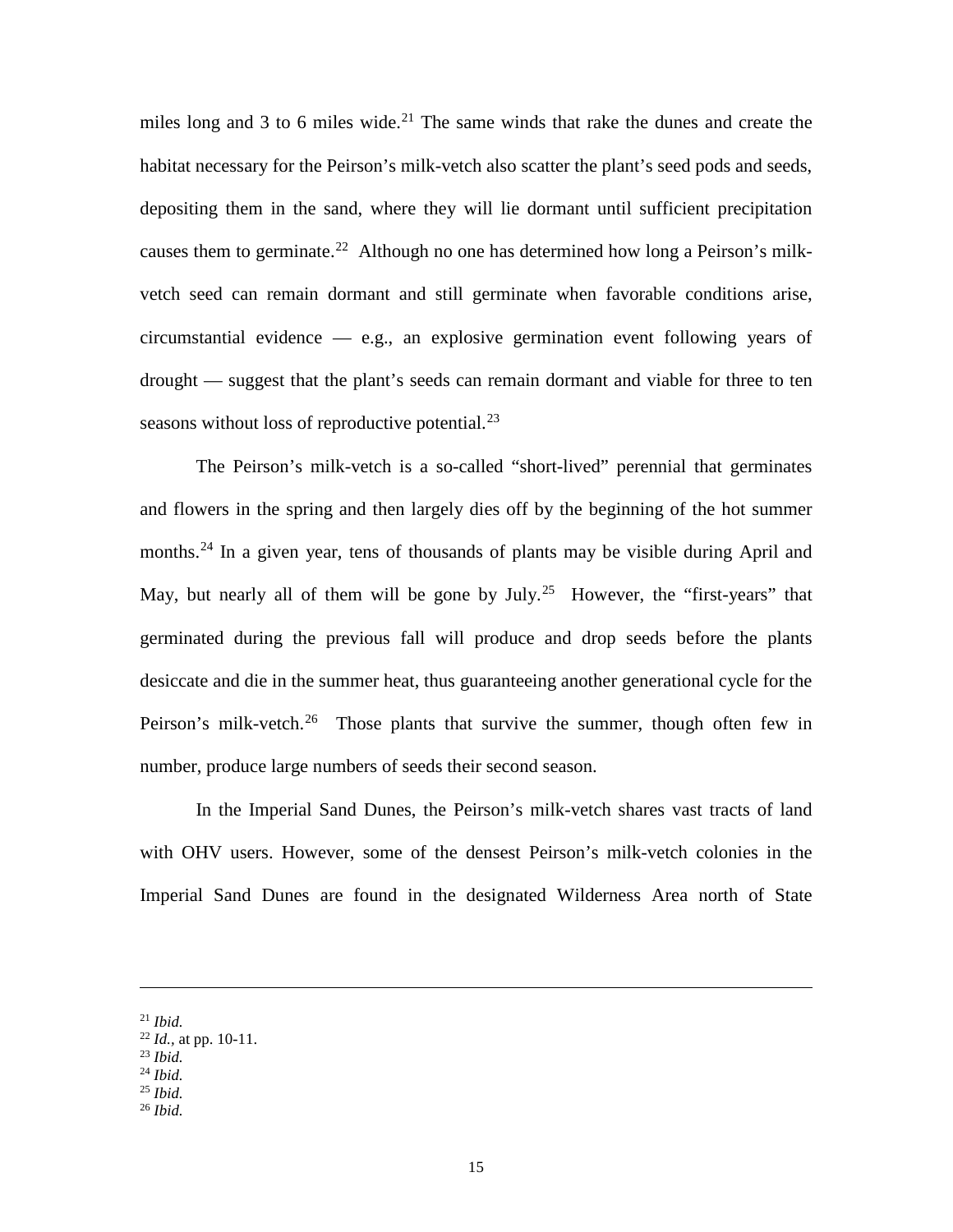miles long and 3 to 6 miles wide.[21] The same winds that rake the dunes and create the habitat necessary for the Peirson's milk-vetch also scatter the plant's seed pods and seeds, depositing them in the sand, where they will lie dormant until sufficient precipitation causes them to germinate.[22] Although no one has determined how long a Peirson's milk-vetch seed can remain dormant and still germinate when favorable conditions arise, circumstantial evidence — e.g., an explosive germination event following years of drought — suggest that the plant's seeds can remain dormant and viable for three to ten seasons without loss of reproductive potential.[23]

The Peirson's milk-vetch is a so-called "short-lived" perennial that germinates and flowers in the spring and then largely dies off by the beginning of the hot summer months.[24] In a given year, tens of thousands of plants may be visible during April and May, but nearly all of them will be gone by July.[25] However, the "first-years" that germinated during the previous fall will produce and drop seeds before the plants desiccate and die in the summer heat, thus guaranteeing another generational cycle for the Peirson's milk-vetch.[26] Those plants that survive the summer, though often few in number, produce large numbers of seeds their second season.

In the Imperial Sand Dunes, the Peirson's milk-vetch shares vast tracts of land with OHV users. However, some of the densest Peirson's milk-vetch colonies in the Imperial Sand Dunes are found in the designated Wilderness Area north of State

---

[21] *Ibid.*
[22] *Id.*, at pp. 10-11.
[23] *Ibid.*
[24] *Ibid.*
[25] *Ibid.*
[26] *Ibid.*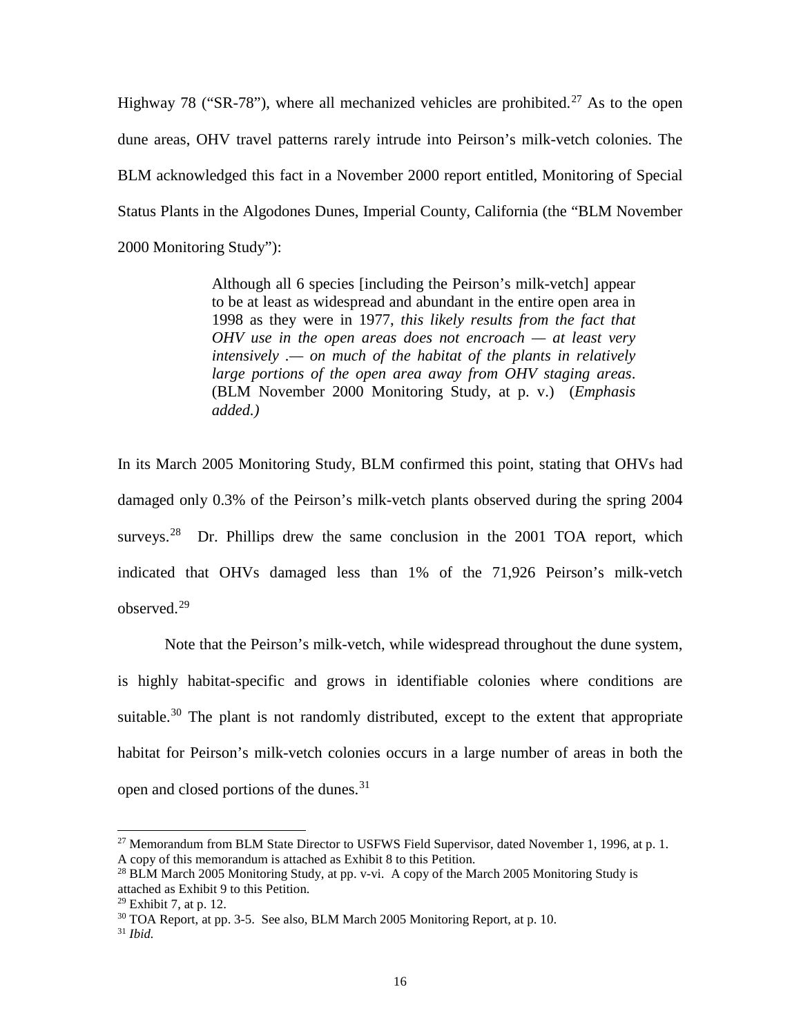Highway 78 ("SR-78"), where all mechanized vehicles are prohibited.[27] As to the open dune areas, OHV travel patterns rarely intrude into Peirson's milk-vetch colonies. The BLM acknowledged this fact in a November 2000 report entitled, Monitoring of Special Status Plants in the Algodones Dunes, Imperial County, California (the "BLM November 2000 Monitoring Study"):

> Although all 6 species [including the Peirson's milk-vetch] appear to be at least as widespread and abundant in the entire open area in 1998 as they were in 1977, *this likely results from the fact that OHV use in the open areas does not encroach — at least very intensively .— on much of the habitat of the plants in relatively large portions of the open area away from OHV staging areas*. (BLM November 2000 Monitoring Study, at p. v.) (*Emphasis added.)*

In its March 2005 Monitoring Study, BLM confirmed this point, stating that OHVs had damaged only 0.3% of the Peirson's milk-vetch plants observed during the spring 2004 surveys.[28] Dr. Phillips drew the same conclusion in the 2001 TOA report, which indicated that OHVs damaged less than 1% of the 71,926 Peirson's milk-vetch observed.[29]

Note that the Peirson's milk-vetch, while widespread throughout the dune system, is highly habitat-specific and grows in identifiable colonies where conditions are suitable.[30] The plant is not randomly distributed, except to the extent that appropriate habitat for Peirson's milk-vetch colonies occurs in a large number of areas in both the open and closed portions of the dunes.[31]

---

[27] Memorandum from BLM State Director to USFWS Field Supervisor, dated November 1, 1996, at p. 1. A copy of this memorandum is attached as Exhibit 8 to this Petition.

[28] BLM March 2005 Monitoring Study, at pp. v-vi. A copy of the March 2005 Monitoring Study is attached as Exhibit 9 to this Petition.

[29] Exhibit 7, at p. 12.

[30] TOA Report, at pp. 3-5. See also, BLM March 2005 Monitoring Report, at p. 10.

[31] *Ibid.*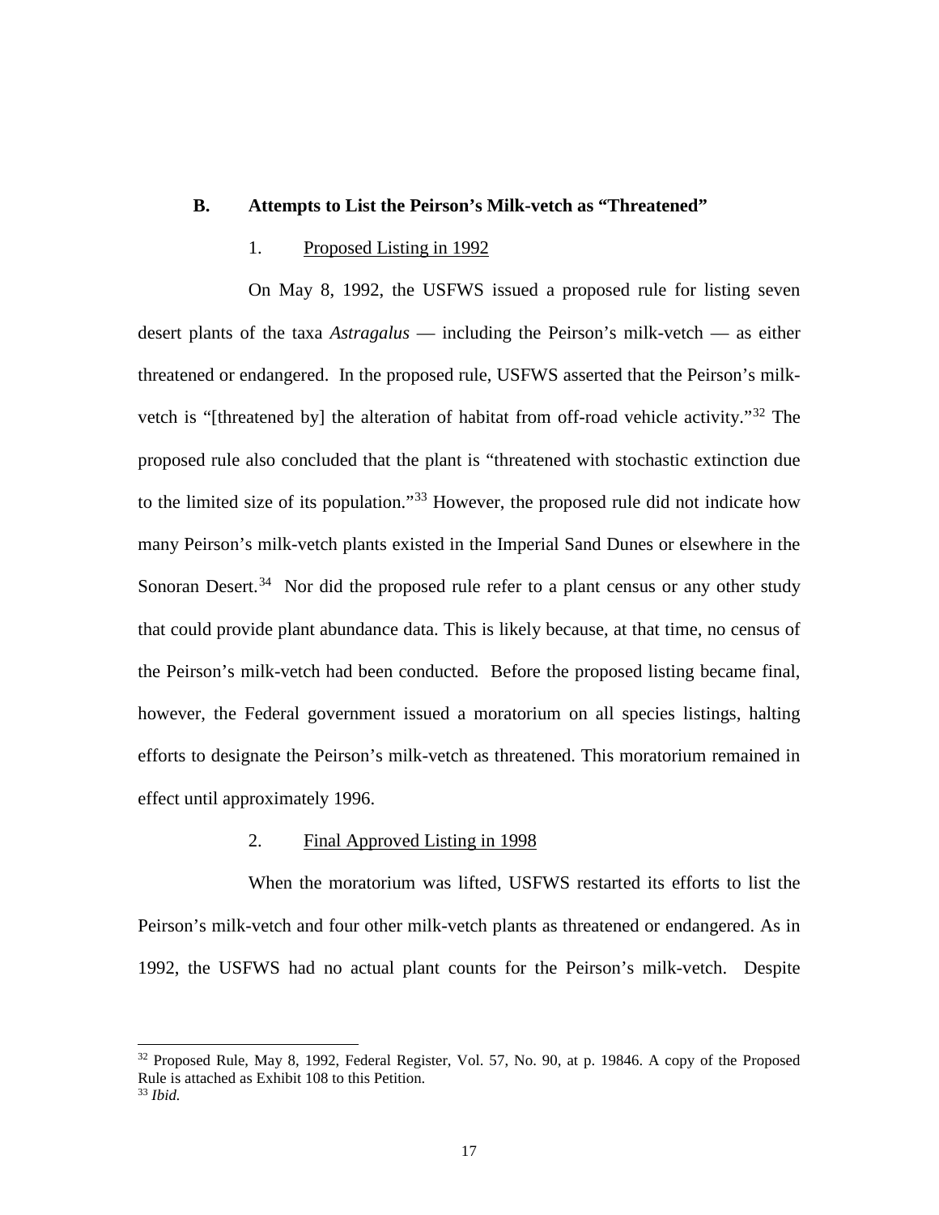### B. Attempts to List the Peirson's Milk-vetch as "Threatened"

#### 1. Proposed Listing in 1992

On May 8, 1992, the USFWS issued a proposed rule for listing seven desert plants of the taxa *Astragalus* — including the Peirson's milk-vetch — as either threatened or endangered. In the proposed rule, USFWS asserted that the Peirson's milk-vetch is "[threatened by] the alteration of habitat from off-road vehicle activity."[32] The proposed rule also concluded that the plant is "threatened with stochastic extinction due to the limited size of its population."[33] However, the proposed rule did not indicate how many Peirson's milk-vetch plants existed in the Imperial Sand Dunes or elsewhere in the Sonoran Desert.[34] Nor did the proposed rule refer to a plant census or any other study that could provide plant abundance data. This is likely because, at that time, no census of the Peirson's milk-vetch had been conducted. Before the proposed listing became final, however, the Federal government issued a moratorium on all species listings, halting efforts to designate the Peirson's milk-vetch as threatened. This moratorium remained in effect until approximately 1996.

#### 2. Final Approved Listing in 1998

When the moratorium was lifted, USFWS restarted its efforts to list the Peirson's milk-vetch and four other milk-vetch plants as threatened or endangered. As in 1992, the USFWS had no actual plant counts for the Peirson's milk-vetch. Despite

---

[32] Proposed Rule, May 8, 1992, Federal Register, Vol. 57, No. 90, at p. 19846. A copy of the Proposed Rule is attached as Exhibit 108 to this Petition.

[33] *Ibid.*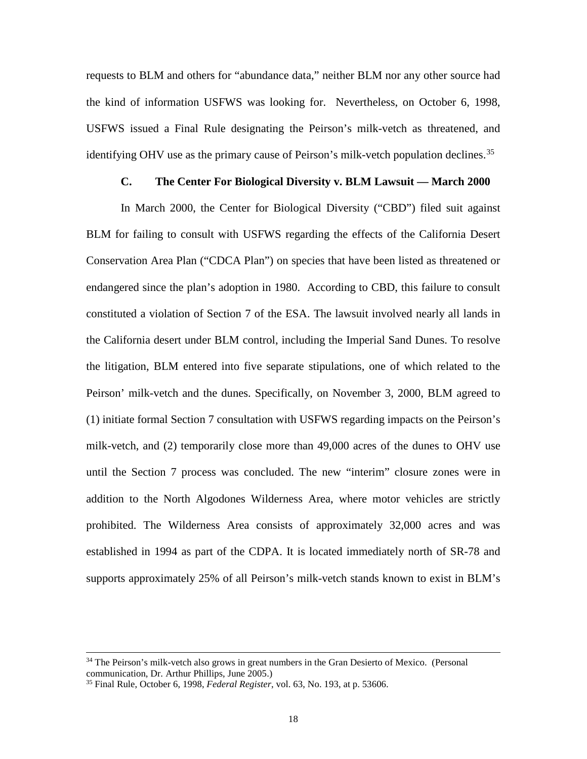requests to BLM and others for "abundance data," neither BLM nor any other source had the kind of information USFWS was looking for. Nevertheless, on October 6, 1998, USFWS issued a Final Rule designating the Peirson's milk-vetch as threatened, and identifying OHV use as the primary cause of Peirson's milk-vetch population declines.[35]

### C. The Center For Biological Diversity v. BLM Lawsuit — March 2000

In March 2000, the Center for Biological Diversity ("CBD") filed suit against BLM for failing to consult with USFWS regarding the effects of the California Desert Conservation Area Plan ("CDCA Plan") on species that have been listed as threatened or endangered since the plan's adoption in 1980. According to CBD, this failure to consult constituted a violation of Section 7 of the ESA. The lawsuit involved nearly all lands in the California desert under BLM control, including the Imperial Sand Dunes. To resolve the litigation, BLM entered into five separate stipulations, one of which related to the Peirson' milk-vetch and the dunes. Specifically, on November 3, 2000, BLM agreed to (1) initiate formal Section 7 consultation with USFWS regarding impacts on the Peirson's milk-vetch, and (2) temporarily close more than 49,000 acres of the dunes to OHV use until the Section 7 process was concluded. The new "interim" closure zones were in addition to the North Algodones Wilderness Area, where motor vehicles are strictly prohibited. The Wilderness Area consists of approximately 32,000 acres and was established in 1994 as part of the CDPA. It is located immediately north of SR-78 and supports approximately 25% of all Peirson's milk-vetch stands known to exist in BLM's

---

[34] The Peirson's milk-vetch also grows in great numbers in the Gran Desierto of Mexico. (Personal communication, Dr. Arthur Phillips, June 2005.)

[35] Final Rule, October 6, 1998, *Federal Register*, vol. 63, No. 193, at p. 53606.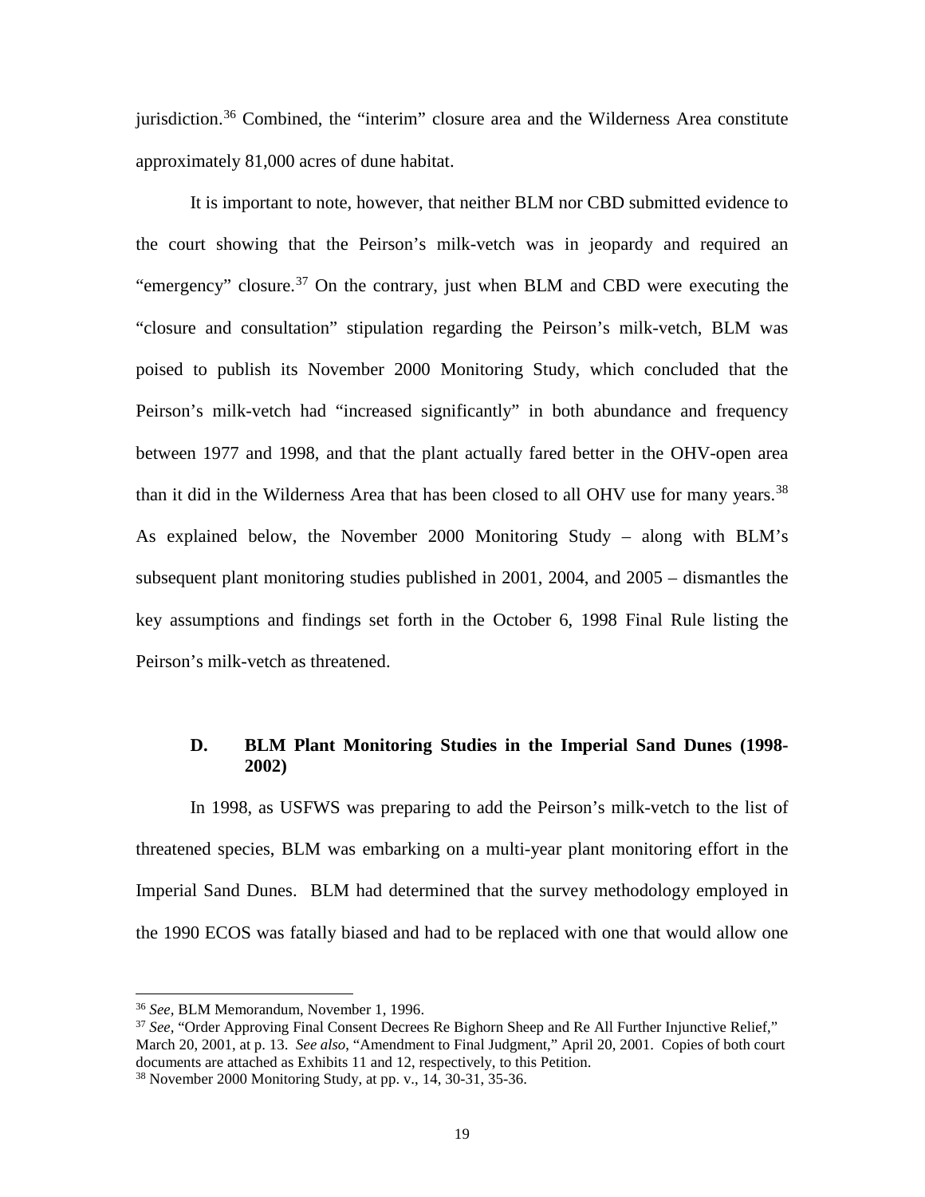jurisdiction.[36] Combined, the "interim" closure area and the Wilderness Area constitute approximately 81,000 acres of dune habitat.

It is important to note, however, that neither BLM nor CBD submitted evidence to the court showing that the Peirson's milk-vetch was in jeopardy and required an "emergency" closure.[37] On the contrary, just when BLM and CBD were executing the "closure and consultation" stipulation regarding the Peirson's milk-vetch, BLM was poised to publish its November 2000 Monitoring Study, which concluded that the Peirson's milk-vetch had "increased significantly" in both abundance and frequency between 1977 and 1998, and that the plant actually fared better in the OHV-open area than it did in the Wilderness Area that has been closed to all OHV use for many years.[38] As explained below, the November 2000 Monitoring Study – along with BLM's subsequent plant monitoring studies published in 2001, 2004, and 2005 – dismantles the key assumptions and findings set forth in the October 6, 1998 Final Rule listing the Peirson's milk-vetch as threatened.

### D. BLM Plant Monitoring Studies in the Imperial Sand Dunes (1998-2002)

In 1998, as USFWS was preparing to add the Peirson's milk-vetch to the list of threatened species, BLM was embarking on a multi-year plant monitoring effort in the Imperial Sand Dunes. BLM had determined that the survey methodology employed in the 1990 ECOS was fatally biased and had to be replaced with one that would allow one

---

[36] *See*, BLM Memorandum, November 1, 1996.

[37] *See*, "Order Approving Final Consent Decrees Re Bighorn Sheep and Re All Further Injunctive Relief," March 20, 2001, at p. 13. *See also*, "Amendment to Final Judgment," April 20, 2001. Copies of both court documents are attached as Exhibits 11 and 12, respectively, to this Petition.

[38] November 2000 Monitoring Study, at pp. v., 14, 30-31, 35-36.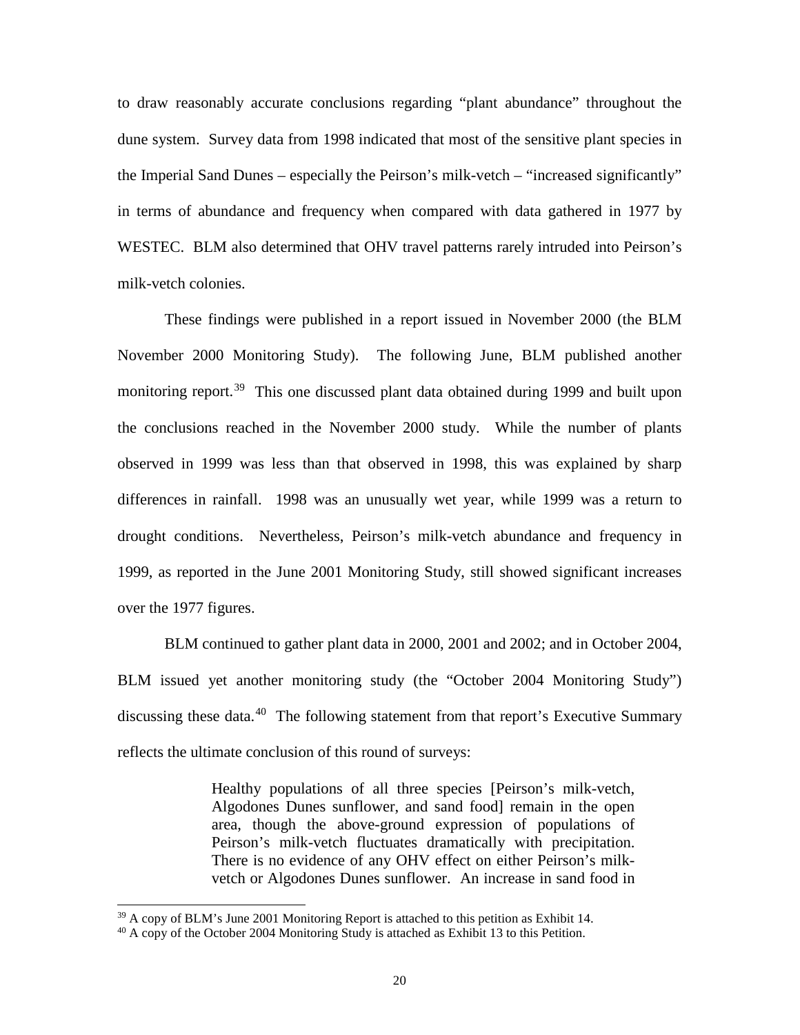to draw reasonably accurate conclusions regarding "plant abundance" throughout the dune system. Survey data from 1998 indicated that most of the sensitive plant species in the Imperial Sand Dunes – especially the Peirson's milk-vetch – "increased significantly" in terms of abundance and frequency when compared with data gathered in 1977 by WESTEC. BLM also determined that OHV travel patterns rarely intruded into Peirson's milk-vetch colonies.

These findings were published in a report issued in November 2000 (the BLM November 2000 Monitoring Study). The following June, BLM published another monitoring report.[39] This one discussed plant data obtained during 1999 and built upon the conclusions reached in the November 2000 study. While the number of plants observed in 1999 was less than that observed in 1998, this was explained by sharp differences in rainfall. 1998 was an unusually wet year, while 1999 was a return to drought conditions. Nevertheless, Peirson's milk-vetch abundance and frequency in 1999, as reported in the June 2001 Monitoring Study, still showed significant increases over the 1977 figures.

BLM continued to gather plant data in 2000, 2001 and 2002; and in October 2004, BLM issued yet another monitoring study (the "October 2004 Monitoring Study") discussing these data.[40] The following statement from that report's Executive Summary reflects the ultimate conclusion of this round of surveys:

> Healthy populations of all three species [Peirson's milk-vetch, Algodones Dunes sunflower, and sand food] remain in the open area, though the above-ground expression of populations of Peirson's milk-vetch fluctuates dramatically with precipitation. There is no evidence of any OHV effect on either Peirson's milk-vetch or Algodones Dunes sunflower. An increase in sand food in

---

[39] A copy of BLM's June 2001 Monitoring Report is attached to this petition as Exhibit 14.

[40] A copy of the October 2004 Monitoring Study is attached as Exhibit 13 to this Petition.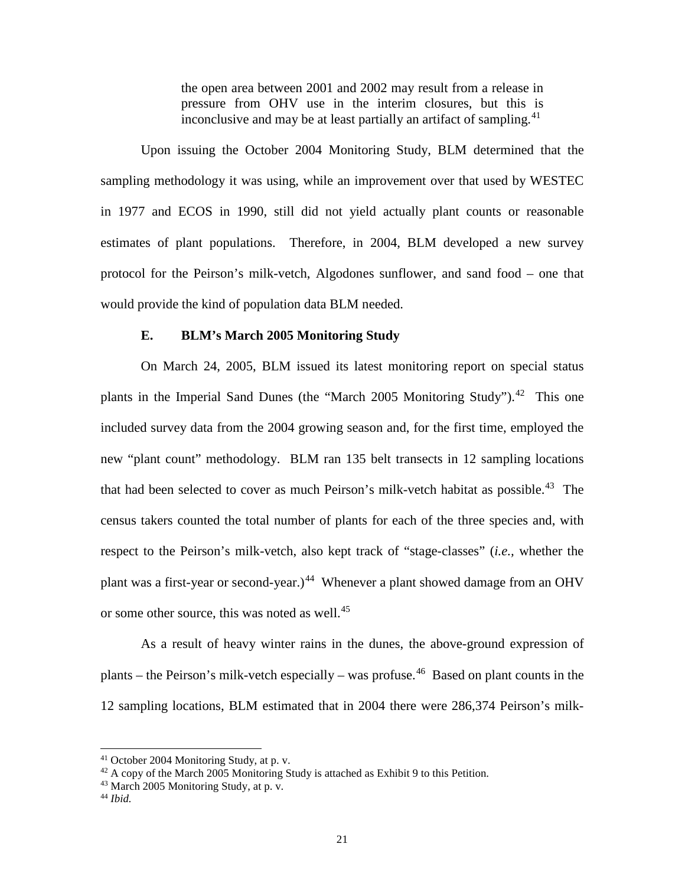> the open area between 2001 and 2002 may result from a release in pressure from OHV use in the interim closures, but this is inconclusive and may be at least partially an artifact of sampling.[41]

Upon issuing the October 2004 Monitoring Study, BLM determined that the sampling methodology it was using, while an improvement over that used by WESTEC in 1977 and ECOS in 1990, still did not yield actually plant counts or reasonable estimates of plant populations. Therefore, in 2004, BLM developed a new survey protocol for the Peirson's milk-vetch, Algodones sunflower, and sand food – one that would provide the kind of population data BLM needed.

### E. BLM's March 2005 Monitoring Study

On March 24, 2005, BLM issued its latest monitoring report on special status plants in the Imperial Sand Dunes (the "March 2005 Monitoring Study").[42] This one included survey data from the 2004 growing season and, for the first time, employed the new "plant count" methodology. BLM ran 135 belt transects in 12 sampling locations that had been selected to cover as much Peirson's milk-vetch habitat as possible.[43] The census takers counted the total number of plants for each of the three species and, with respect to the Peirson's milk-vetch, also kept track of "stage-classes" (*i.e.*, whether the plant was a first-year or second-year.)[44] Whenever a plant showed damage from an OHV or some other source, this was noted as well.[45]

As a result of heavy winter rains in the dunes, the above-ground expression of plants – the Peirson's milk-vetch especially – was profuse.[46] Based on plant counts in the 12 sampling locations, BLM estimated that in 2004 there were 286,374 Peirson's milk-

[41] October 2004 Monitoring Study, at p. v.

[42] A copy of the March 2005 Monitoring Study is attached as Exhibit 9 to this Petition.

[43] March 2005 Monitoring Study, at p. v.

[44] *Ibid.*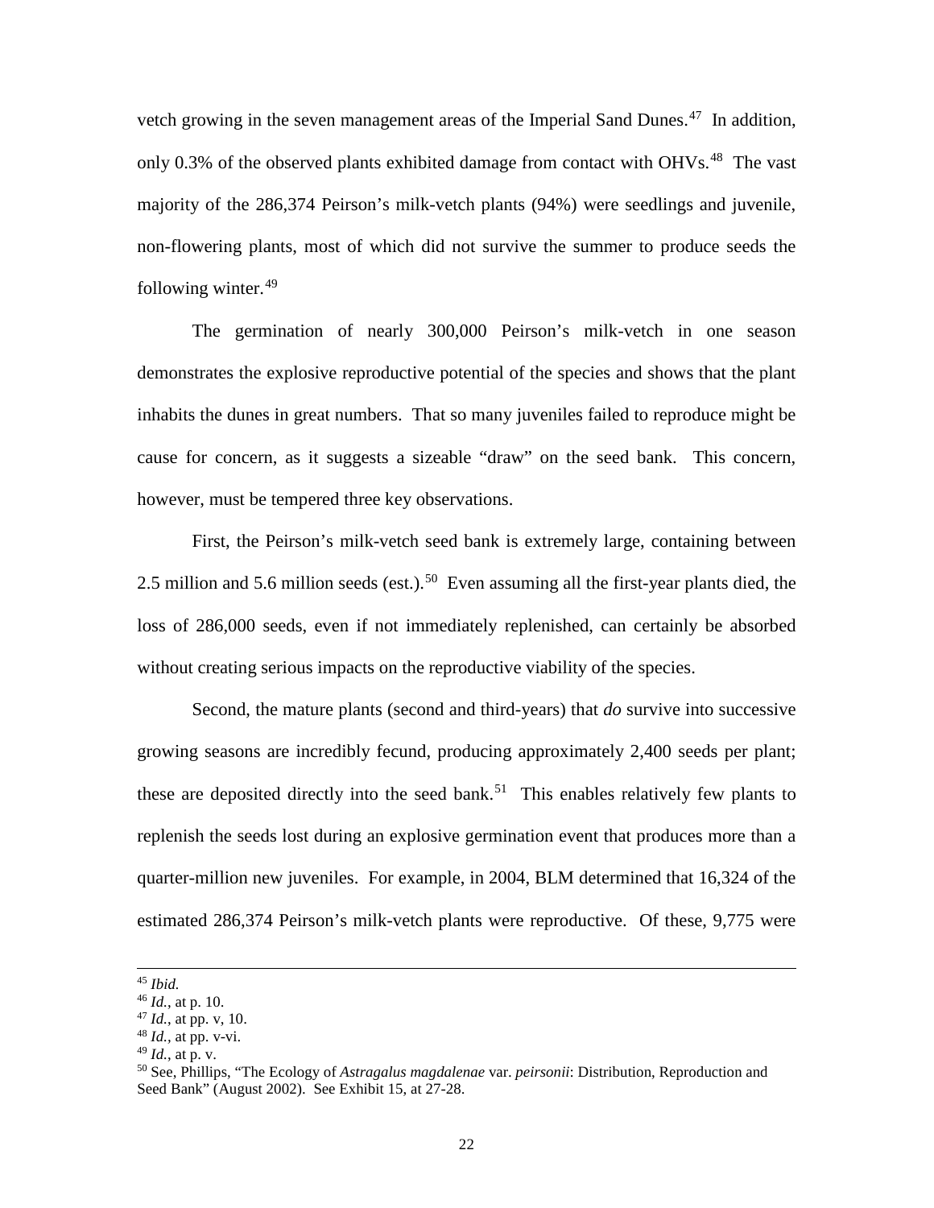vetch growing in the seven management areas of the Imperial Sand Dunes.[47] In addition, only 0.3% of the observed plants exhibited damage from contact with OHVs.[48] The vast majority of the 286,374 Peirson's milk-vetch plants (94%) were seedlings and juvenile, non-flowering plants, most of which did not survive the summer to produce seeds the following winter.[49]

The germination of nearly 300,000 Peirson's milk-vetch in one season demonstrates the explosive reproductive potential of the species and shows that the plant inhabits the dunes in great numbers. That so many juveniles failed to reproduce might be cause for concern, as it suggests a sizeable "draw" on the seed bank. This concern, however, must be tempered three key observations.

First, the Peirson's milk-vetch seed bank is extremely large, containing between 2.5 million and 5.6 million seeds (est.).[50] Even assuming all the first-year plants died, the loss of 286,000 seeds, even if not immediately replenished, can certainly be absorbed without creating serious impacts on the reproductive viability of the species.

Second, the mature plants (second and third-years) that *do* survive into successive growing seasons are incredibly fecund, producing approximately 2,400 seeds per plant; these are deposited directly into the seed bank.[51] This enables relatively few plants to replenish the seeds lost during an explosive germination event that produces more than a quarter-million new juveniles. For example, in 2004, BLM determined that 16,324 of the estimated 286,374 Peirson's milk-vetch plants were reproductive. Of these, 9,775 were

---

[45] *Ibid.*

[46] *Id.*, at p. 10.

[47] *Id.*, at pp. v, 10.

[48] *Id.*, at pp. v-vi.

[49] *Id.*, at p. v.

[50] See, Phillips, "The Ecology of *Astragalus magdalenae* var. *peirsonii*: Distribution, Reproduction and Seed Bank" (August 2002). See Exhibit 15, at 27-28.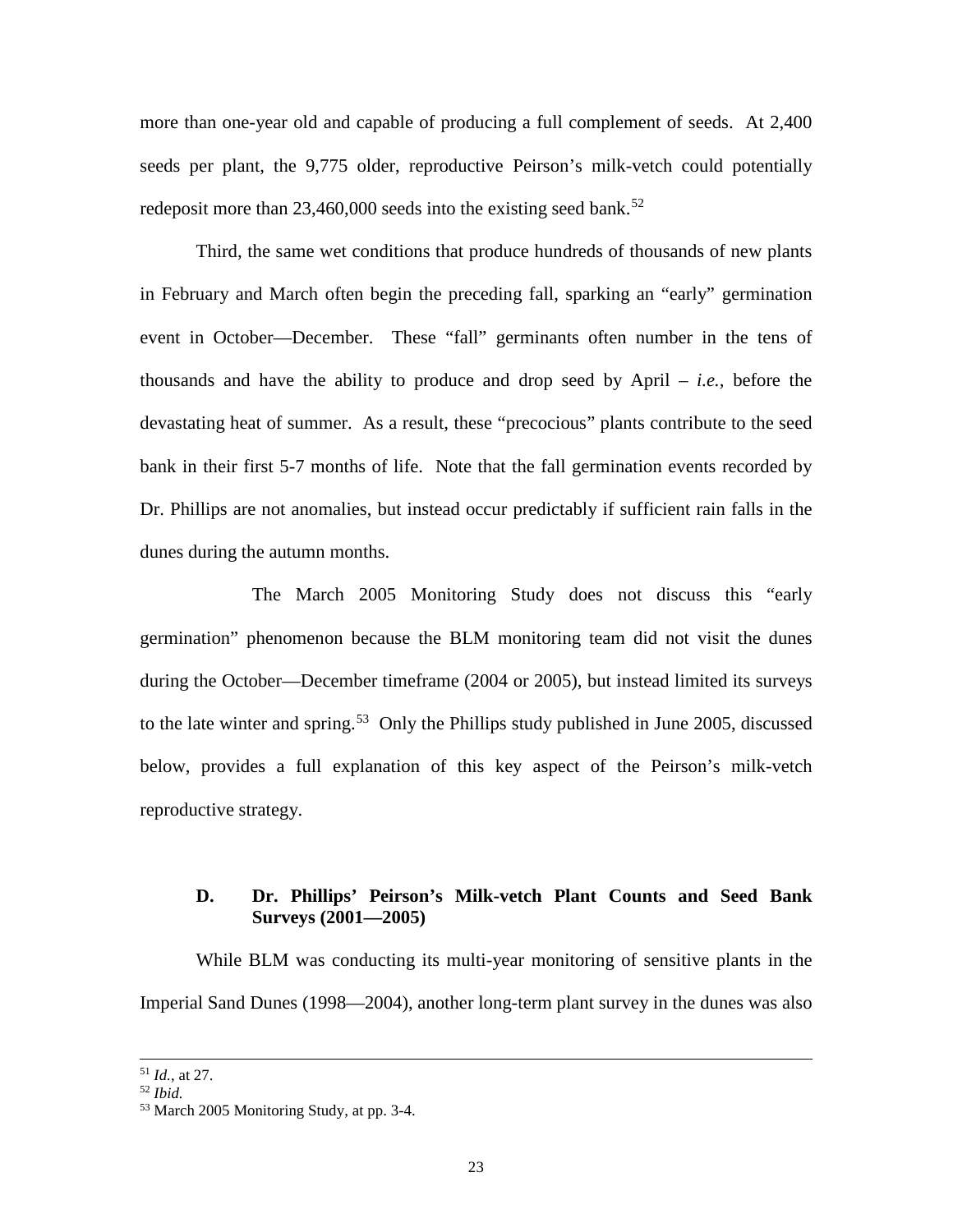more than one-year old and capable of producing a full complement of seeds. At 2,400 seeds per plant, the 9,775 older, reproductive Peirson's milk-vetch could potentially redeposit more than 23,460,000 seeds into the existing seed bank.[52]

Third, the same wet conditions that produce hundreds of thousands of new plants in February and March often begin the preceding fall, sparking an "early" germination event in October—December. These "fall" germinants often number in the tens of thousands and have the ability to produce and drop seed by April – *i.e.*, before the devastating heat of summer. As a result, these "precocious" plants contribute to the seed bank in their first 5-7 months of life. Note that the fall germination events recorded by Dr. Phillips are not anomalies, but instead occur predictably if sufficient rain falls in the dunes during the autumn months.

The March 2005 Monitoring Study does not discuss this "early germination" phenomenon because the BLM monitoring team did not visit the dunes during the October—December timeframe (2004 or 2005), but instead limited its surveys to the late winter and spring.[53] Only the Phillips study published in June 2005, discussed below, provides a full explanation of this key aspect of the Peirson's milk-vetch reproductive strategy.

### D. Dr. Phillips' Peirson's Milk-vetch Plant Counts and Seed Bank Surveys (2001—2005)

While BLM was conducting its multi-year monitoring of sensitive plants in the Imperial Sand Dunes (1998—2004), another long-term plant survey in the dunes was also

---

[51] *Id.*, at 27.

[52] *Ibid.*

[53] March 2005 Monitoring Study, at pp. 3-4.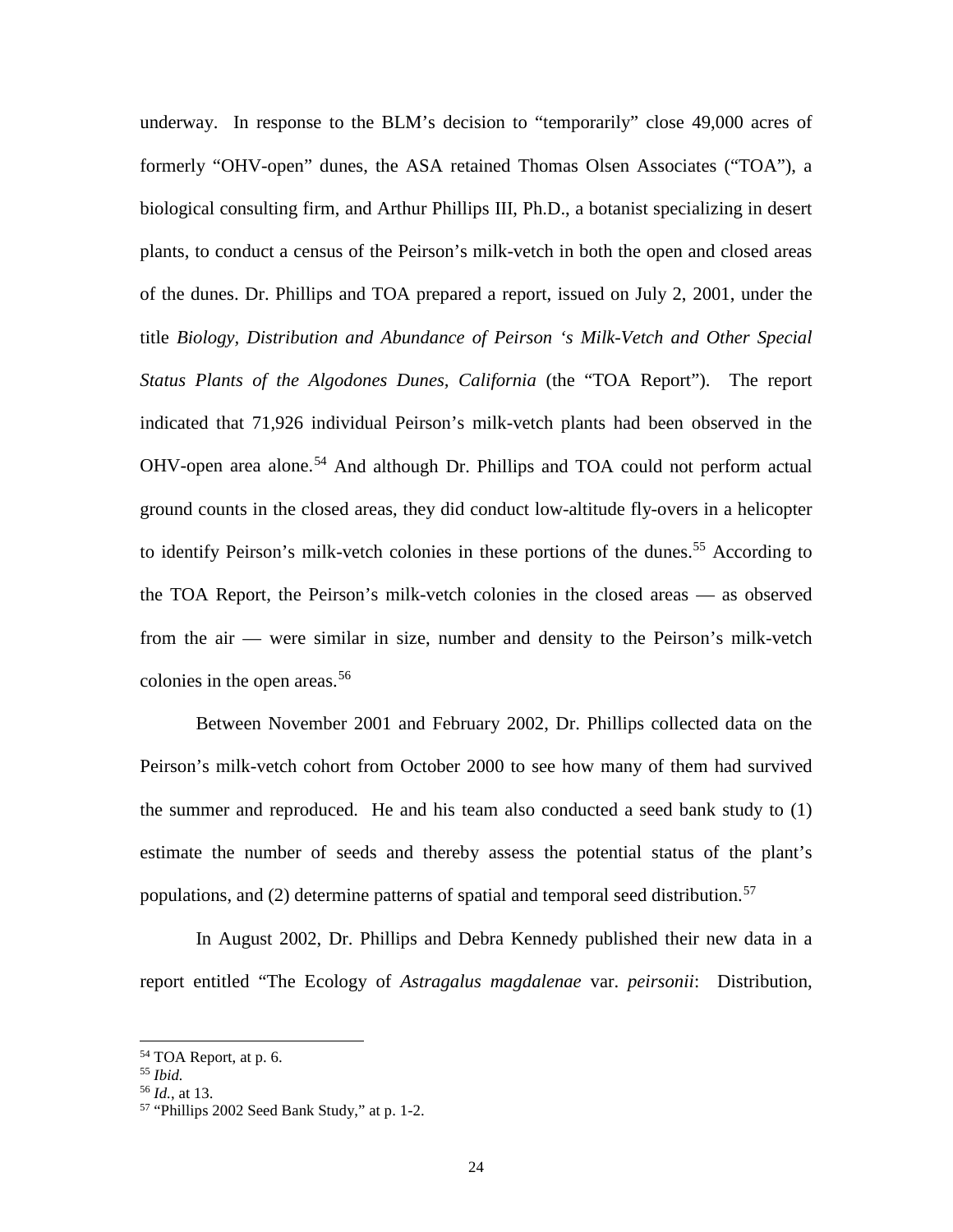underway. In response to the BLM's decision to "temporarily" close 49,000 acres of formerly "OHV-open" dunes, the ASA retained Thomas Olsen Associates ("TOA"), a biological consulting firm, and Arthur Phillips III, Ph.D., a botanist specializing in desert plants, to conduct a census of the Peirson's milk-vetch in both the open and closed areas of the dunes. Dr. Phillips and TOA prepared a report, issued on July 2, 2001, under the title *Biology, Distribution and Abundance of Peirson 's Milk-Vetch and Other Special Status Plants of the Algodones Dunes, California* (the "TOA Report"). The report indicated that 71,926 individual Peirson's milk-vetch plants had been observed in the OHV-open area alone.[54] And although Dr. Phillips and TOA could not perform actual ground counts in the closed areas, they did conduct low-altitude fly-overs in a helicopter to identify Peirson's milk-vetch colonies in these portions of the dunes.[55] According to the TOA Report, the Peirson's milk-vetch colonies in the closed areas — as observed from the air — were similar in size, number and density to the Peirson's milk-vetch colonies in the open areas.[56]

Between November 2001 and February 2002, Dr. Phillips collected data on the Peirson's milk-vetch cohort from October 2000 to see how many of them had survived the summer and reproduced. He and his team also conducted a seed bank study to (1) estimate the number of seeds and thereby assess the potential status of the plant's populations, and (2) determine patterns of spatial and temporal seed distribution.[57]

In August 2002, Dr. Phillips and Debra Kennedy published their new data in a report entitled "The Ecology of *Astragalus magdalenae* var. *peirsonii*: Distribution,

[54] TOA Report, at p. 6.
[55] *Ibid.*
[56] *Id.*, at 13.
[57] "Phillips 2002 Seed Bank Study," at p. 1-2.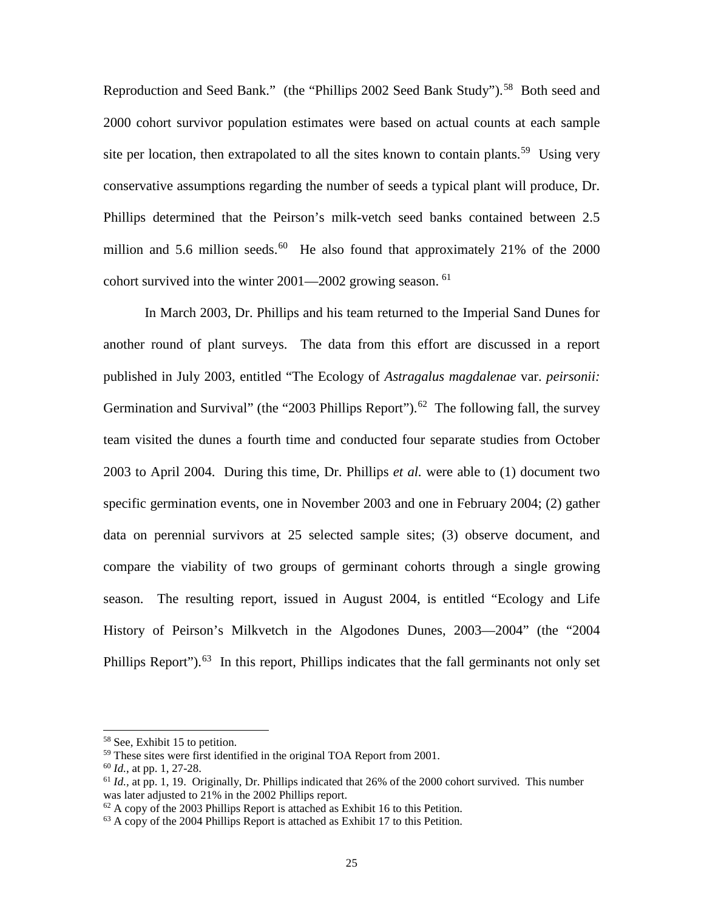Reproduction and Seed Bank." (the "Phillips 2002 Seed Bank Study").[58] Both seed and 2000 cohort survivor population estimates were based on actual counts at each sample site per location, then extrapolated to all the sites known to contain plants.[59] Using very conservative assumptions regarding the number of seeds a typical plant will produce, Dr. Phillips determined that the Peirson's milk-vetch seed banks contained between 2.5 million and 5.6 million seeds.[60] He also found that approximately 21% of the 2000 cohort survived into the winter 2001—2002 growing season.[61]

In March 2003, Dr. Phillips and his team returned to the Imperial Sand Dunes for another round of plant surveys. The data from this effort are discussed in a report published in July 2003, entitled "The Ecology of *Astragalus magdalenae* var. *peirsonii:* Germination and Survival" (the "2003 Phillips Report").[62] The following fall, the survey team visited the dunes a fourth time and conducted four separate studies from October 2003 to April 2004. During this time, Dr. Phillips *et al.* were able to (1) document two specific germination events, one in November 2003 and one in February 2004; (2) gather data on perennial survivors at 25 selected sample sites; (3) observe document, and compare the viability of two groups of germinant cohorts through a single growing season. The resulting report, issued in August 2004, is entitled "Ecology and Life History of Peirson's Milkvetch in the Algodones Dunes, 2003—2004" (the "2004 Phillips Report").[63] In this report, Phillips indicates that the fall germinants not only set

---

[58] See, Exhibit 15 to petition.

[59] These sites were first identified in the original TOA Report from 2001.

[60] *Id.*, at pp. 1, 27-28.

[61] *Id.*, at pp. 1, 19. Originally, Dr. Phillips indicated that 26% of the 2000 cohort survived. This number was later adjusted to 21% in the 2002 Phillips report.

[62] A copy of the 2003 Phillips Report is attached as Exhibit 16 to this Petition.

[63] A copy of the 2004 Phillips Report is attached as Exhibit 17 to this Petition.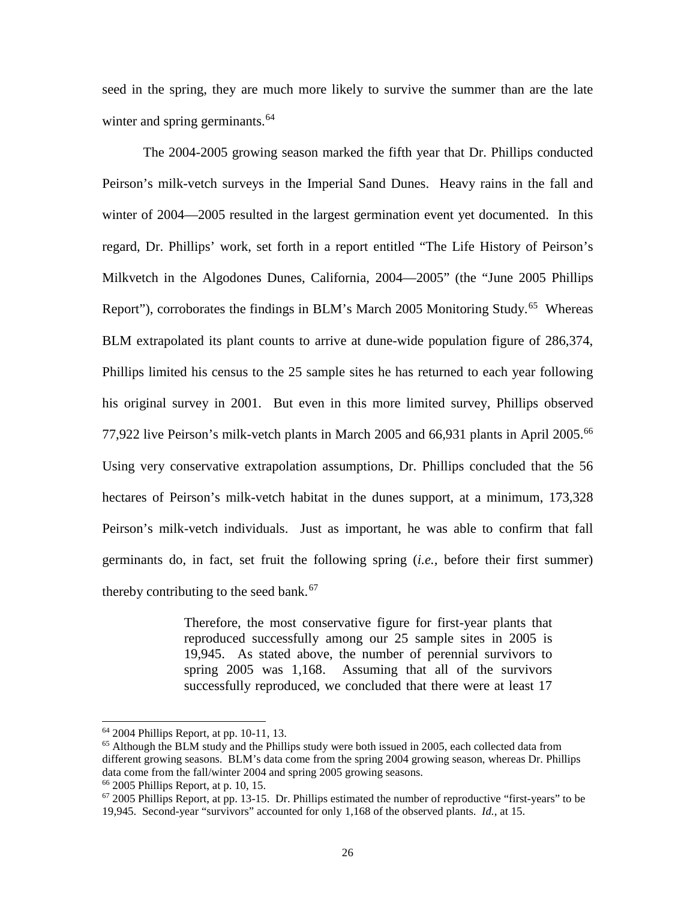seed in the spring, they are much more likely to survive the summer than are the late winter and spring germinants.[64]

The 2004-2005 growing season marked the fifth year that Dr. Phillips conducted Peirson's milk-vetch surveys in the Imperial Sand Dunes. Heavy rains in the fall and winter of 2004—2005 resulted in the largest germination event yet documented. In this regard, Dr. Phillips' work, set forth in a report entitled "The Life History of Peirson's Milkvetch in the Algodones Dunes, California, 2004—2005" (the "June 2005 Phillips Report"), corroborates the findings in BLM's March 2005 Monitoring Study.[65] Whereas BLM extrapolated its plant counts to arrive at dune-wide population figure of 286,374, Phillips limited his census to the 25 sample sites he has returned to each year following his original survey in 2001. But even in this more limited survey, Phillips observed 77,922 live Peirson's milk-vetch plants in March 2005 and 66,931 plants in April 2005.[66] Using very conservative extrapolation assumptions, Dr. Phillips concluded that the 56 hectares of Peirson's milk-vetch habitat in the dunes support, at a minimum, 173,328 Peirson's milk-vetch individuals. Just as important, he was able to confirm that fall germinants do, in fact, set fruit the following spring (*i.e.*, before their first summer) thereby contributing to the seed bank.[67]

> Therefore, the most conservative figure for first-year plants that reproduced successfully among our 25 sample sites in 2005 is 19,945. As stated above, the number of perennial survivors to spring 2005 was 1,168. Assuming that all of the survivors successfully reproduced, we concluded that there were at least 17

---

[64] 2004 Phillips Report, at pp. 10-11, 13.

[65] Although the BLM study and the Phillips study were both issued in 2005, each collected data from different growing seasons. BLM's data come from the spring 2004 growing season, whereas Dr. Phillips data come from the fall/winter 2004 and spring 2005 growing seasons.

[66] 2005 Phillips Report, at p. 10, 15.

[67] 2005 Phillips Report, at pp. 13-15. Dr. Phillips estimated the number of reproductive "first-years" to be 19,945. Second-year "survivors" accounted for only 1,168 of the observed plants. *Id.*, at 15.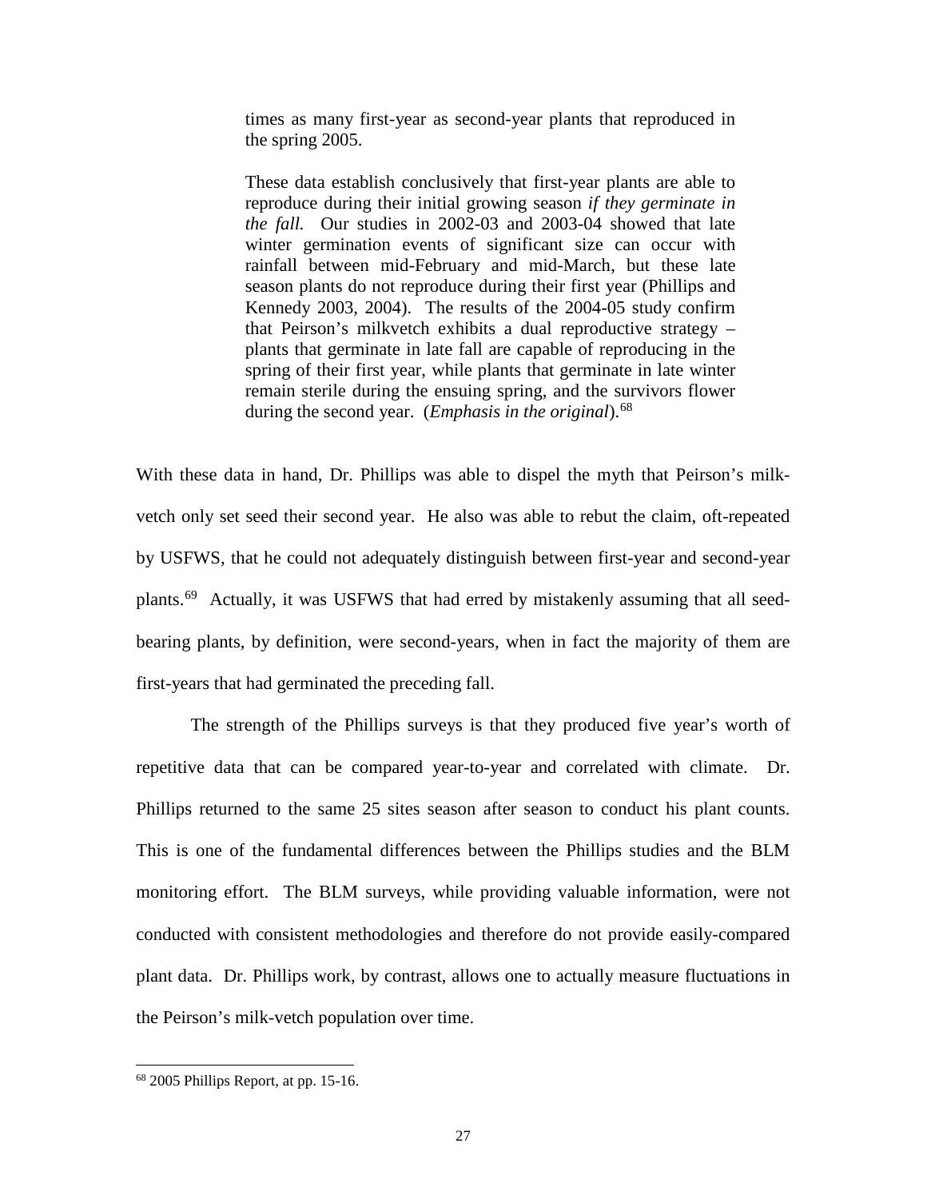> times as many first-year as second-year plants that reproduced in the spring 2005.
>
> These data establish conclusively that first-year plants are able to reproduce during their initial growing season *if they germinate in the fall.* Our studies in 2002-03 and 2003-04 showed that late winter germination events of significant size can occur with rainfall between mid-February and mid-March, but these late season plants do not reproduce during their first year (Phillips and Kennedy 2003, 2004). The results of the 2004-05 study confirm that Peirson's milkvetch exhibits a dual reproductive strategy – plants that germinate in late fall are capable of reproducing in the spring of their first year, while plants that germinate in late winter remain sterile during the ensuing spring, and the survivors flower during the second year. (*Emphasis in the original*).[68]

With these data in hand, Dr. Phillips was able to dispel the myth that Peirson's milk-vetch only set seed their second year. He also was able to rebut the claim, oft-repeated by USFWS, that he could not adequately distinguish between first-year and second-year plants.[69] Actually, it was USFWS that had erred by mistakenly assuming that all seed-bearing plants, by definition, were second-years, when in fact the majority of them are first-years that had germinated the preceding fall.

The strength of the Phillips surveys is that they produced five year's worth of repetitive data that can be compared year-to-year and correlated with climate. Dr. Phillips returned to the same 25 sites season after season to conduct his plant counts. This is one of the fundamental differences between the Phillips studies and the BLM monitoring effort. The BLM surveys, while providing valuable information, were not conducted with consistent methodologies and therefore do not provide easily-compared plant data. Dr. Phillips work, by contrast, allows one to actually measure fluctuations in the Peirson's milk-vetch population over time.

---

[68] 2005 Phillips Report, at pp. 15-16.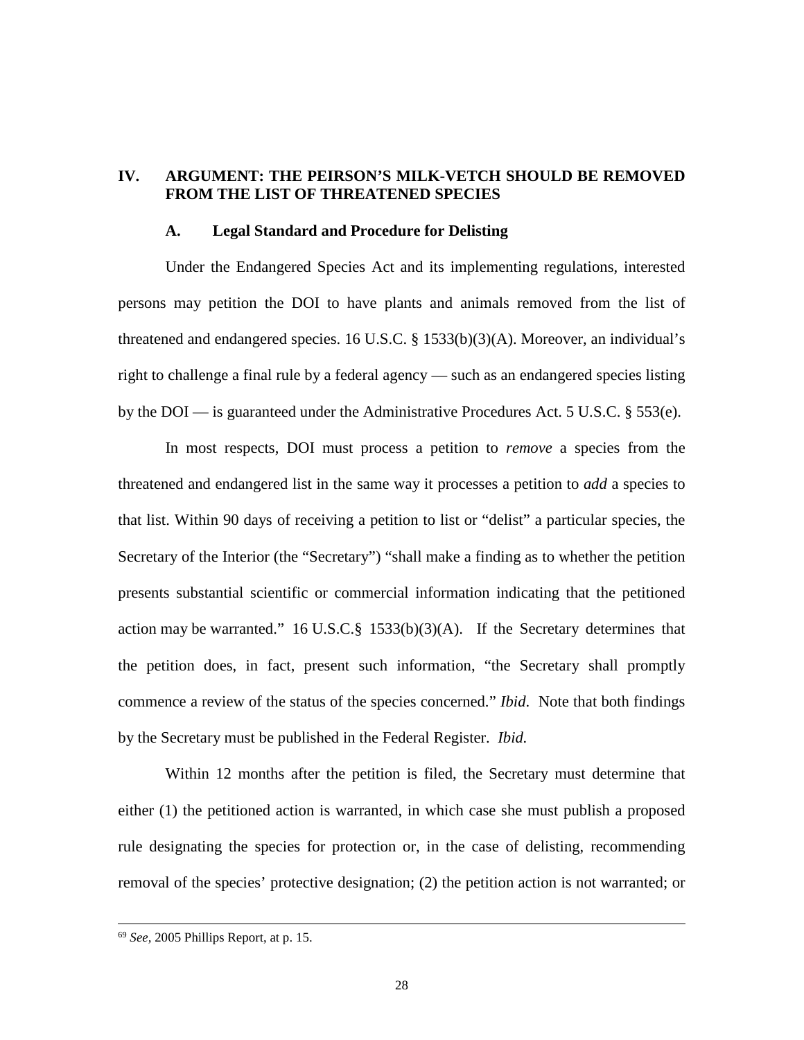## IV. ARGUMENT: THE PEIRSON'S MILK-VETCH SHOULD BE REMOVED FROM THE LIST OF THREATENED SPECIES

### A. Legal Standard and Procedure for Delisting

Under the Endangered Species Act and its implementing regulations, interested persons may petition the DOI to have plants and animals removed from the list of threatened and endangered species. 16 U.S.C. § 1533(b)(3)(A). Moreover, an individual's right to challenge a final rule by a federal agency — such as an endangered species listing by the DOI — is guaranteed under the Administrative Procedures Act. 5 U.S.C. § 553(e).

In most respects, DOI must process a petition to *remove* a species from the threatened and endangered list in the same way it processes a petition to *add* a species to that list. Within 90 days of receiving a petition to list or "delist" a particular species, the Secretary of the Interior (the "Secretary") "shall make a finding as to whether the petition presents substantial scientific or commercial information indicating that the petitioned action may be warranted." 16 U.S.C.§ 1533(b)(3)(A). If the Secretary determines that the petition does, in fact, present such information, "the Secretary shall promptly commence a review of the status of the species concerned." *Ibid*. Note that both findings by the Secretary must be published in the Federal Register. *Ibid.*

Within 12 months after the petition is filed, the Secretary must determine that either (1) the petitioned action is warranted, in which case she must publish a proposed rule designating the species for protection or, in the case of delisting, recommending removal of the species' protective designation; (2) the petition action is not warranted; or

---

[69] *See,* 2005 Phillips Report, at p. 15.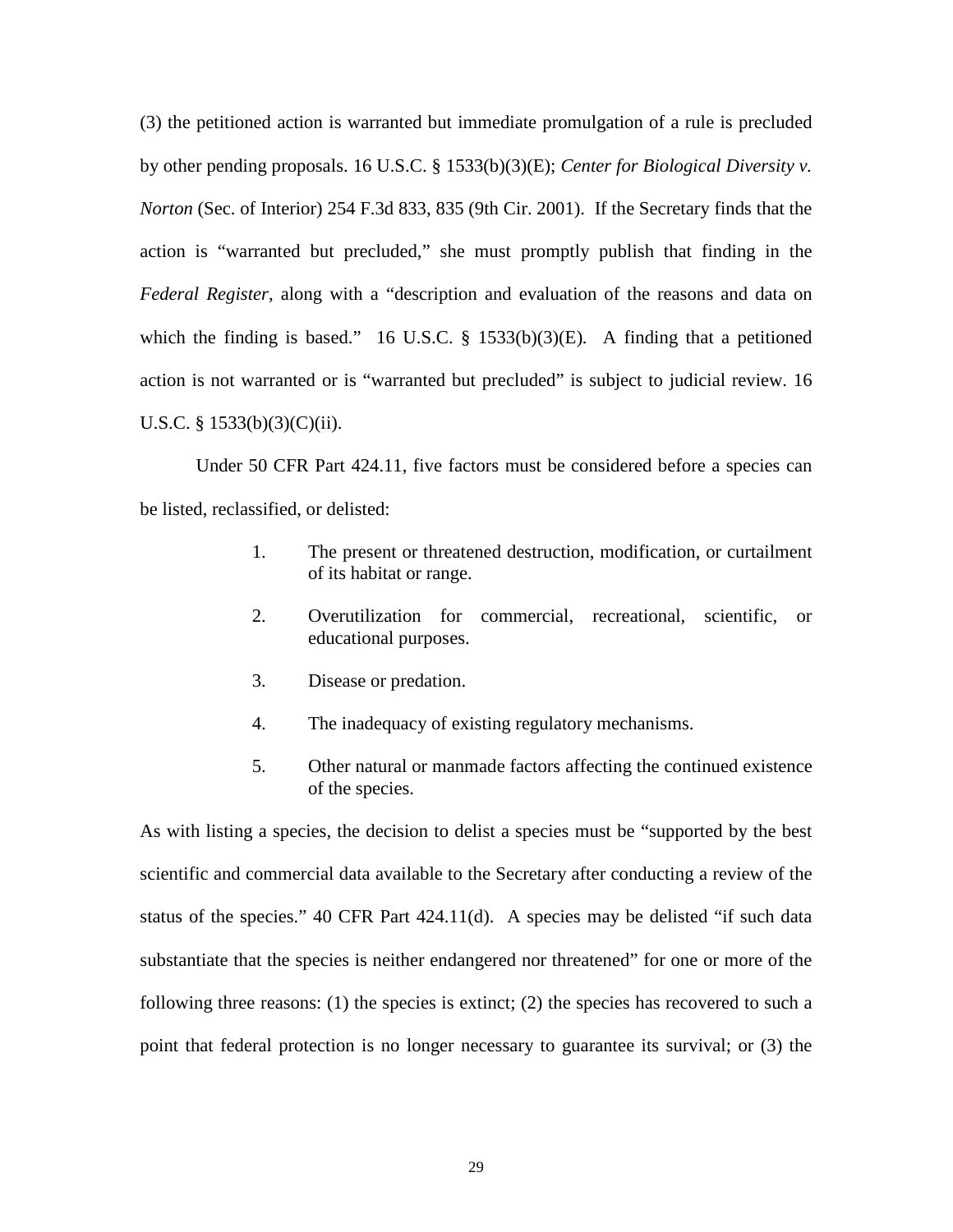(3) the petitioned action is warranted but immediate promulgation of a rule is precluded by other pending proposals. 16 U.S.C. § 1533(b)(3)(E); *Center for Biological Diversity v. Norton* (Sec. of Interior) 254 F.3d 833, 835 (9th Cir. 2001). If the Secretary finds that the action is "warranted but precluded," she must promptly publish that finding in the *Federal Register*, along with a "description and evaluation of the reasons and data on which the finding is based." 16 U.S.C. § 1533(b)(3)(E). A finding that a petitioned action is not warranted or is "warranted but precluded" is subject to judicial review. 16 U.S.C. § 1533(b)(3)(C)(ii).

Under 50 CFR Part 424.11, five factors must be considered before a species can be listed, reclassified, or delisted:

1. The present or threatened destruction, modification, or curtailment of its habitat or range.
2. Overutilization for commercial, recreational, scientific, or educational purposes.
3. Disease or predation.
4. The inadequacy of existing regulatory mechanisms.
5. Other natural or manmade factors affecting the continued existence of the species.

As with listing a species, the decision to delist a species must be "supported by the best scientific and commercial data available to the Secretary after conducting a review of the status of the species." 40 CFR Part 424.11(d). A species may be delisted "if such data substantiate that the species is neither endangered nor threatened" for one or more of the following three reasons: (1) the species is extinct; (2) the species has recovered to such a point that federal protection is no longer necessary to guarantee its survival; or (3) the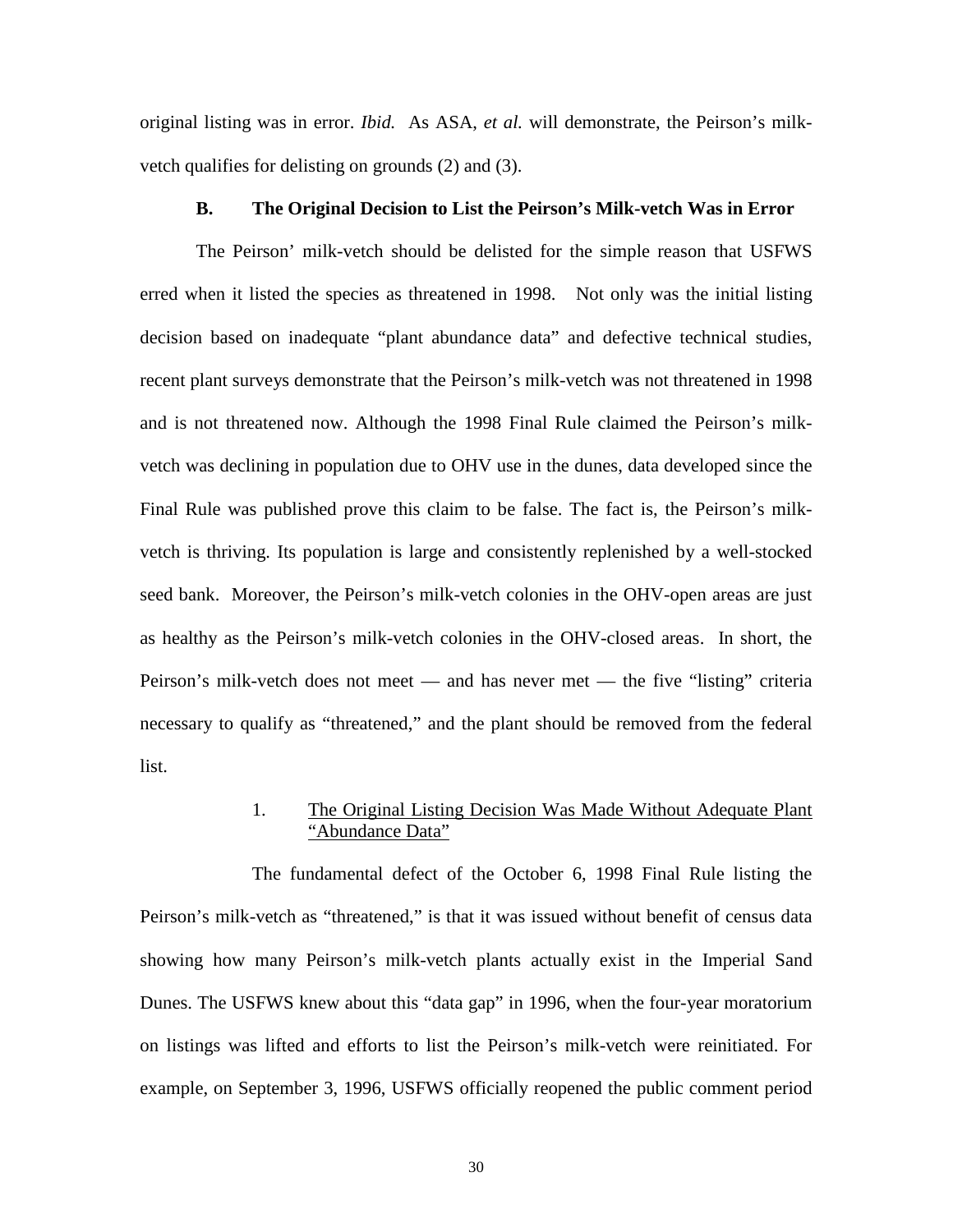original listing was in error. *Ibid.* As ASA, *et al.* will demonstrate, the Peirson's milk-vetch qualifies for delisting on grounds (2) and (3).

### B. The Original Decision to List the Peirson's Milk-vetch Was in Error

The Peirson' milk-vetch should be delisted for the simple reason that USFWS erred when it listed the species as threatened in 1998. Not only was the initial listing decision based on inadequate "plant abundance data" and defective technical studies, recent plant surveys demonstrate that the Peirson's milk-vetch was not threatened in 1998 and is not threatened now. Although the 1998 Final Rule claimed the Peirson's milk-vetch was declining in population due to OHV use in the dunes, data developed since the Final Rule was published prove this claim to be false. The fact is, the Peirson's milk-vetch is thriving. Its population is large and consistently replenished by a well-stocked seed bank. Moreover, the Peirson's milk-vetch colonies in the OHV-open areas are just as healthy as the Peirson's milk-vetch colonies in the OHV-closed areas. In short, the Peirson's milk-vetch does not meet — and has never met — the five "listing" criteria necessary to qualify as "threatened," and the plant should be removed from the federal list.

#### 1. The Original Listing Decision Was Made Without Adequate Plant "Abundance Data"

The fundamental defect of the October 6, 1998 Final Rule listing the Peirson's milk-vetch as "threatened," is that it was issued without benefit of census data showing how many Peirson's milk-vetch plants actually exist in the Imperial Sand Dunes. The USFWS knew about this "data gap" in 1996, when the four-year moratorium on listings was lifted and efforts to list the Peirson's milk-vetch were reinitiated. For example, on September 3, 1996, USFWS officially reopened the public comment period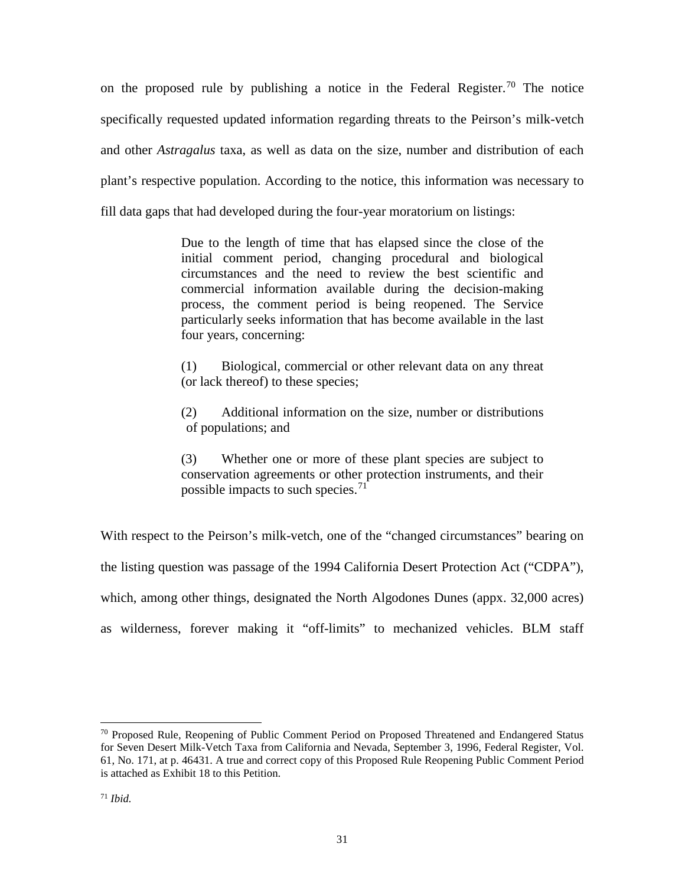on the proposed rule by publishing a notice in the Federal Register.[70] The notice specifically requested updated information regarding threats to the Peirson's milk-vetch and other *Astragalus* taxa, as well as data on the size, number and distribution of each plant's respective population. According to the notice, this information was necessary to fill data gaps that had developed during the four-year moratorium on listings:

> Due to the length of time that has elapsed since the close of the initial comment period, changing procedural and biological circumstances and the need to review the best scientific and commercial information available during the decision-making process, the comment period is being reopened. The Service particularly seeks information that has become available in the last four years, concerning:
>
> (1) Biological, commercial or other relevant data on any threat (or lack thereof) to these species;
>
> (2) Additional information on the size, number or distributions of populations; and
>
> (3) Whether one or more of these plant species are subject to conservation agreements or other protection instruments, and their possible impacts to such species.[71]

With respect to the Peirson's milk-vetch, one of the "changed circumstances" bearing on the listing question was passage of the 1994 California Desert Protection Act ("CDPA"), which, among other things, designated the North Algodones Dunes (appx. 32,000 acres) as wilderness, forever making it "off-limits" to mechanized vehicles. BLM staff

---

[70] Proposed Rule, Reopening of Public Comment Period on Proposed Threatened and Endangered Status for Seven Desert Milk-Vetch Taxa from California and Nevada, September 3, 1996, Federal Register, Vol. 61, No. 171, at p. 46431. A true and correct copy of this Proposed Rule Reopening Public Comment Period is attached as Exhibit 18 to this Petition.

[71] *Ibid.*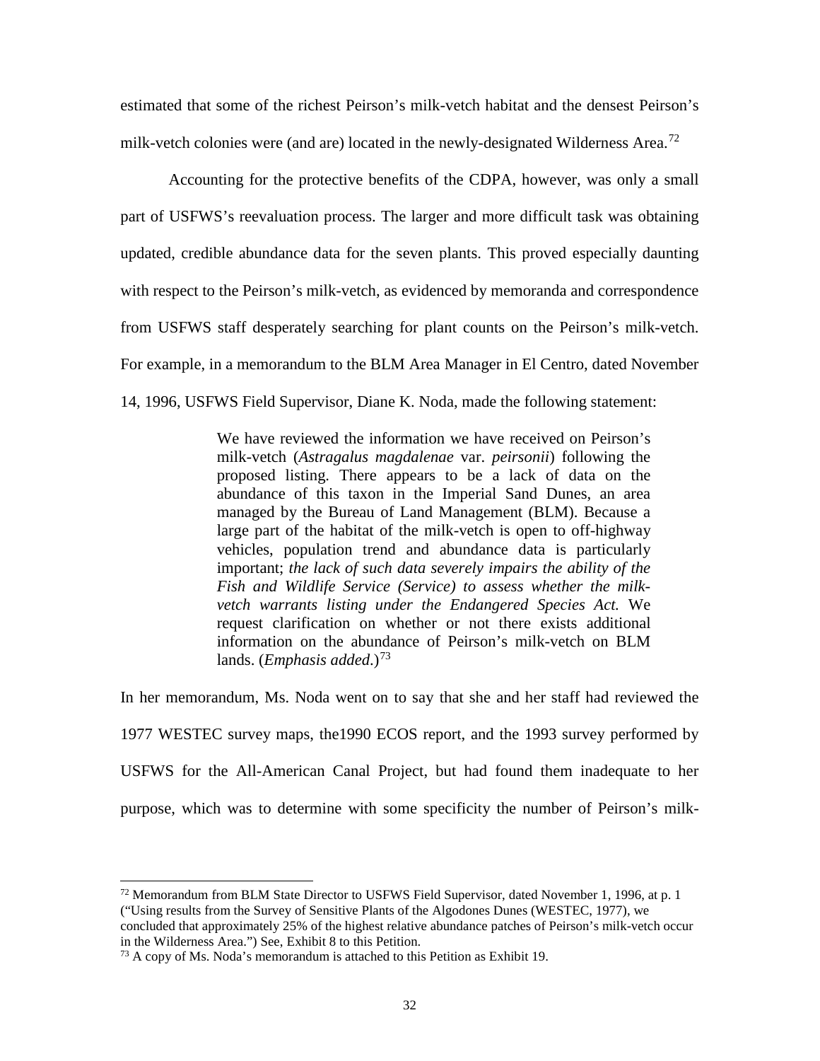estimated that some of the richest Peirson's milk-vetch habitat and the densest Peirson's milk-vetch colonies were (and are) located in the newly-designated Wilderness Area.[72]

Accounting for the protective benefits of the CDPA, however, was only a small part of USFWS's reevaluation process. The larger and more difficult task was obtaining updated, credible abundance data for the seven plants. This proved especially daunting with respect to the Peirson's milk-vetch, as evidenced by memoranda and correspondence from USFWS staff desperately searching for plant counts on the Peirson's milk-vetch. For example, in a memorandum to the BLM Area Manager in El Centro, dated November 14, 1996, USFWS Field Supervisor, Diane K. Noda, made the following statement:

> We have reviewed the information we have received on Peirson's milk-vetch (*Astragalus magdalenae* var. *peirsonii*) following the proposed listing. There appears to be a lack of data on the abundance of this taxon in the Imperial Sand Dunes, an area managed by the Bureau of Land Management (BLM). Because a large part of the habitat of the milk-vetch is open to off-highway vehicles, population trend and abundance data is particularly important; *the lack of such data severely impairs the ability of the Fish and Wildlife Service (Service) to assess whether the milk-vetch warrants listing under the Endangered Species Act.* We request clarification on whether or not there exists additional information on the abundance of Peirson's milk-vetch on BLM lands. (*Emphasis added*.)[73]

In her memorandum, Ms. Noda went on to say that she and her staff had reviewed the 1977 WESTEC survey maps, the1990 ECOS report, and the 1993 survey performed by USFWS for the All-American Canal Project, but had found them inadequate to her purpose, which was to determine with some specificity the number of Peirson's milk-

---

[72] Memorandum from BLM State Director to USFWS Field Supervisor, dated November 1, 1996, at p. 1 ("Using results from the Survey of Sensitive Plants of the Algodones Dunes (WESTEC, 1977), we concluded that approximately 25% of the highest relative abundance patches of Peirson's milk-vetch occur in the Wilderness Area.") See, Exhibit 8 to this Petition.

[73] A copy of Ms. Noda's memorandum is attached to this Petition as Exhibit 19.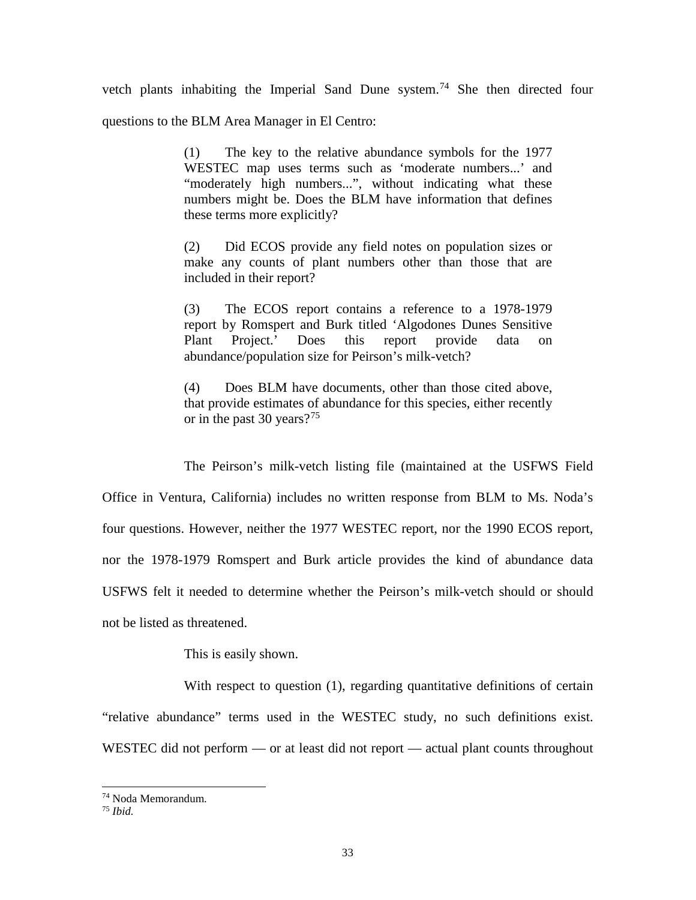vetch plants inhabiting the Imperial Sand Dune system.[74] She then directed four questions to the BLM Area Manager in El Centro:

> (1) The key to the relative abundance symbols for the 1977 WESTEC map uses terms such as 'moderate numbers...' and "moderately high numbers...", without indicating what these numbers might be. Does the BLM have information that defines these terms more explicitly?
>
> (2) Did ECOS provide any field notes on population sizes or make any counts of plant numbers other than those that are included in their report?
>
> (3) The ECOS report contains a reference to a 1978-1979 report by Romspert and Burk titled 'Algodones Dunes Sensitive Plant Project.' Does this report provide data on abundance/population size for Peirson's milk-vetch?
>
> (4) Does BLM have documents, other than those cited above, that provide estimates of abundance for this species, either recently or in the past 30 years?[75]

The Peirson's milk-vetch listing file (maintained at the USFWS Field Office in Ventura, California) includes no written response from BLM to Ms. Noda's four questions. However, neither the 1977 WESTEC report, nor the 1990 ECOS report, nor the 1978-1979 Romspert and Burk article provides the kind of abundance data USFWS felt it needed to determine whether the Peirson's milk-vetch should or should not be listed as threatened.

This is easily shown.

With respect to question (1), regarding quantitative definitions of certain "relative abundance" terms used in the WESTEC study, no such definitions exist. WESTEC did not perform — or at least did not report — actual plant counts throughout

---

[74] Noda Memorandum.

[75] *Ibid.*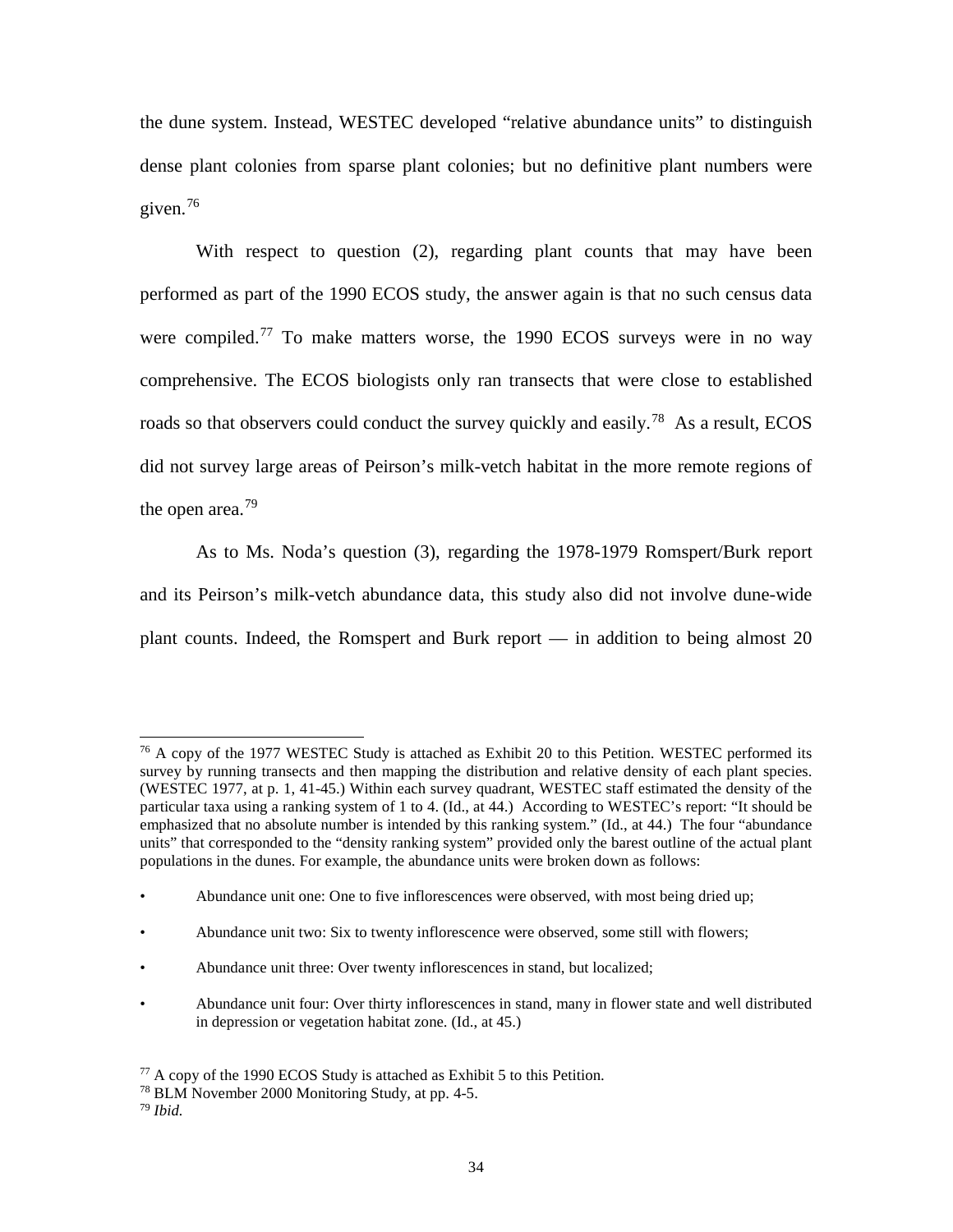the dune system. Instead, WESTEC developed "relative abundance units" to distinguish dense plant colonies from sparse plant colonies; but no definitive plant numbers were given.[76]

With respect to question (2), regarding plant counts that may have been performed as part of the 1990 ECOS study, the answer again is that no such census data were compiled.[77] To make matters worse, the 1990 ECOS surveys were in no way comprehensive. The ECOS biologists only ran transects that were close to established roads so that observers could conduct the survey quickly and easily.[78] As a result, ECOS did not survey large areas of Peirson's milk-vetch habitat in the more remote regions of the open area.[79]

As to Ms. Noda's question (3), regarding the 1978-1979 Romspert/Burk report and its Peirson's milk-vetch abundance data, this study also did not involve dune-wide plant counts. Indeed, the Romspert and Burk report — in addition to being almost 20

---

[76] A copy of the 1977 WESTEC Study is attached as Exhibit 20 to this Petition. WESTEC performed its survey by running transects and then mapping the distribution and relative density of each plant species. (WESTEC 1977, at p. 1, 41-45.) Within each survey quadrant, WESTEC staff estimated the density of the particular taxa using a ranking system of 1 to 4. (Id., at 44.) According to WESTEC's report: "It should be emphasized that no absolute number is intended by this ranking system." (Id., at 44.) The four "abundance units" that corresponded to the "density ranking system" provided only the barest outline of the actual plant populations in the dunes. For example, the abundance units were broken down as follows:

- Abundance unit one: One to five inflorescences were observed, with most being dried up;
- Abundance unit two: Six to twenty inflorescence were observed, some still with flowers;
- Abundance unit three: Over twenty inflorescences in stand, but localized;
- Abundance unit four: Over thirty inflorescences in stand, many in flower state and well distributed in depression or vegetation habitat zone. (Id., at 45.)

[77] A copy of the 1990 ECOS Study is attached as Exhibit 5 to this Petition.

[78] BLM November 2000 Monitoring Study, at pp. 4-5.

[79] *Ibid.*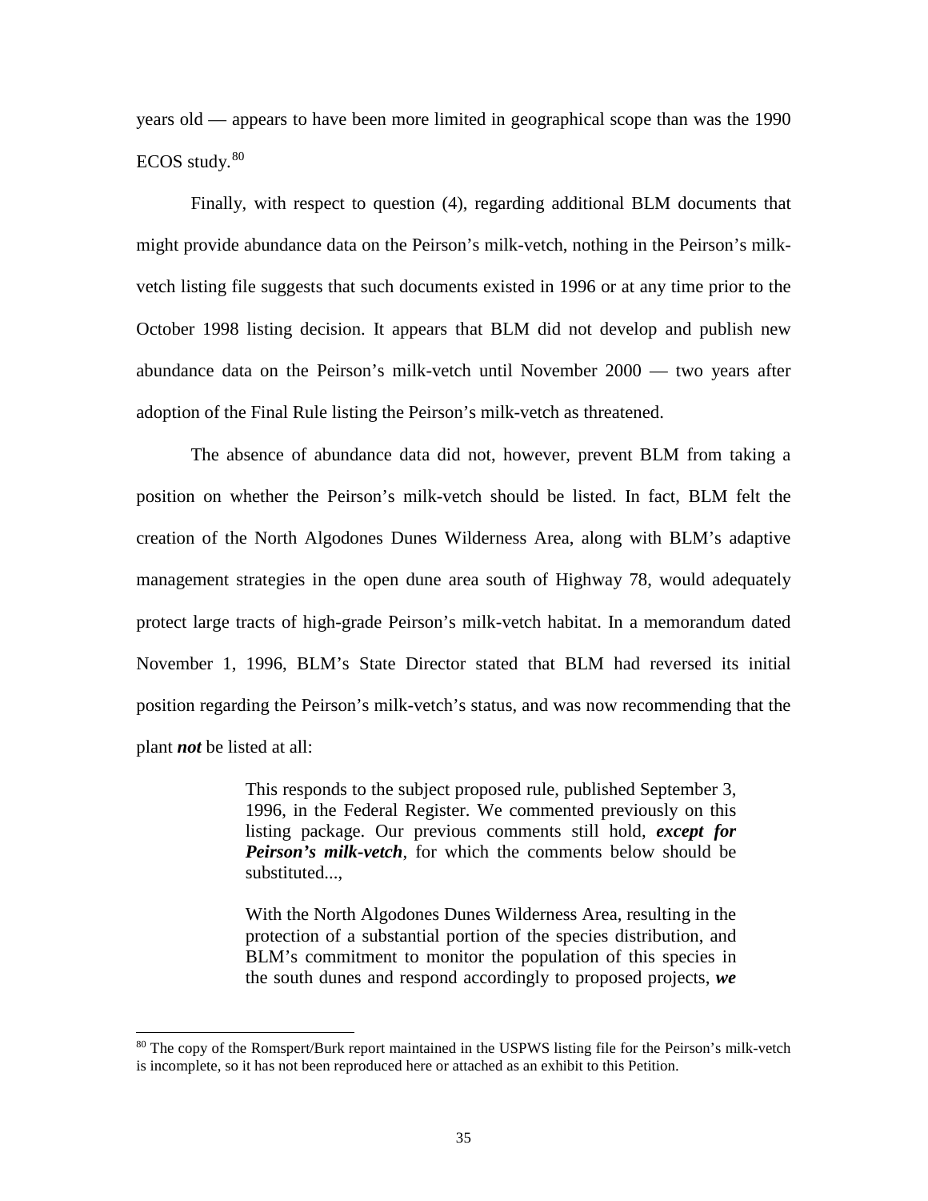years old — appears to have been more limited in geographical scope than was the 1990 ECOS study.[80]

Finally, with respect to question (4), regarding additional BLM documents that might provide abundance data on the Peirson's milk-vetch, nothing in the Peirson's milk-vetch listing file suggests that such documents existed in 1996 or at any time prior to the October 1998 listing decision. It appears that BLM did not develop and publish new abundance data on the Peirson's milk-vetch until November 2000 — two years after adoption of the Final Rule listing the Peirson's milk-vetch as threatened.

The absence of abundance data did not, however, prevent BLM from taking a position on whether the Peirson's milk-vetch should be listed. In fact, BLM felt the creation of the North Algodones Dunes Wilderness Area, along with BLM's adaptive management strategies in the open dune area south of Highway 78, would adequately protect large tracts of high-grade Peirson's milk-vetch habitat. In a memorandum dated November 1, 1996, BLM's State Director stated that BLM had reversed its initial position regarding the Peirson's milk-vetch's status, and was now recommending that the plant ***not*** be listed at all:

> This responds to the subject proposed rule, published September 3, 1996, in the Federal Register. We commented previously on this listing package. Our previous comments still hold, ***except for Peirson's milk-vetch***, for which the comments below should be substituted...,
>
> With the North Algodones Dunes Wilderness Area, resulting in the protection of a substantial portion of the species distribution, and BLM's commitment to monitor the population of this species in the south dunes and respond accordingly to proposed projects, ***we***

[80] The copy of the Romspert/Burk report maintained in the USPWS listing file for the Peirson's milk-vetch is incomplete, so it has not been reproduced here or attached as an exhibit to this Petition.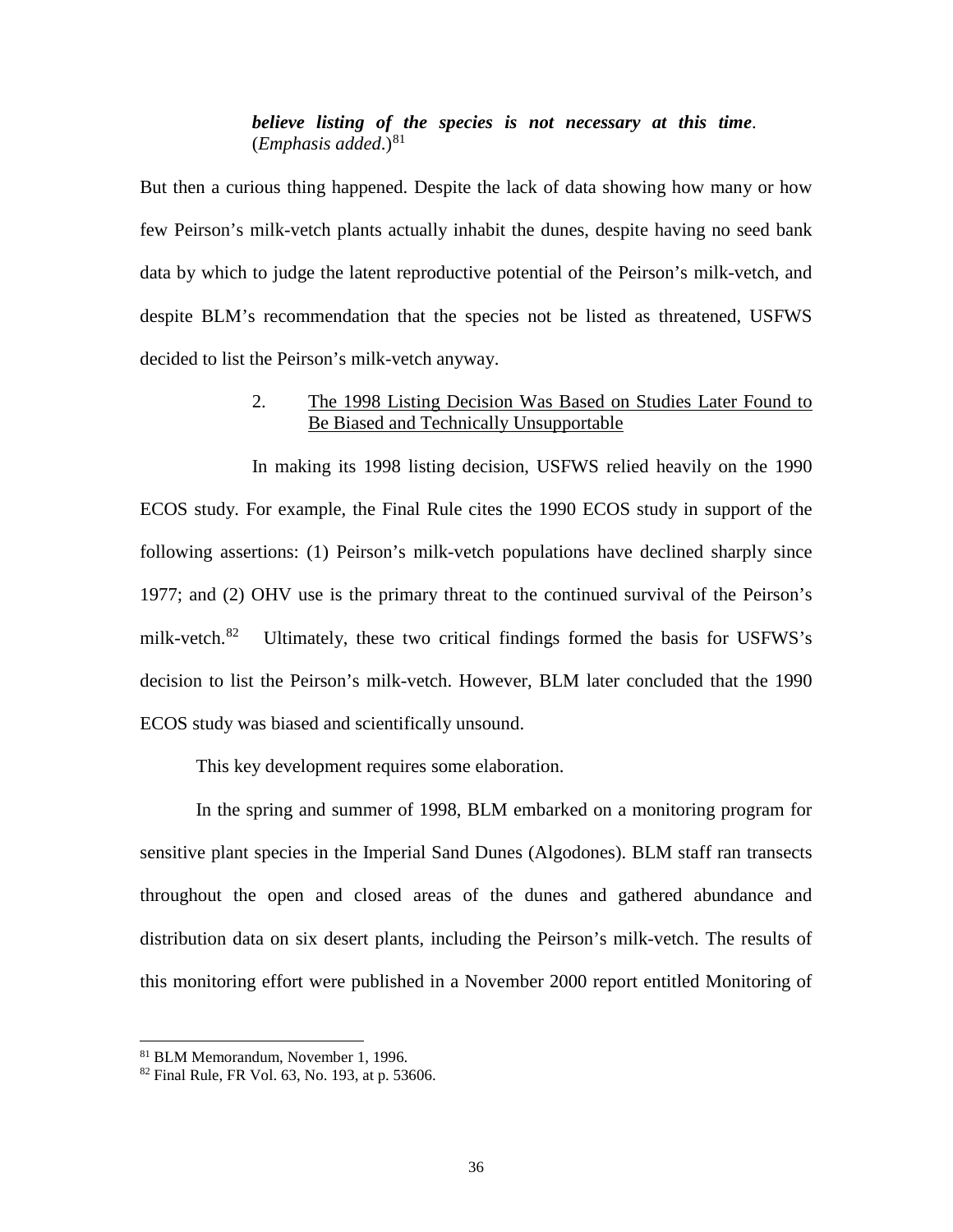> ***believe listing of the species is not necessary at this time***. (*Emphasis added*.)[81]

But then a curious thing happened. Despite the lack of data showing how many or how few Peirson's milk-vetch plants actually inhabit the dunes, despite having no seed bank data by which to judge the latent reproductive potential of the Peirson's milk-vetch, and despite BLM's recommendation that the species not be listed as threatened, USFWS decided to list the Peirson's milk-vetch anyway.

2. <u>The 1998 Listing Decision Was Based on Studies Later Found to Be Biased and Technically Unsupportable</u>

In making its 1998 listing decision, USFWS relied heavily on the 1990 ECOS study. For example, the Final Rule cites the 1990 ECOS study in support of the following assertions: (1) Peirson's milk-vetch populations have declined sharply since 1977; and (2) OHV use is the primary threat to the continued survival of the Peirson's milk-vetch.[82] Ultimately, these two critical findings formed the basis for USFWS's decision to list the Peirson's milk-vetch. However, BLM later concluded that the 1990 ECOS study was biased and scientifically unsound.

This key development requires some elaboration.

In the spring and summer of 1998, BLM embarked on a monitoring program for sensitive plant species in the Imperial Sand Dunes (Algodones). BLM staff ran transects throughout the open and closed areas of the dunes and gathered abundance and distribution data on six desert plants, including the Peirson's milk-vetch. The results of this monitoring effort were published in a November 2000 report entitled Monitoring of

---

[81] BLM Memorandum, November 1, 1996.

[82] Final Rule, FR Vol. 63, No. 193, at p. 53606.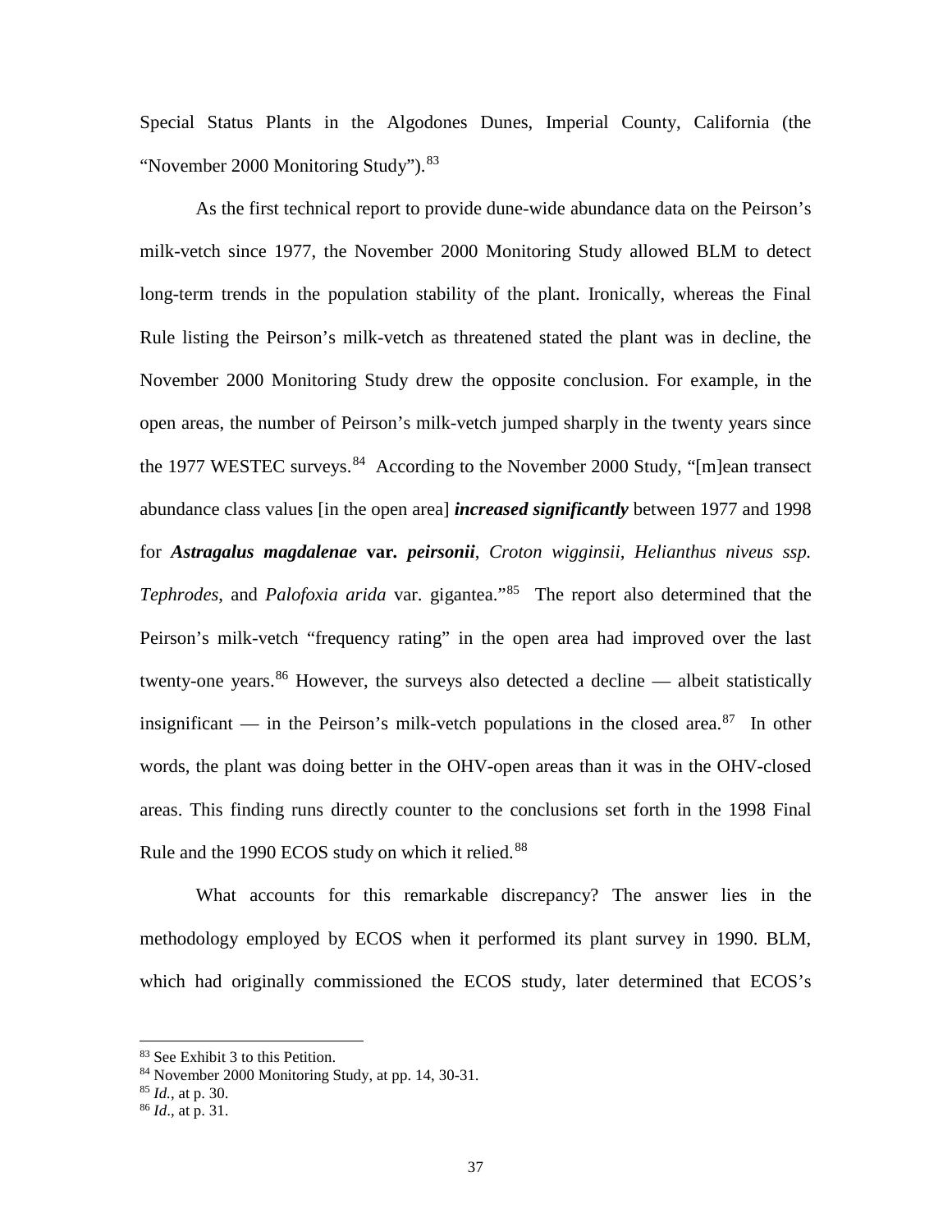Special Status Plants in the Algodones Dunes, Imperial County, California (the "November 2000 Monitoring Study").[83]

As the first technical report to provide dune-wide abundance data on the Peirson's milk-vetch since 1977, the November 2000 Monitoring Study allowed BLM to detect long-term trends in the population stability of the plant. Ironically, whereas the Final Rule listing the Peirson's milk-vetch as threatened stated the plant was in decline, the November 2000 Monitoring Study drew the opposite conclusion. For example, in the open areas, the number of Peirson's milk-vetch jumped sharply in the twenty years since the 1977 WESTEC surveys.[84] According to the November 2000 Study, "[m]ean transect abundance class values [in the open area] ***increased significantly*** between 1977 and 1998 for ***Astragalus magdalenae* var. *peirsonii***, *Croton wigginsii, Helianthus niveus ssp. Tephrodes*, and *Palofoxia arida* var. gigantea."[85] The report also determined that the Peirson's milk-vetch "frequency rating" in the open area had improved over the last twenty-one years.[86] However, the surveys also detected a decline — albeit statistically insignificant — in the Peirson's milk-vetch populations in the closed area.[87] In other words, the plant was doing better in the OHV-open areas than it was in the OHV-closed areas. This finding runs directly counter to the conclusions set forth in the 1998 Final Rule and the 1990 ECOS study on which it relied.[88]

What accounts for this remarkable discrepancy? The answer lies in the methodology employed by ECOS when it performed its plant survey in 1990. BLM, which had originally commissioned the ECOS study, later determined that ECOS's

---

[83] See Exhibit 3 to this Petition.

[84] November 2000 Monitoring Study, at pp. 14, 30-31.

[85] *Id.*, at p. 30.

[86] *Id*., at p. 31.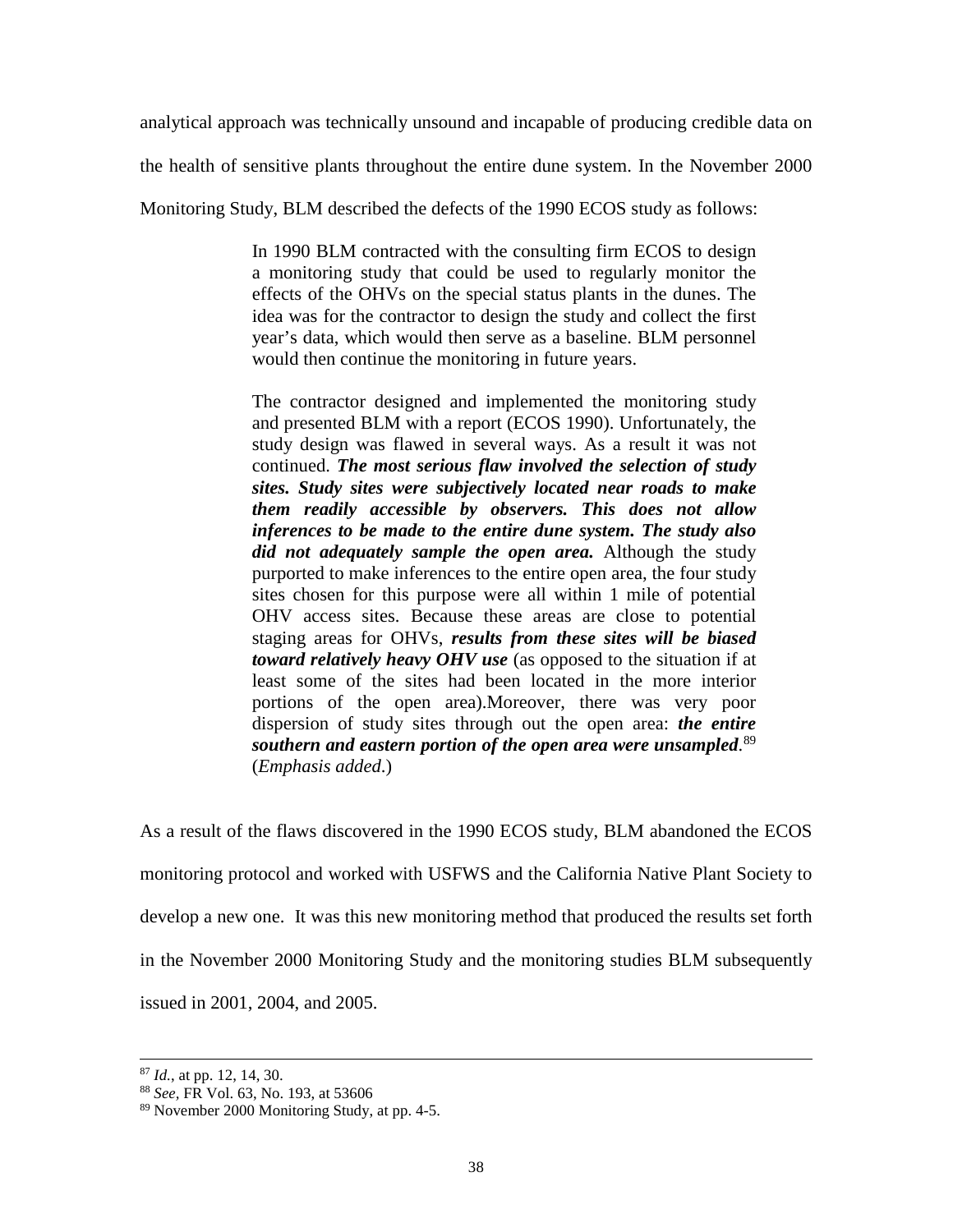analytical approach was technically unsound and incapable of producing credible data on the health of sensitive plants throughout the entire dune system. In the November 2000 Monitoring Study, BLM described the defects of the 1990 ECOS study as follows:

> In 1990 BLM contracted with the consulting firm ECOS to design a monitoring study that could be used to regularly monitor the effects of the OHVs on the special status plants in the dunes. The idea was for the contractor to design the study and collect the first year's data, which would then serve as a baseline. BLM personnel would then continue the monitoring in future years.
>
> The contractor designed and implemented the monitoring study and presented BLM with a report (ECOS 1990). Unfortunately, the study design was flawed in several ways. As a result it was not continued. ***The most serious flaw involved the selection of study sites. Study sites were subjectively located near roads to make them readily accessible by observers. This does not allow inferences to be made to the entire dune system. The study also did not adequately sample the open area.*** Although the study purported to make inferences to the entire open area, the four study sites chosen for this purpose were all within 1 mile of potential OHV access sites. Because these areas are close to potential staging areas for OHVs, ***results from these sites will be biased toward relatively heavy OHV use*** (as opposed to the situation if at least some of the sites had been located in the more interior portions of the open area).Moreover, there was very poor dispersion of study sites through out the open area: ***the entire southern and eastern portion of the open area were unsampled***.[89] (*Emphasis added*.)

As a result of the flaws discovered in the 1990 ECOS study, BLM abandoned the ECOS monitoring protocol and worked with USFWS and the California Native Plant Society to develop a new one. It was this new monitoring method that produced the results set forth in the November 2000 Monitoring Study and the monitoring studies BLM subsequently issued in 2001, 2004, and 2005.

---

[87] *Id.*, at pp. 12, 14, 30.

[88] *See*, FR Vol. 63, No. 193, at 53606

[89] November 2000 Monitoring Study, at pp. 4-5.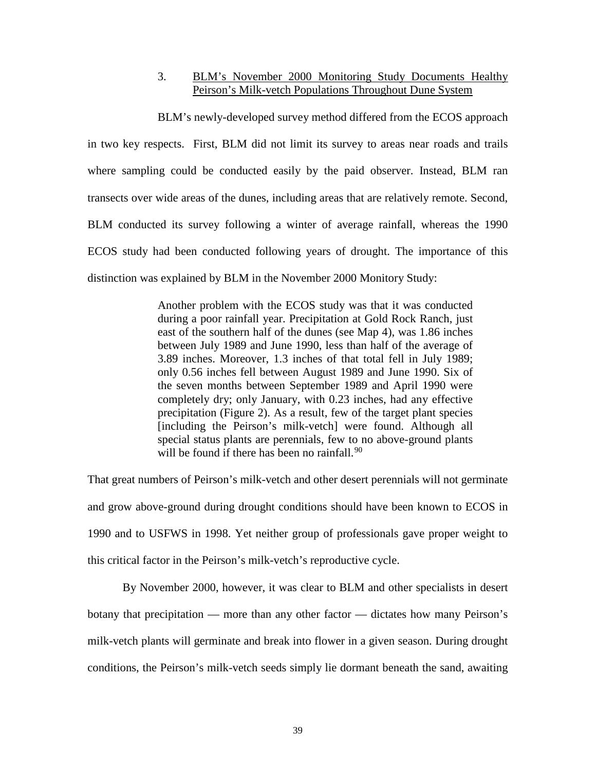### 3. BLM's November 2000 Monitoring Study Documents Healthy Peirson's Milk-vetch Populations Throughout Dune System

BLM's newly-developed survey method differed from the ECOS approach in two key respects. First, BLM did not limit its survey to areas near roads and trails where sampling could be conducted easily by the paid observer. Instead, BLM ran transects over wide areas of the dunes, including areas that are relatively remote. Second, BLM conducted its survey following a winter of average rainfall, whereas the 1990 ECOS study had been conducted following years of drought. The importance of this distinction was explained by BLM in the November 2000 Monitory Study:

> Another problem with the ECOS study was that it was conducted during a poor rainfall year. Precipitation at Gold Rock Ranch, just east of the southern half of the dunes (see Map 4), was 1.86 inches between July 1989 and June 1990, less than half of the average of 3.89 inches. Moreover, 1.3 inches of that total fell in July 1989; only 0.56 inches fell between August 1989 and June 1990. Six of the seven months between September 1989 and April 1990 were completely dry; only January, with 0.23 inches, had any effective precipitation (Figure 2). As a result, few of the target plant species [including the Peirson's milk-vetch] were found. Although all special status plants are perennials, few to no above-ground plants will be found if there has been no rainfall.[90]

That great numbers of Peirson's milk-vetch and other desert perennials will not germinate and grow above-ground during drought conditions should have been known to ECOS in 1990 and to USFWS in 1998. Yet neither group of professionals gave proper weight to this critical factor in the Peirson's milk-vetch's reproductive cycle.

By November 2000, however, it was clear to BLM and other specialists in desert botany that precipitation — more than any other factor — dictates how many Peirson's milk-vetch plants will germinate and break into flower in a given season. During drought conditions, the Peirson's milk-vetch seeds simply lie dormant beneath the sand, awaiting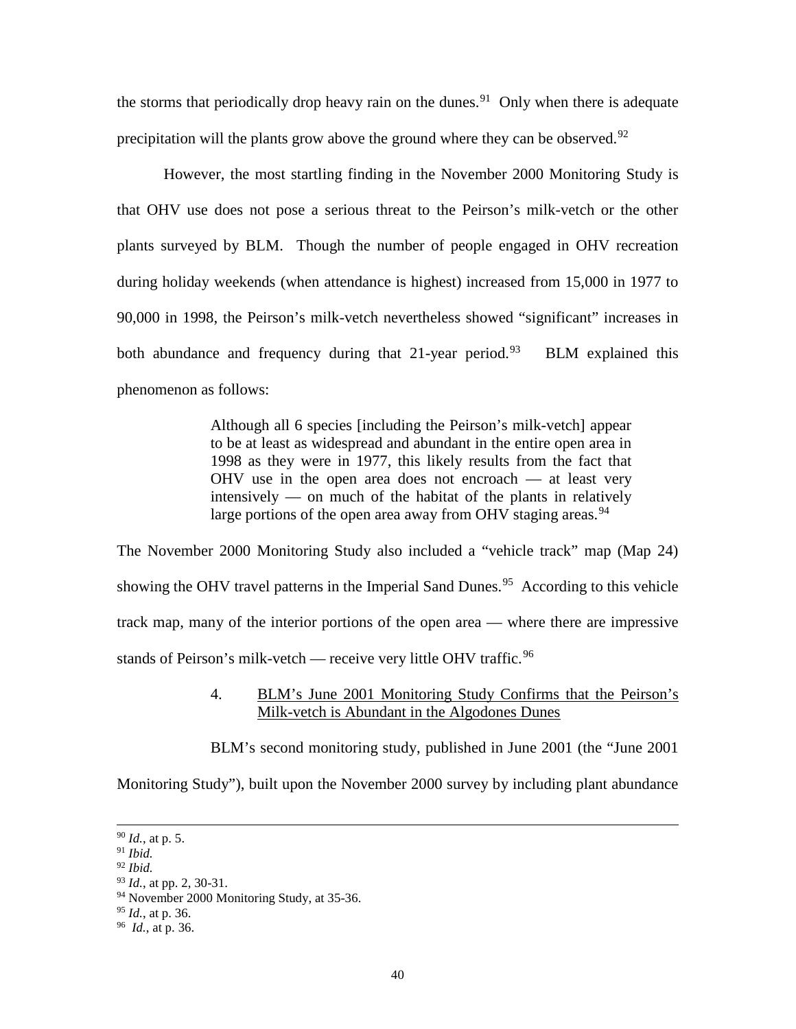the storms that periodically drop heavy rain on the dunes.[91] Only when there is adequate precipitation will the plants grow above the ground where they can be observed.[92]

However, the most startling finding in the November 2000 Monitoring Study is that OHV use does not pose a serious threat to the Peirson's milk-vetch or the other plants surveyed by BLM. Though the number of people engaged in OHV recreation during holiday weekends (when attendance is highest) increased from 15,000 in 1977 to 90,000 in 1998, the Peirson's milk-vetch nevertheless showed "significant" increases in both abundance and frequency during that 21-year period.[93] BLM explained this phenomenon as follows:

> Although all 6 species [including the Peirson's milk-vetch] appear to be at least as widespread and abundant in the entire open area in 1998 as they were in 1977, this likely results from the fact that OHV use in the open area does not encroach — at least very intensively — on much of the habitat of the plants in relatively large portions of the open area away from OHV staging areas.[94]

The November 2000 Monitoring Study also included a "vehicle track" map (Map 24) showing the OHV travel patterns in the Imperial Sand Dunes.[95] According to this vehicle track map, many of the interior portions of the open area — where there are impressive stands of Peirson's milk-vetch — receive very little OHV traffic.[96]

4. <u>BLM's June 2001 Monitoring Study Confirms that the Peirson's Milk-vetch is Abundant in the Algodones Dunes</u>

BLM's second monitoring study, published in June 2001 (the "June 2001 Monitoring Study"), built upon the November 2000 survey by including plant abundance

---

[90] *Id.*, at p. 5.
[91] *Ibid.*
[92] *Ibid.*
[93] *Id.*, at pp. 2, 30-31.
[94] November 2000 Monitoring Study, at 35-36.
[95] *Id.*, at p. 36.
[96] *Id.*, at p. 36.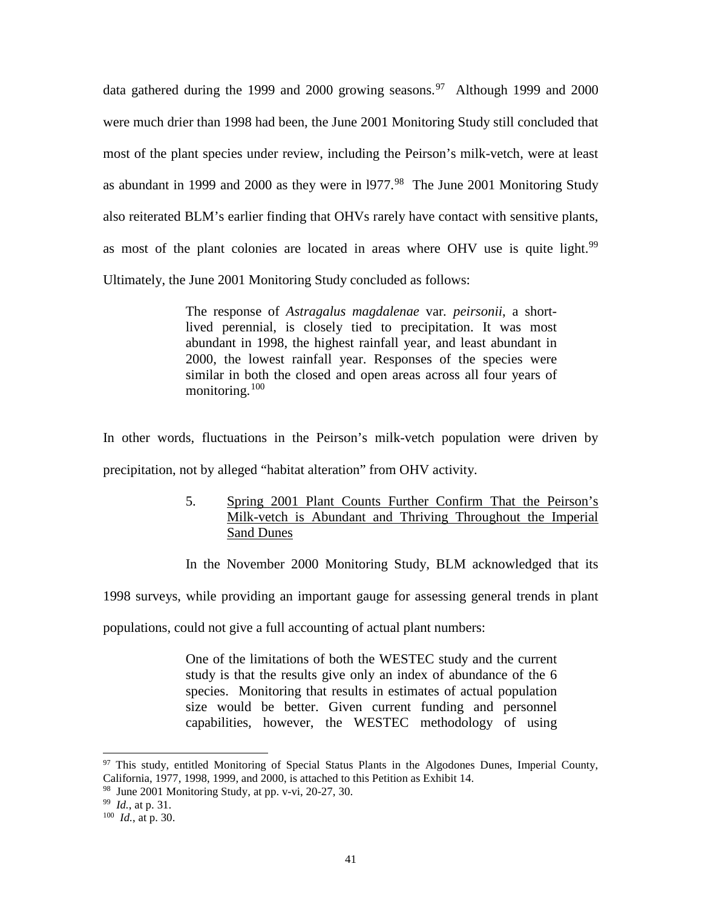data gathered during the 1999 and 2000 growing seasons.[97] Although 1999 and 2000 were much drier than 1998 had been, the June 2001 Monitoring Study still concluded that most of the plant species under review, including the Peirson's milk-vetch, were at least as abundant in 1999 and 2000 as they were in l977.[98] The June 2001 Monitoring Study also reiterated BLM's earlier finding that OHVs rarely have contact with sensitive plants, as most of the plant colonies are located in areas where OHV use is quite light.[99] Ultimately, the June 2001 Monitoring Study concluded as follows:

> The response of *Astragalus magdalenae* var. *peirsonii*, a short-lived perennial, is closely tied to precipitation. It was most abundant in 1998, the highest rainfall year, and least abundant in 2000, the lowest rainfall year. Responses of the species were similar in both the closed and open areas across all four years of monitoring.[100]

In other words, fluctuations in the Peirson's milk-vetch population were driven by precipitation, not by alleged "habitat alteration" from OHV activity.

5. <u>Spring 2001 Plant Counts Further Confirm That the Peirson's Milk-vetch is Abundant and Thriving Throughout the Imperial Sand Dunes</u>

In the November 2000 Monitoring Study, BLM acknowledged that its 1998 surveys, while providing an important gauge for assessing general trends in plant populations, could not give a full accounting of actual plant numbers:

> One of the limitations of both the WESTEC study and the current study is that the results give only an index of abundance of the 6 species. Monitoring that results in estimates of actual population size would be better. Given current funding and personnel capabilities, however, the WESTEC methodology of using

---

[97] This study, entitled Monitoring of Special Status Plants in the Algodones Dunes, Imperial County, California, 1977, 1998, 1999, and 2000, is attached to this Petition as Exhibit 14.

[98] June 2001 Monitoring Study, at pp. v-vi, 20-27, 30.

[99] *Id.*, at p. 31.

[100] *Id.*, at p. 30.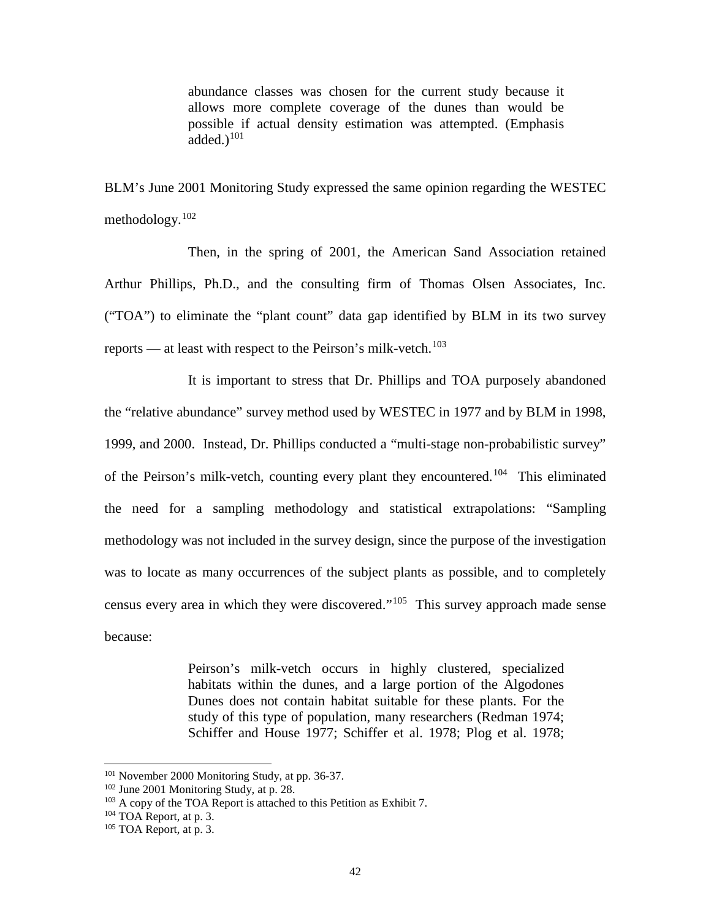> abundance classes was chosen for the current study because it allows more complete coverage of the dunes than would be possible if actual density estimation was attempted. (Emphasis added.)[101]

BLM's June 2001 Monitoring Study expressed the same opinion regarding the WESTEC methodology.[102]

Then, in the spring of 2001, the American Sand Association retained Arthur Phillips, Ph.D., and the consulting firm of Thomas Olsen Associates, Inc. ("TOA") to eliminate the "plant count" data gap identified by BLM in its two survey reports — at least with respect to the Peirson's milk-vetch.[103]

It is important to stress that Dr. Phillips and TOA purposely abandoned the "relative abundance" survey method used by WESTEC in 1977 and by BLM in 1998, 1999, and 2000. Instead, Dr. Phillips conducted a "multi-stage non-probabilistic survey" of the Peirson's milk-vetch, counting every plant they encountered.[104] This eliminated the need for a sampling methodology and statistical extrapolations: "Sampling methodology was not included in the survey design, since the purpose of the investigation was to locate as many occurrences of the subject plants as possible, and to completely census every area in which they were discovered."[105] This survey approach made sense because:

> Peirson's milk-vetch occurs in highly clustered, specialized habitats within the dunes, and a large portion of the Algodones Dunes does not contain habitat suitable for these plants. For the study of this type of population, many researchers (Redman 1974; Schiffer and House 1977; Schiffer et al. 1978; Plog et al. 1978;

---

[101] November 2000 Monitoring Study, at pp. 36-37.

[102] June 2001 Monitoring Study, at p. 28.

[103] A copy of the TOA Report is attached to this Petition as Exhibit 7.

[104] TOA Report, at p. 3.

[105] TOA Report, at p. 3.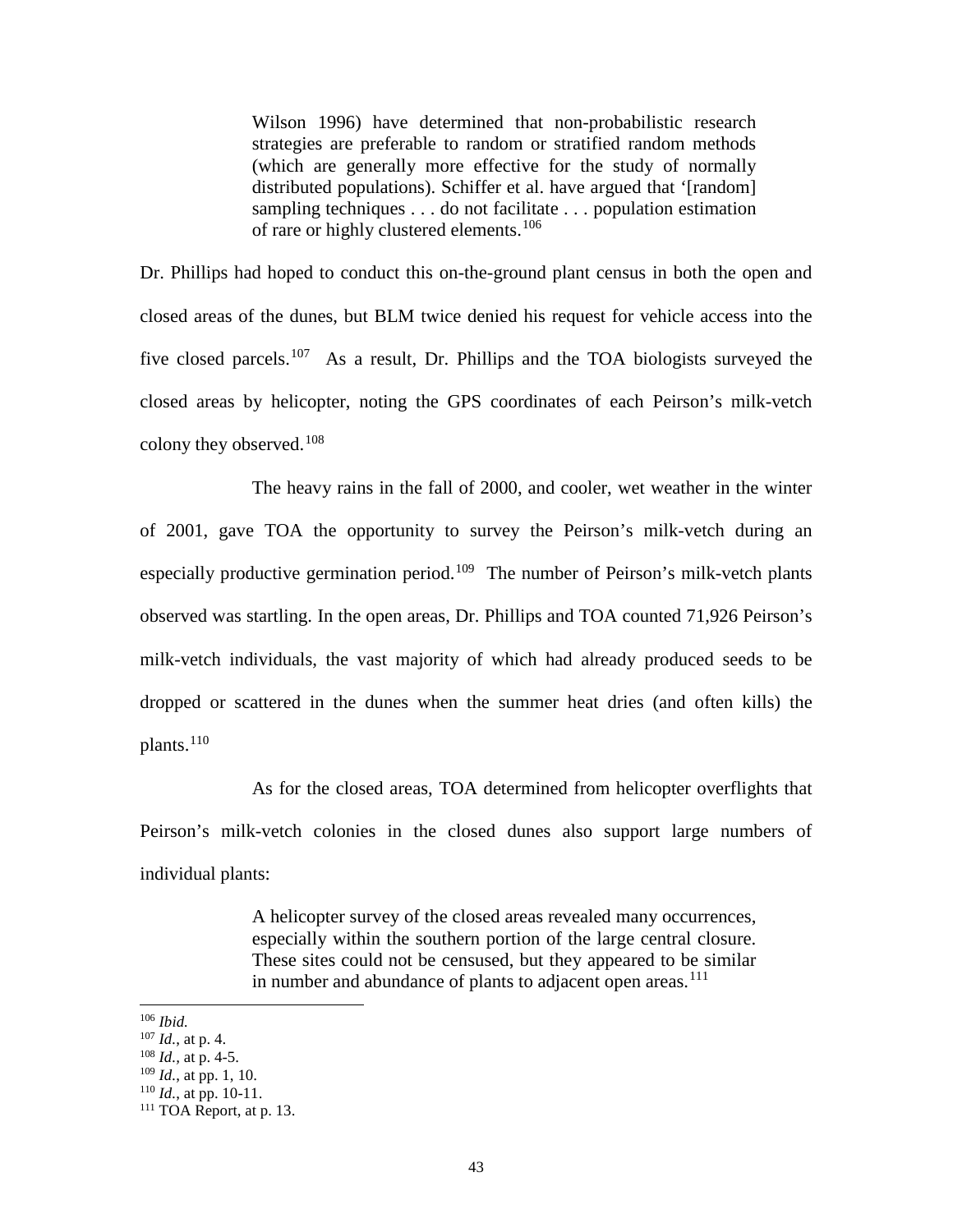> Wilson 1996) have determined that non-probabilistic research strategies are preferable to random or stratified random methods (which are generally more effective for the study of normally distributed populations). Schiffer et al. have argued that '[random] sampling techniques . . . do not facilitate . . . population estimation of rare or highly clustered elements.[106]

Dr. Phillips had hoped to conduct this on-the-ground plant census in both the open and closed areas of the dunes, but BLM twice denied his request for vehicle access into the five closed parcels.[107] As a result, Dr. Phillips and the TOA biologists surveyed the closed areas by helicopter, noting the GPS coordinates of each Peirson's milk-vetch colony they observed.[108]

The heavy rains in the fall of 2000, and cooler, wet weather in the winter of 2001, gave TOA the opportunity to survey the Peirson's milk-vetch during an especially productive germination period.[109] The number of Peirson's milk-vetch plants observed was startling. In the open areas, Dr. Phillips and TOA counted 71,926 Peirson's milk-vetch individuals, the vast majority of which had already produced seeds to be dropped or scattered in the dunes when the summer heat dries (and often kills) the plants.[110]

As for the closed areas, TOA determined from helicopter overflights that Peirson's milk-vetch colonies in the closed dunes also support large numbers of individual plants:

> A helicopter survey of the closed areas revealed many occurrences, especially within the southern portion of the large central closure. These sites could not be censused, but they appeared to be similar in number and abundance of plants to adjacent open areas.[111]

---

[106] *Ibid.*
[107] *Id.*, at p. 4.
[108] *Id.*, at p. 4-5.
[109] *Id.*, at pp. 1, 10.
[110] *Id.*, at pp. 10-11.
[111] TOA Report, at p. 13.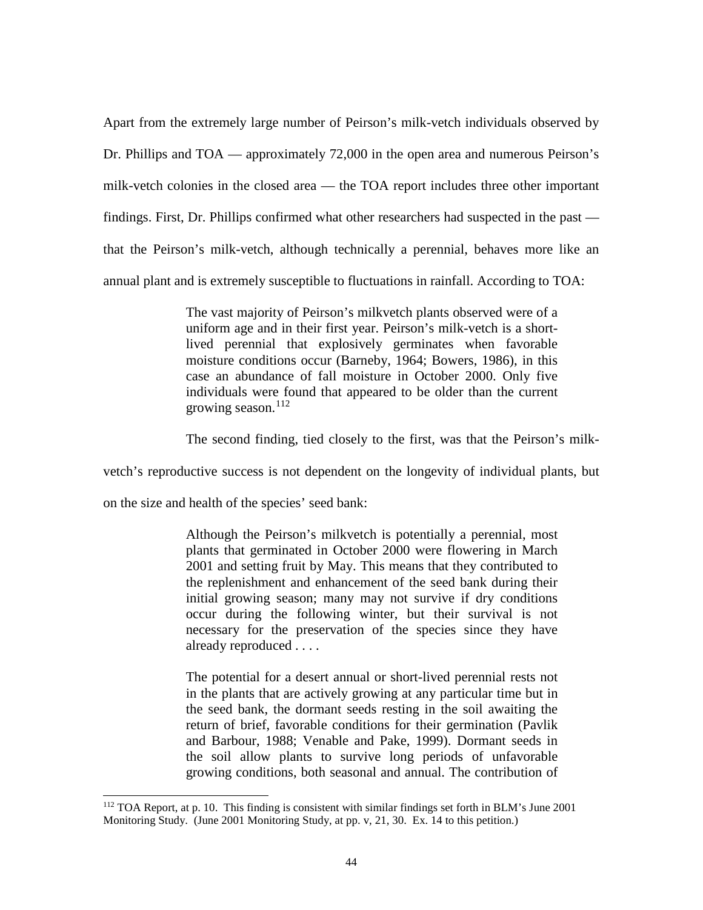Apart from the extremely large number of Peirson's milk-vetch individuals observed by Dr. Phillips and TOA — approximately 72,000 in the open area and numerous Peirson's milk-vetch colonies in the closed area — the TOA report includes three other important findings. First, Dr. Phillips confirmed what other researchers had suspected in the past — that the Peirson's milk-vetch, although technically a perennial, behaves more like an annual plant and is extremely susceptible to fluctuations in rainfall. According to TOA:

> The vast majority of Peirson's milkvetch plants observed were of a uniform age and in their first year. Peirson's milk-vetch is a short-lived perennial that explosively germinates when favorable moisture conditions occur (Barneby, 1964; Bowers, 1986), in this case an abundance of fall moisture in October 2000. Only five individuals were found that appeared to be older than the current growing season.[112]

The second finding, tied closely to the first, was that the Peirson's milk-vetch's reproductive success is not dependent on the longevity of individual plants, but on the size and health of the species' seed bank:

> Although the Peirson's milkvetch is potentially a perennial, most plants that germinated in October 2000 were flowering in March 2001 and setting fruit by May. This means that they contributed to the replenishment and enhancement of the seed bank during their initial growing season; many may not survive if dry conditions occur during the following winter, but their survival is not necessary for the preservation of the species since they have already reproduced . . . .
>
> The potential for a desert annual or short-lived perennial rests not in the plants that are actively growing at any particular time but in the seed bank, the dormant seeds resting in the soil awaiting the return of brief, favorable conditions for their germination (Pavlik and Barbour, 1988; Venable and Pake, 1999). Dormant seeds in the soil allow plants to survive long periods of unfavorable growing conditions, both seasonal and annual. The contribution of

---

[112] TOA Report, at p. 10. This finding is consistent with similar findings set forth in BLM's June 2001 Monitoring Study. (June 2001 Monitoring Study, at pp. v, 21, 30. Ex. 14 to this petition.)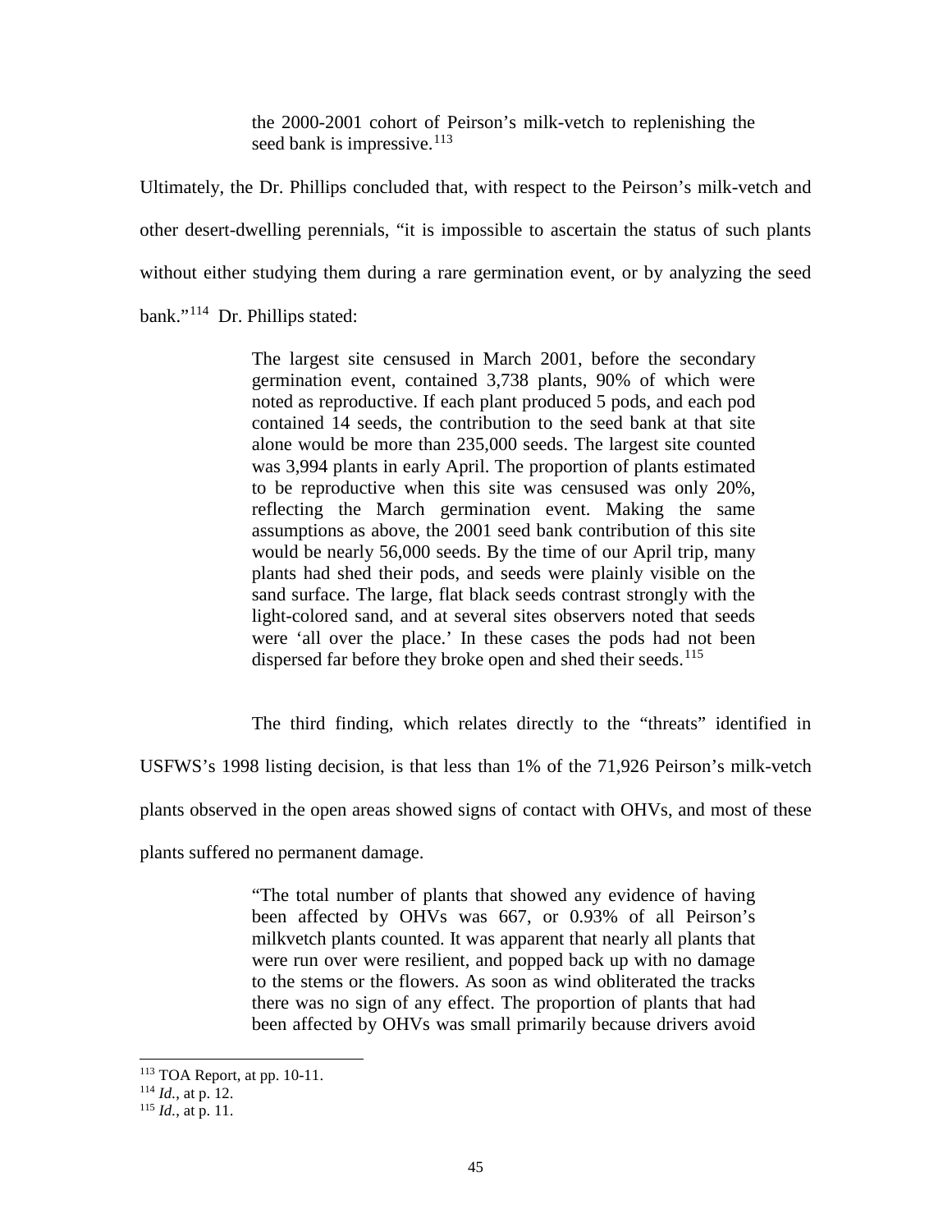> the 2000-2001 cohort of Peirson's milk-vetch to replenishing the seed bank is impressive.[113]

Ultimately, the Dr. Phillips concluded that, with respect to the Peirson's milk-vetch and other desert-dwelling perennials, "it is impossible to ascertain the status of such plants without either studying them during a rare germination event, or by analyzing the seed bank."[114] Dr. Phillips stated:

> The largest site censused in March 2001, before the secondary germination event, contained 3,738 plants, 90% of which were noted as reproductive. If each plant produced 5 pods, and each pod contained 14 seeds, the contribution to the seed bank at that site alone would be more than 235,000 seeds. The largest site counted was 3,994 plants in early April. The proportion of plants estimated to be reproductive when this site was censused was only 20%, reflecting the March germination event. Making the same assumptions as above, the 2001 seed bank contribution of this site would be nearly 56,000 seeds. By the time of our April trip, many plants had shed their pods, and seeds were plainly visible on the sand surface. The large, flat black seeds contrast strongly with the light-colored sand, and at several sites observers noted that seeds were 'all over the place.' In these cases the pods had not been dispersed far before they broke open and shed their seeds.[115]

The third finding, which relates directly to the "threats" identified in USFWS's 1998 listing decision, is that less than 1% of the 71,926 Peirson's milk-vetch plants observed in the open areas showed signs of contact with OHVs, and most of these plants suffered no permanent damage.

> "The total number of plants that showed any evidence of having been affected by OHVs was 667, or 0.93% of all Peirson's milkvetch plants counted. It was apparent that nearly all plants that were run over were resilient, and popped back up with no damage to the stems or the flowers. As soon as wind obliterated the tracks there was no sign of any effect. The proportion of plants that had been affected by OHVs was small primarily because drivers avoid

---

[113] TOA Report, at pp. 10-11.

[114] *Id.*, at p. 12.

[115] *Id.*, at p. 11.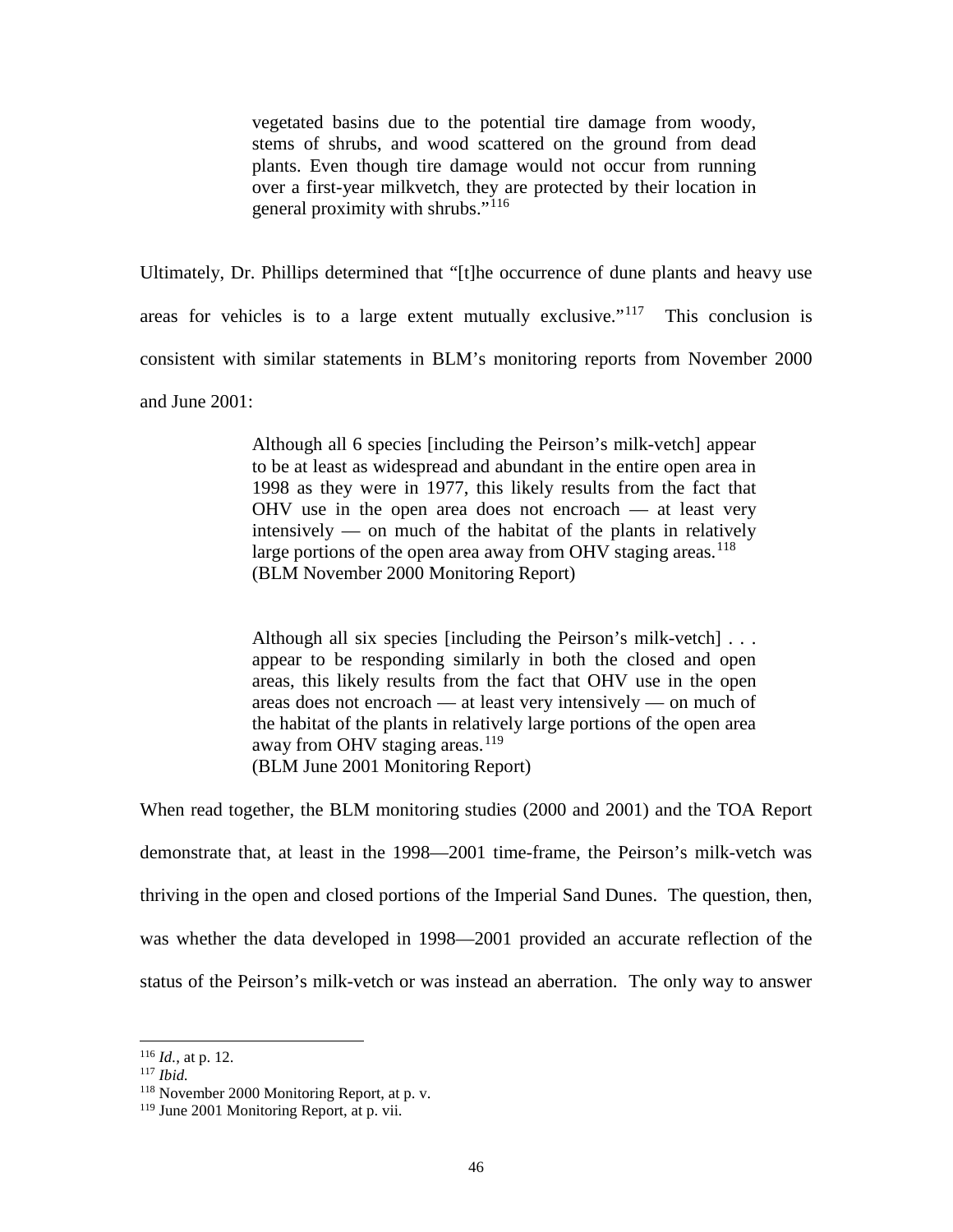> vegetated basins due to the potential tire damage from woody, stems of shrubs, and wood scattered on the ground from dead plants. Even though tire damage would not occur from running over a first-year milkvetch, they are protected by their location in general proximity with shrubs."[116]

Ultimately, Dr. Phillips determined that "[t]he occurrence of dune plants and heavy use areas for vehicles is to a large extent mutually exclusive."[117] This conclusion is consistent with similar statements in BLM's monitoring reports from November 2000 and June 2001:

> Although all 6 species [including the Peirson's milk-vetch] appear to be at least as widespread and abundant in the entire open area in 1998 as they were in 1977, this likely results from the fact that OHV use in the open area does not encroach — at least very intensively — on much of the habitat of the plants in relatively large portions of the open area away from OHV staging areas.[118]
> (BLM November 2000 Monitoring Report)

> Although all six species [including the Peirson's milk-vetch] . . . appear to be responding similarly in both the closed and open areas, this likely results from the fact that OHV use in the open areas does not encroach — at least very intensively — on much of the habitat of the plants in relatively large portions of the open area away from OHV staging areas.[119]
> (BLM June 2001 Monitoring Report)

When read together, the BLM monitoring studies (2000 and 2001) and the TOA Report demonstrate that, at least in the 1998—2001 time-frame, the Peirson's milk-vetch was thriving in the open and closed portions of the Imperial Sand Dunes. The question, then, was whether the data developed in 1998—2001 provided an accurate reflection of the status of the Peirson's milk-vetch or was instead an aberration. The only way to answer

---

[116] *Id.*, at p. 12.
[117] *Ibid.*
[118] November 2000 Monitoring Report, at p. v.
[119] June 2001 Monitoring Report, at p. vii.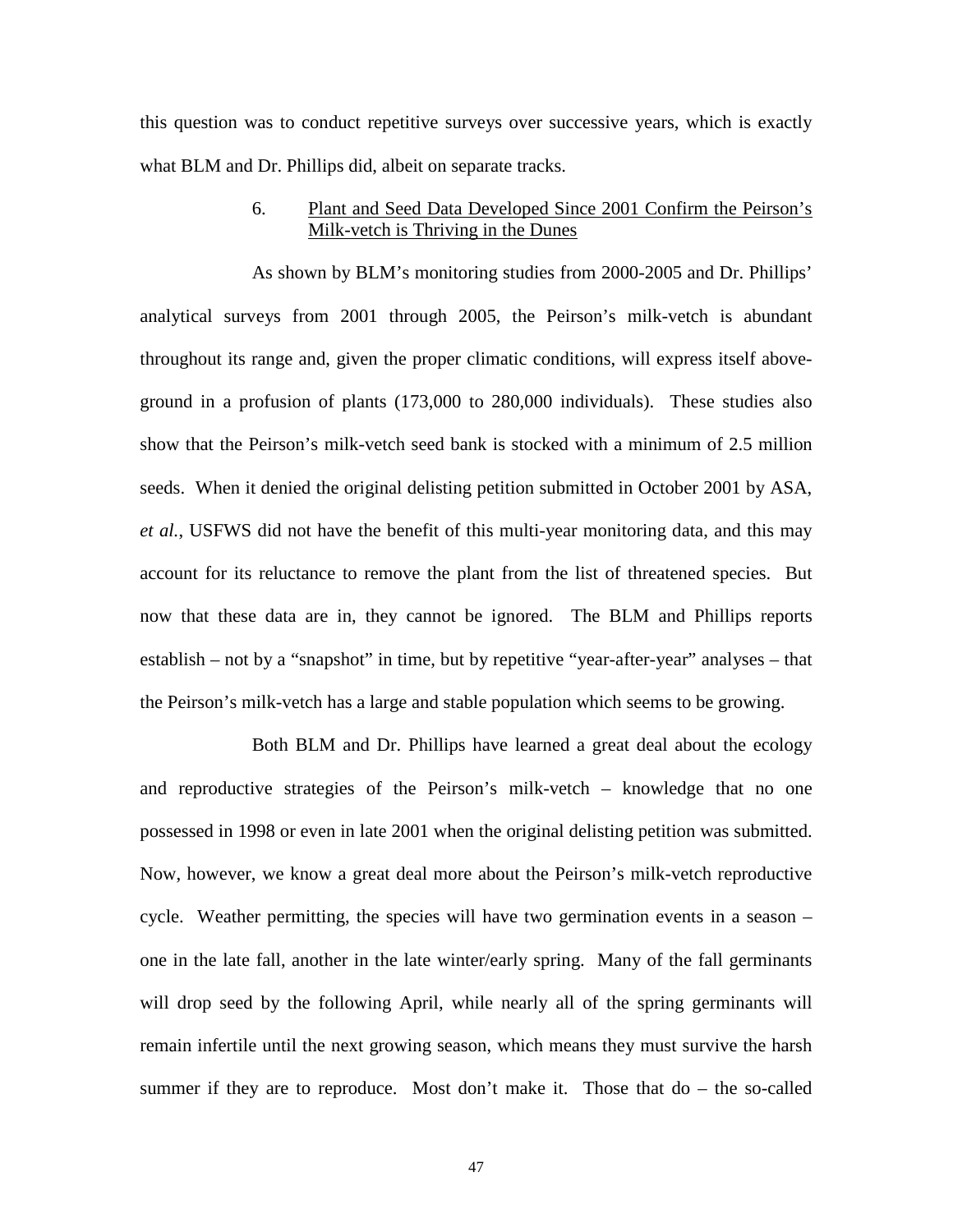this question was to conduct repetitive surveys over successive years, which is exactly what BLM and Dr. Phillips did, albeit on separate tracks.

6. Plant and Seed Data Developed Since 2001 Confirm the Peirson's Milk-vetch is Thriving in the Dunes

As shown by BLM's monitoring studies from 2000-2005 and Dr. Phillips' analytical surveys from 2001 through 2005, the Peirson's milk-vetch is abundant throughout its range and, given the proper climatic conditions, will express itself above-ground in a profusion of plants (173,000 to 280,000 individuals). These studies also show that the Peirson's milk-vetch seed bank is stocked with a minimum of 2.5 million seeds. When it denied the original delisting petition submitted in October 2001 by ASA, *et al.*, USFWS did not have the benefit of this multi-year monitoring data, and this may account for its reluctance to remove the plant from the list of threatened species. But now that these data are in, they cannot be ignored. The BLM and Phillips reports establish – not by a "snapshot" in time, but by repetitive "year-after-year" analyses – that the Peirson's milk-vetch has a large and stable population which seems to be growing.

Both BLM and Dr. Phillips have learned a great deal about the ecology and reproductive strategies of the Peirson's milk-vetch – knowledge that no one possessed in 1998 or even in late 2001 when the original delisting petition was submitted. Now, however, we know a great deal more about the Peirson's milk-vetch reproductive cycle. Weather permitting, the species will have two germination events in a season – one in the late fall, another in the late winter/early spring. Many of the fall germinants will drop seed by the following April, while nearly all of the spring germinants will remain infertile until the next growing season, which means they must survive the harsh summer if they are to reproduce. Most don't make it. Those that do – the so-called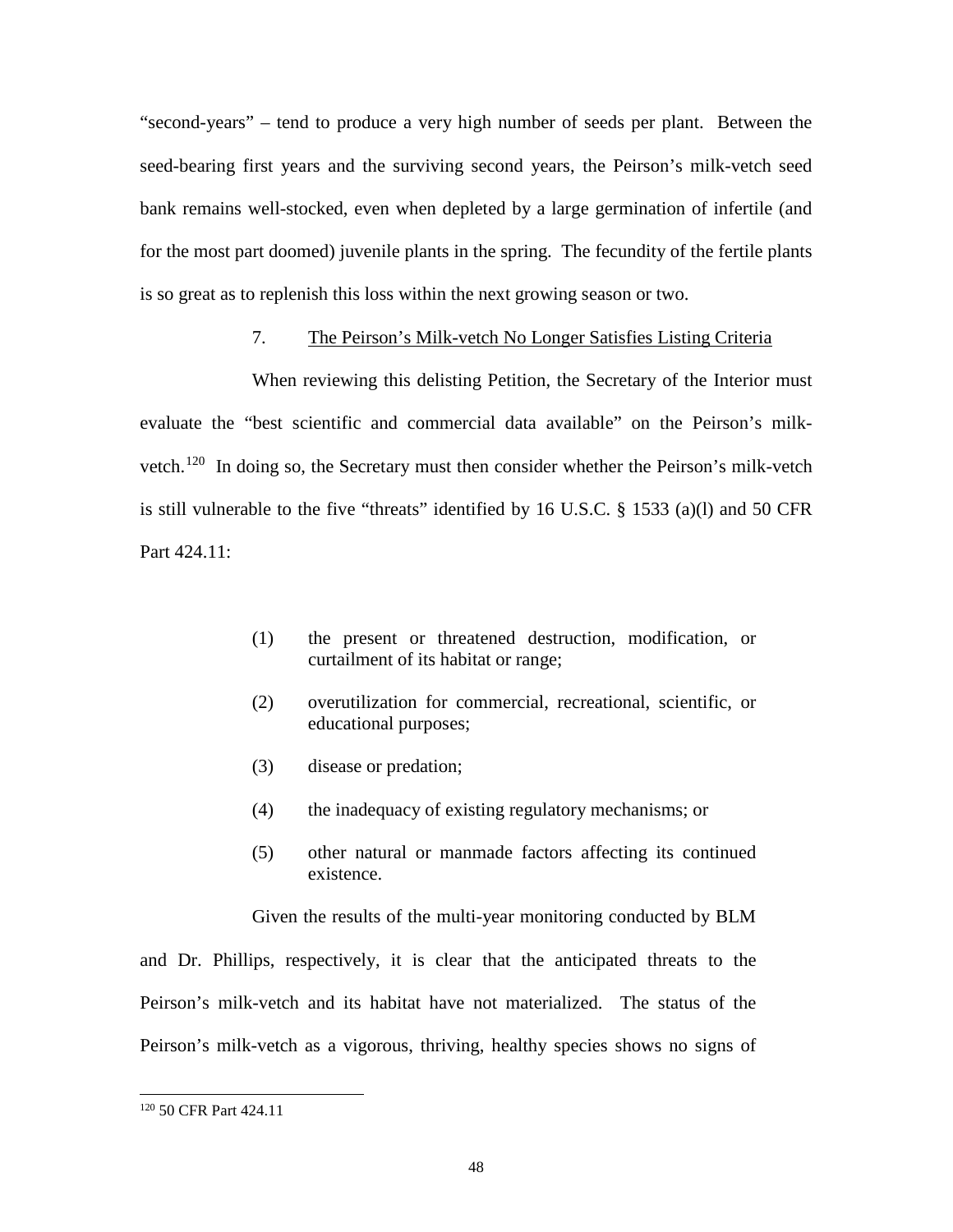"second-years" – tend to produce a very high number of seeds per plant. Between the seed-bearing first years and the surviving second years, the Peirson's milk-vetch seed bank remains well-stocked, even when depleted by a large germination of infertile (and for the most part doomed) juvenile plants in the spring. The fecundity of the fertile plants is so great as to replenish this loss within the next growing season or two.

### 7. The Peirson's Milk-vetch No Longer Satisfies Listing Criteria

When reviewing this delisting Petition, the Secretary of the Interior must evaluate the "best scientific and commercial data available" on the Peirson's milk-vetch.[120] In doing so, the Secretary must then consider whether the Peirson's milk-vetch is still vulnerable to the five "threats" identified by 16 U.S.C. § 1533 (a)(l) and 50 CFR Part 424.11:

(1) the present or threatened destruction, modification, or curtailment of its habitat or range;

(2) overutilization for commercial, recreational, scientific, or educational purposes;

(3) disease or predation;

(4) the inadequacy of existing regulatory mechanisms; or

(5) other natural or manmade factors affecting its continued existence.

Given the results of the multi-year monitoring conducted by BLM and Dr. Phillips, respectively, it is clear that the anticipated threats to the Peirson's milk-vetch and its habitat have not materialized. The status of the Peirson's milk-vetch as a vigorous, thriving, healthy species shows no signs of

---

[120] 50 CFR Part 424.11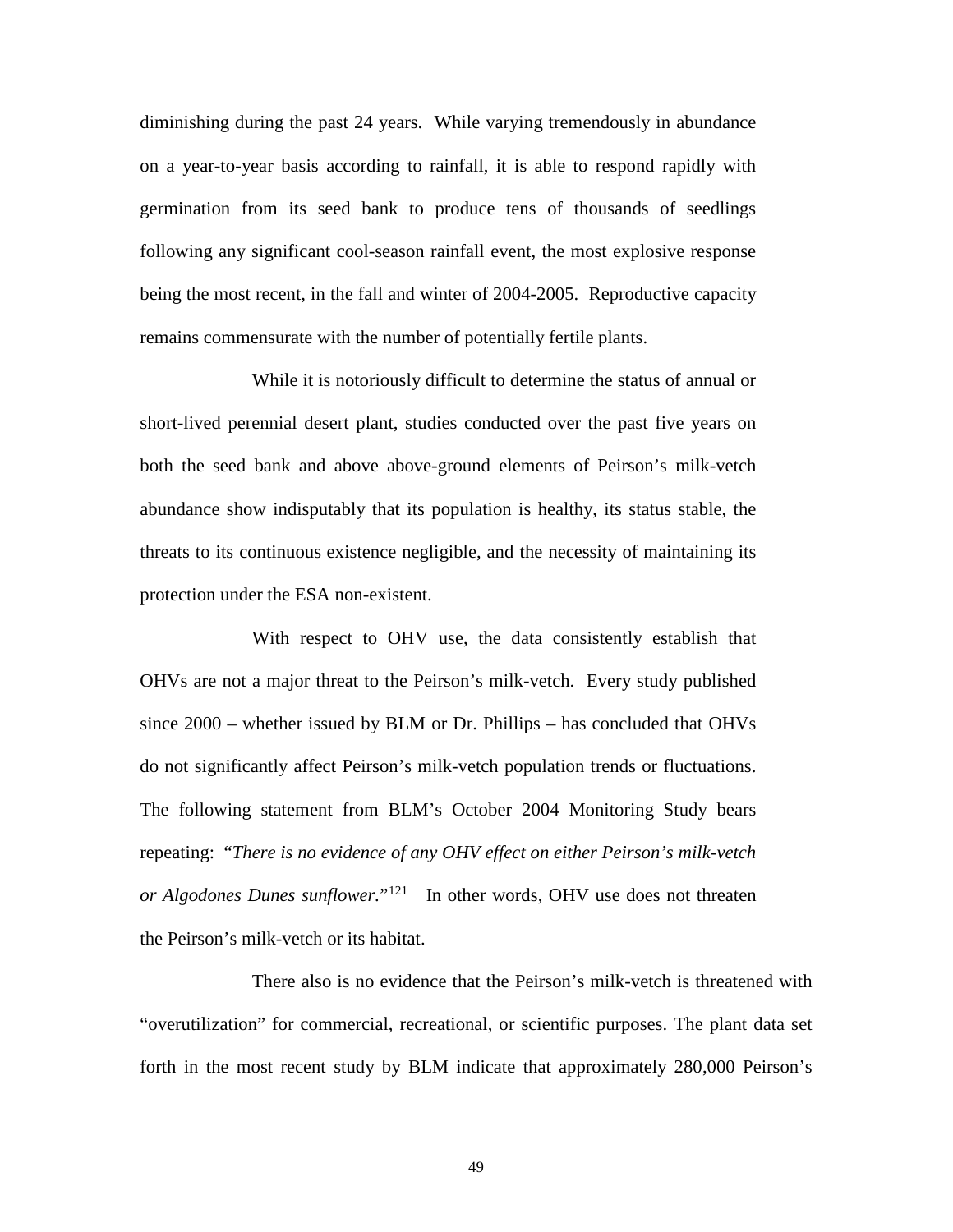diminishing during the past 24 years. While varying tremendously in abundance on a year-to-year basis according to rainfall, it is able to respond rapidly with germination from its seed bank to produce tens of thousands of seedlings following any significant cool-season rainfall event, the most explosive response being the most recent, in the fall and winter of 2004-2005. Reproductive capacity remains commensurate with the number of potentially fertile plants.

While it is notoriously difficult to determine the status of annual or short-lived perennial desert plant, studies conducted over the past five years on both the seed bank and above above-ground elements of Peirson's milk-vetch abundance show indisputably that its population is healthy, its status stable, the threats to its continuous existence negligible, and the necessity of maintaining its protection under the ESA non-existent.

With respect to OHV use, the data consistently establish that OHVs are not a major threat to the Peirson's milk-vetch. Every study published since 2000 – whether issued by BLM or Dr. Phillips – has concluded that OHVs do not significantly affect Peirson's milk-vetch population trends or fluctuations. The following statement from BLM's October 2004 Monitoring Study bears repeating: "*There is no evidence of any OHV effect on either Peirson's milk-vetch or Algodones Dunes sunflower.*"[121] In other words, OHV use does not threaten the Peirson's milk-vetch or its habitat.

There also is no evidence that the Peirson's milk-vetch is threatened with "overutilization" for commercial, recreational, or scientific purposes. The plant data set forth in the most recent study by BLM indicate that approximately 280,000 Peirson's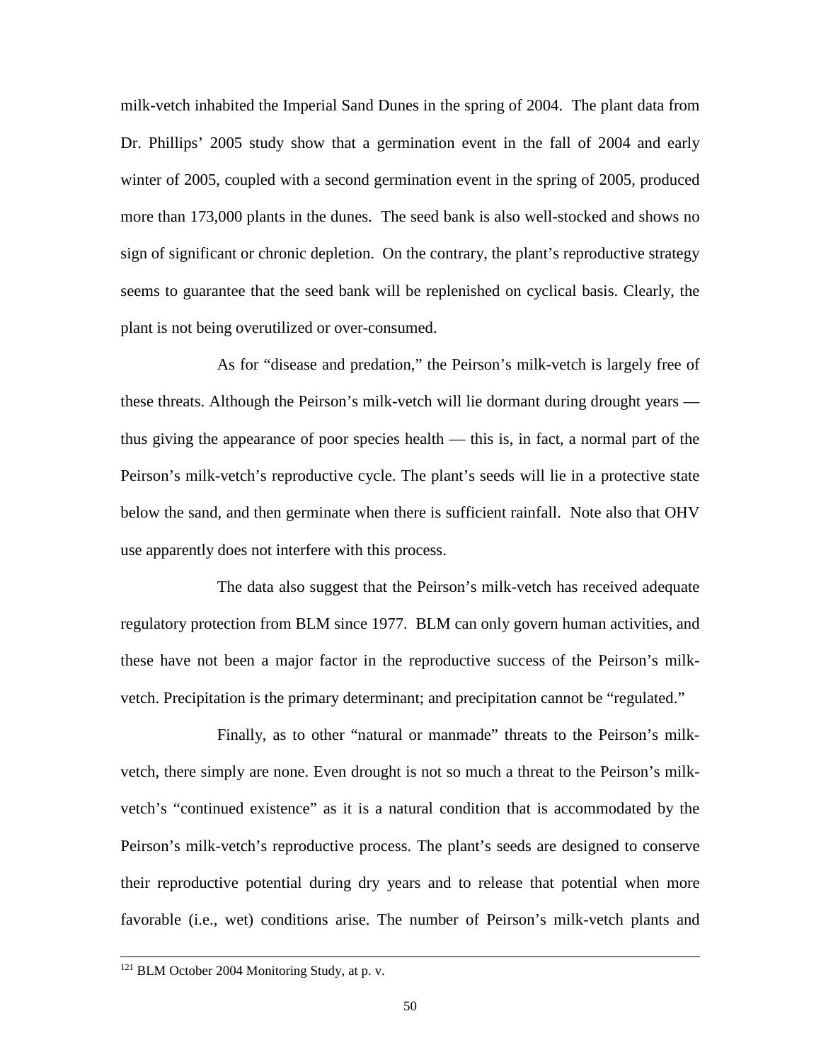milk-vetch inhabited the Imperial Sand Dunes in the spring of 2004. The plant data from Dr. Phillips' 2005 study show that a germination event in the fall of 2004 and early winter of 2005, coupled with a second germination event in the spring of 2005, produced more than 173,000 plants in the dunes. The seed bank is also well-stocked and shows no sign of significant or chronic depletion. On the contrary, the plant's reproductive strategy seems to guarantee that the seed bank will be replenished on cyclical basis. Clearly, the plant is not being overutilized or over-consumed.

As for "disease and predation," the Peirson's milk-vetch is largely free of these threats. Although the Peirson's milk-vetch will lie dormant during drought years — thus giving the appearance of poor species health — this is, in fact, a normal part of the Peirson's milk-vetch's reproductive cycle. The plant's seeds will lie in a protective state below the sand, and then germinate when there is sufficient rainfall. Note also that OHV use apparently does not interfere with this process.

The data also suggest that the Peirson's milk-vetch has received adequate regulatory protection from BLM since 1977. BLM can only govern human activities, and these have not been a major factor in the reproductive success of the Peirson's milk-vetch. Precipitation is the primary determinant; and precipitation cannot be "regulated."

Finally, as to other "natural or manmade" threats to the Peirson's milk-vetch, there simply are none. Even drought is not so much a threat to the Peirson's milk-vetch's "continued existence" as it is a natural condition that is accommodated by the Peirson's milk-vetch's reproductive process. The plant's seeds are designed to conserve their reproductive potential during dry years and to release that potential when more favorable (i.e., wet) conditions arise. The number of Peirson's milk-vetch plants and

---

[121] BLM October 2004 Monitoring Study, at p. v.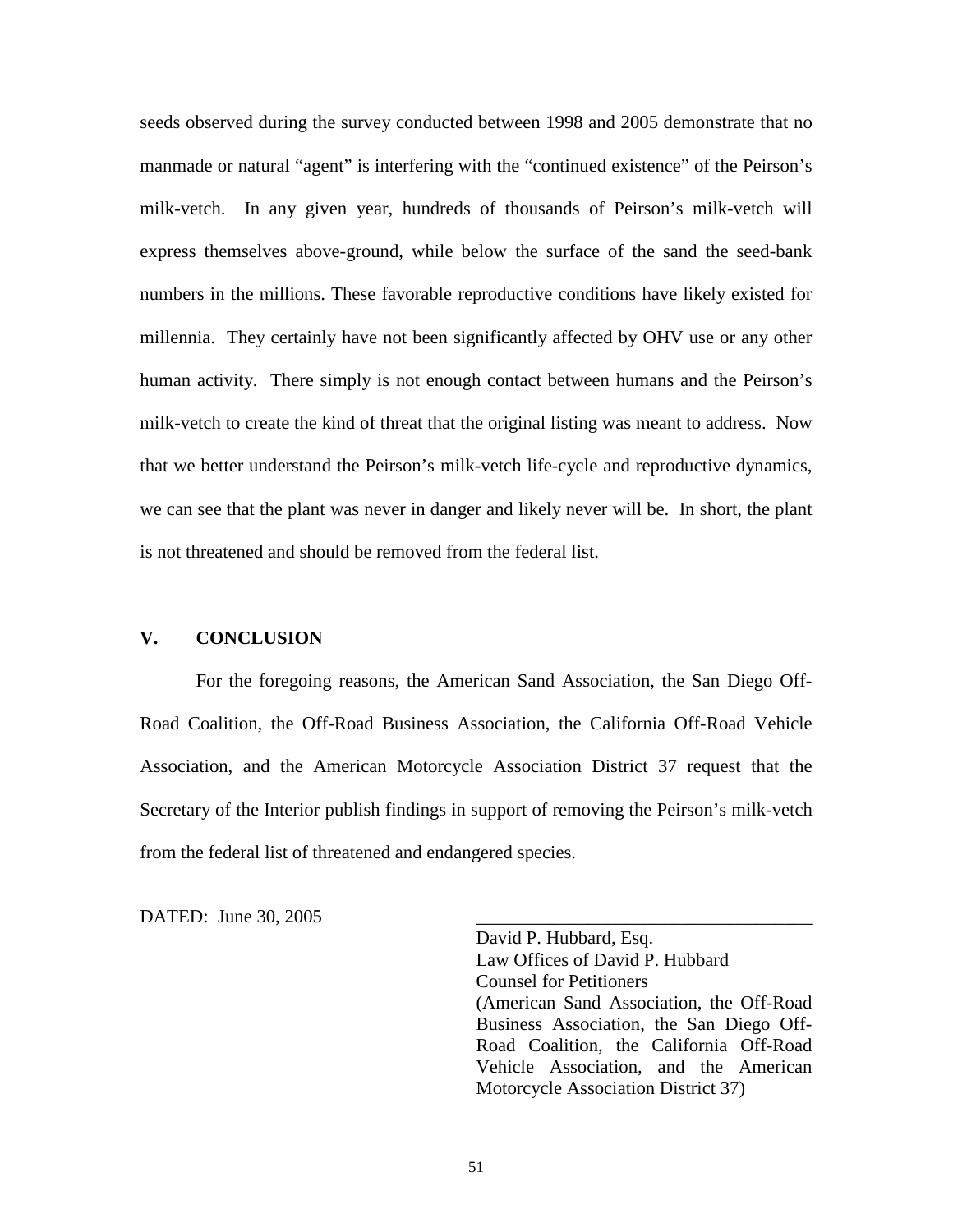seeds observed during the survey conducted between 1998 and 2005 demonstrate that no manmade or natural "agent" is interfering with the "continued existence" of the Peirson's milk-vetch. In any given year, hundreds of thousands of Peirson's milk-vetch will express themselves above-ground, while below the surface of the sand the seed-bank numbers in the millions. These favorable reproductive conditions have likely existed for millennia. They certainly have not been significantly affected by OHV use or any other human activity. There simply is not enough contact between humans and the Peirson's milk-vetch to create the kind of threat that the original listing was meant to address. Now that we better understand the Peirson's milk-vetch life-cycle and reproductive dynamics, we can see that the plant was never in danger and likely never will be. In short, the plant is not threatened and should be removed from the federal list.

## V. CONCLUSION

For the foregoing reasons, the American Sand Association, the San Diego Off-Road Coalition, the Off-Road Business Association, the California Off-Road Vehicle Association, and the American Motorcycle Association District 37 request that the Secretary of the Interior publish findings in support of removing the Peirson's milk-vetch from the federal list of threatened and endangered species.

DATED: June 30, 2005

\_\_\_\_\_\_\_\_\_\_\_\_\_\_\_\_\_\_\_\_\_\_\_\_\_\_\_\_\_\_\_\_\_\_\_\_

David P. Hubbard, Esq.
Law Offices of David P. Hubbard
Counsel for Petitioners
(American Sand Association, the Off-Road Business Association, the San Diego Off-Road Coalition, the California Off-Road Vehicle Association, and the American Motorcycle Association District 37)